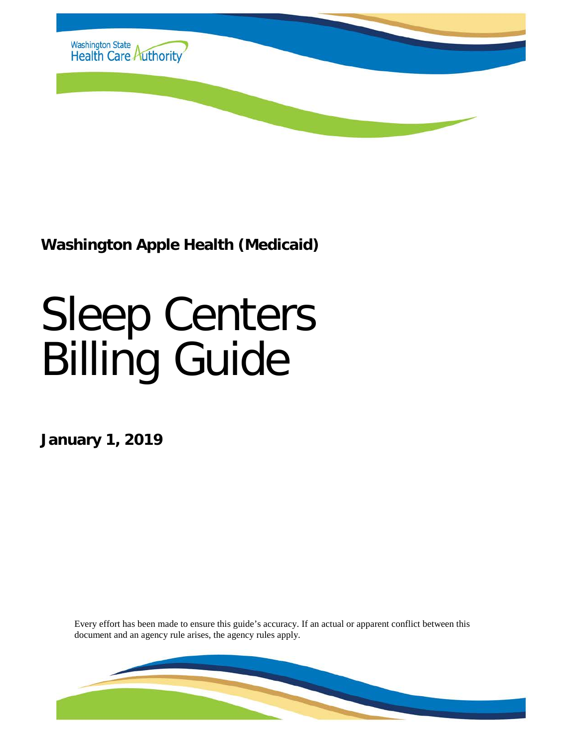Washington State Health Care Authority

**Washington Apple Health (Medicaid)**

# Sleep Centers Billing Guide

**January 1, 2019**

Every effort has been made to ensure this guide's accuracy. If an actual or apparent conflict between this document and an agency rule arises, the agency rules apply.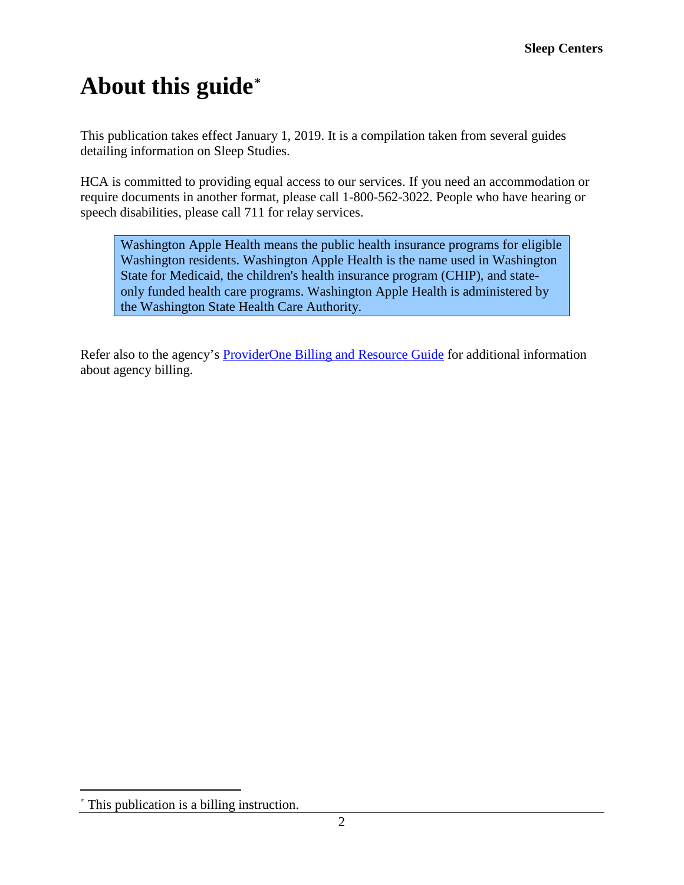# About this guide[*]

This publication takes effect January 1, 2019. It is a compilation taken from several guides detailing information on Sleep Studies.

HCA is committed to providing equal access to our services. If you need an accommodation or require documents in another format, please call 1-800-562-3022. People who have hearing or speech disabilities, please call 711 for relay services.

> Washington Apple Health means the public health insurance programs for eligible Washington residents. Washington Apple Health is the name used in Washington State for Medicaid, the children's health insurance program (CHIP), and state-only funded health care programs. Washington Apple Health is administered by the Washington State Health Care Authority.

Refer also to the agency's ProviderOne Billing and Resource Guide for additional information about agency billing.

---

[*] This publication is a billing instruction.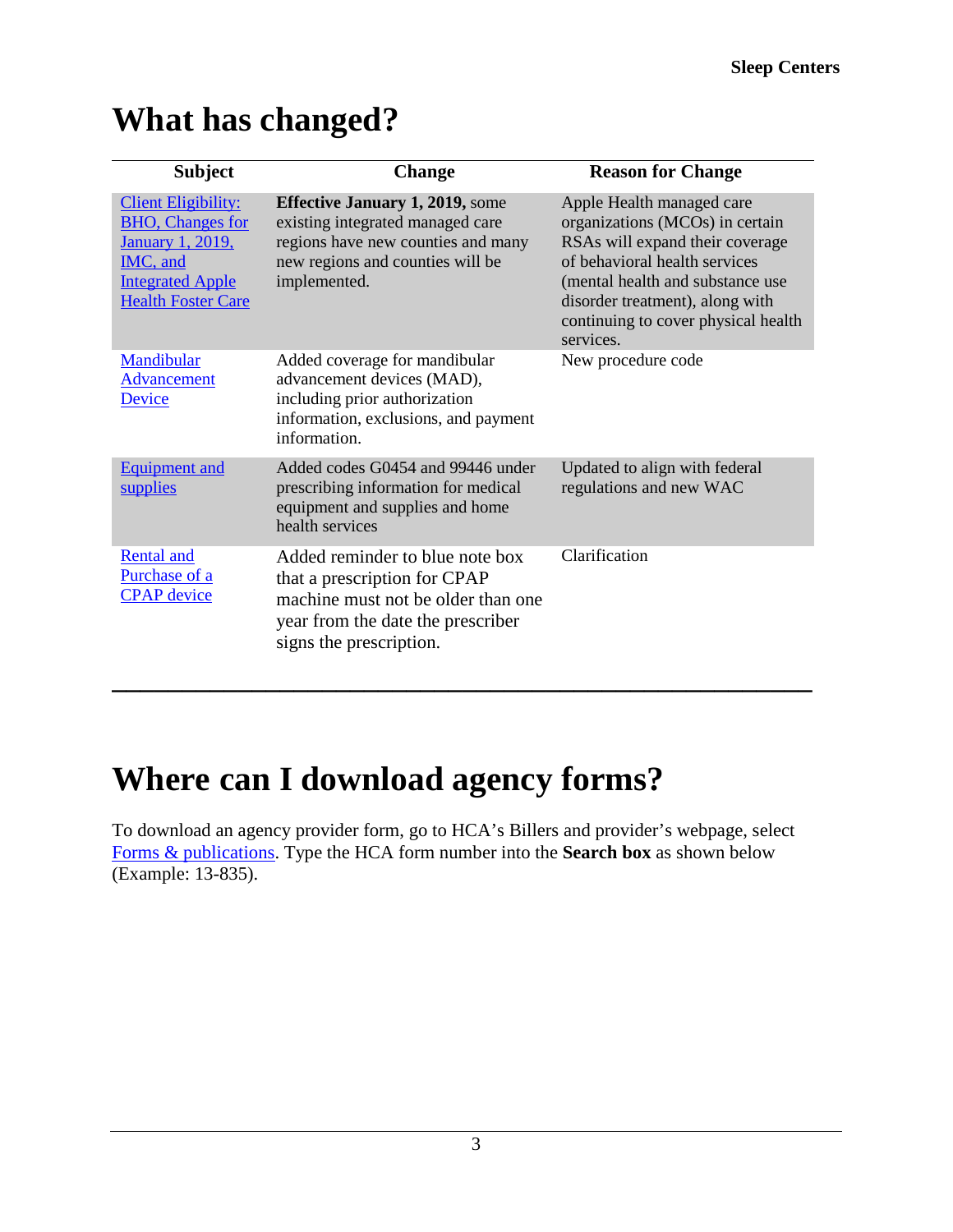# What has changed?

| Subject | Change | Reason for Change |
| --- | --- | --- |
| Client Eligibility: BHO, Changes for January 1, 2019, IMC, and Integrated Apple Health Foster Care | **Effective January 1, 2019,** some existing integrated managed care regions have new counties and many new regions and counties will be implemented. | Apple Health managed care organizations (MCOs) in certain RSAs will expand their coverage of behavioral health services (mental health and substance use disorder treatment), along with continuing to cover physical health services. |
| Mandibular Advancement Device | Added coverage for mandibular advancement devices (MAD), including prior authorization information, exclusions, and payment information. | New procedure code |
| Equipment and supplies | Added codes G0454 and 99446 under prescribing information for medical equipment and supplies and home health services | Updated to align with federal regulations and new WAC |
| Rental and Purchase of a CPAP device | Added reminder to blue note box that a prescription for CPAP machine must not be older than one year from the date the prescriber signs the prescription. | Clarification |

# Where can I download agency forms?

To download an agency provider form, go to HCA's Billers and provider's webpage, select Forms & publications. Type the HCA form number into the **Search box** as shown below (Example: 13-835).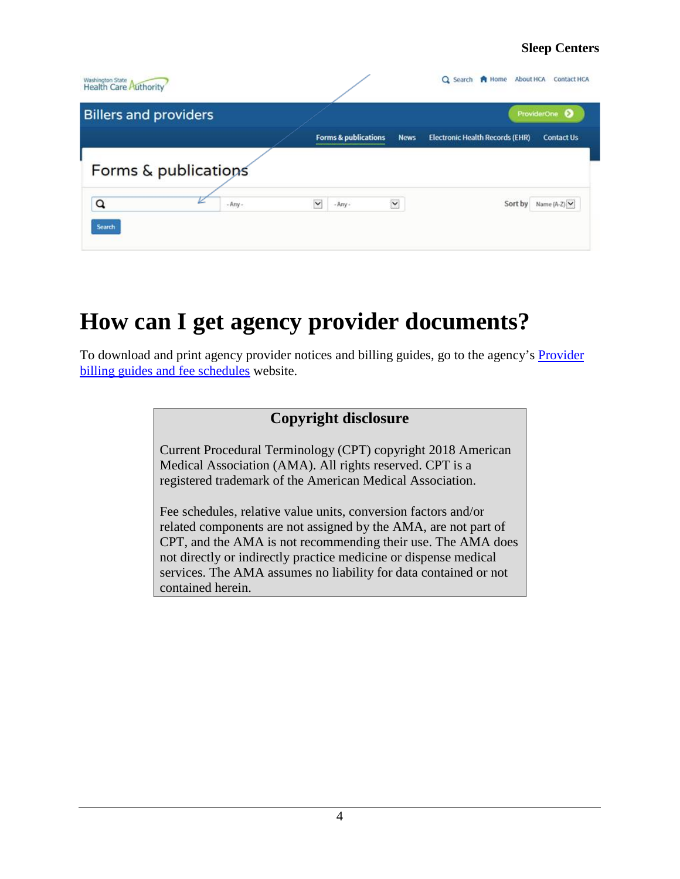# How can I get agency provider documents?

To download and print agency provider notices and billing guides, go to the agency's Provider billing guides and fee schedules website.

**Copyright disclosure**

Current Procedural Terminology (CPT) copyright 2018 American Medical Association (AMA). All rights reserved. CPT is a registered trademark of the American Medical Association.

Fee schedules, relative value units, conversion factors and/or related components are not assigned by the AMA, are not part of CPT, and the AMA is not recommending their use. The AMA does not directly or indirectly practice medicine or dispense medical services. The AMA assumes no liability for data contained or not contained herein.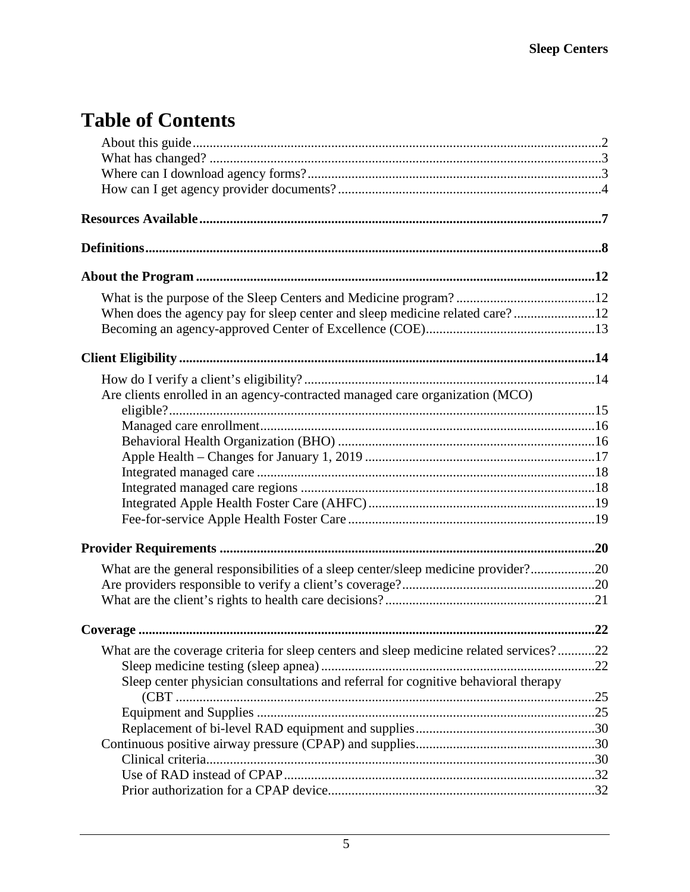# Table of Contents

About this guide....2
What has changed?....3
Where can I download agency forms?....3
How can I get agency provider documents?....4

**Resources Available....7**

**Definitions....8**

**About the Program....12**

What is the purpose of the Sleep Centers and Medicine program?....12
When does the agency pay for sleep center and sleep medicine related care?....12
Becoming an agency-approved Center of Excellence (COE)....13

**Client Eligibility....14**

How do I verify a client's eligibility?....14
Are clients enrolled in an agency-contracted managed care organization (MCO) eligible?....15
- Managed care enrollment....16
- Behavioral Health Organization (BHO)....16
- Apple Health – Changes for January 1, 2019....17
- Integrated managed care....18
- Integrated managed care regions....18
- Integrated Apple Health Foster Care (AHFC)....19
- Fee-for-service Apple Health Foster Care....19

**Provider Requirements....20**

What are the general responsibilities of a sleep center/sleep medicine provider?....20
Are providers responsible to verify a client's coverage?....20
What are the client's rights to health care decisions?....21

**Coverage....22**

What are the coverage criteria for sleep centers and sleep medicine related services?....22
- Sleep medicine testing (sleep apnea)....22
- Sleep center physician consultations and referral for cognitive behavioral therapy (CBT....25
- Equipment and Supplies....25
- Replacement of bi-level RAD equipment and supplies....30

Continuous positive airway pressure (CPAP) and supplies....30
- Clinical criteria....30
- Use of RAD instead of CPAP....32
- Prior authorization for a CPAP device....32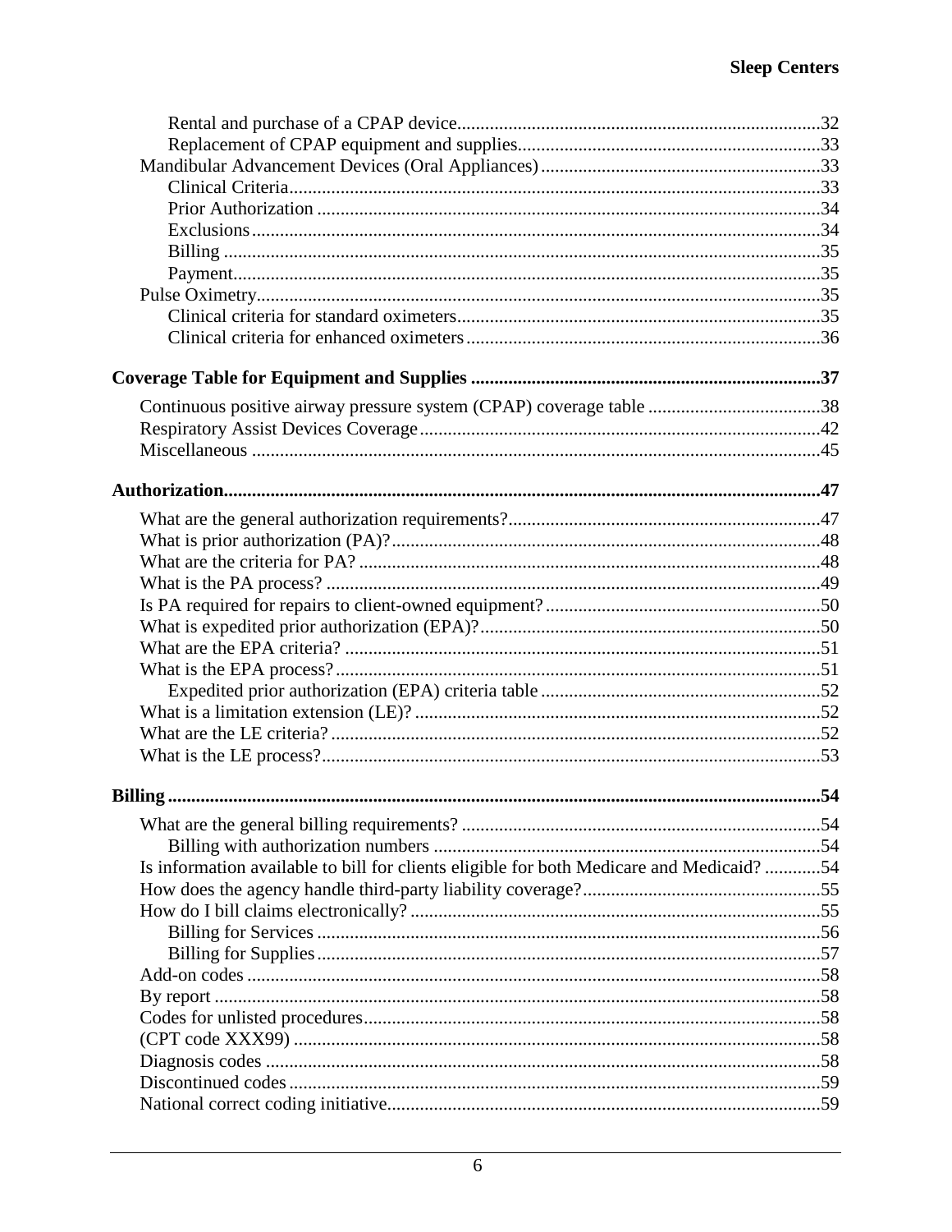- Rental and purchase of a CPAP device .....32
- Replacement of CPAP equipment and supplies .....33

Mandibular Advancement Devices (Oral Appliances) .....33

- Clinical Criteria .....33
- Prior Authorization .....34
- Exclusions .....34
- Billing .....35
- Payment .....35

Pulse Oximetry .....35

- Clinical criteria for standard oximeters .....35
- Clinical criteria for enhanced oximeters .....36

**Coverage Table for Equipment and Supplies .....37**

Continuous positive airway pressure system (CPAP) coverage table .....38
Respiratory Assist Devices Coverage .....42
Miscellaneous .....45

**Authorization .....47**

What are the general authorization requirements? .....47
What is prior authorization (PA)? .....48
What are the criteria for PA? .....48
What is the PA process? .....49
Is PA required for repairs to client-owned equipment? .....50
What is expedited prior authorization (EPA)? .....50
What are the EPA criteria? .....51
What is the EPA process? .....51

- Expedited prior authorization (EPA) criteria table .....52

What is a limitation extension (LE)? .....52
What are the LE criteria? .....52
What is the LE process? .....53

**Billing .....54**

What are the general billing requirements? .....54

- Billing with authorization numbers .....54

Is information available to bill for clients eligible for both Medicare and Medicaid? .....54
How does the agency handle third-party liability coverage? .....55
How do I bill claims electronically? .....55

- Billing for Services .....56
- Billing for Supplies .....57

Add-on codes .....58
By report .....58
Codes for unlisted procedures .....58
(CPT code XXX99) .....58
Diagnosis codes .....58
Discontinued codes .....59
National correct coding initiative .....59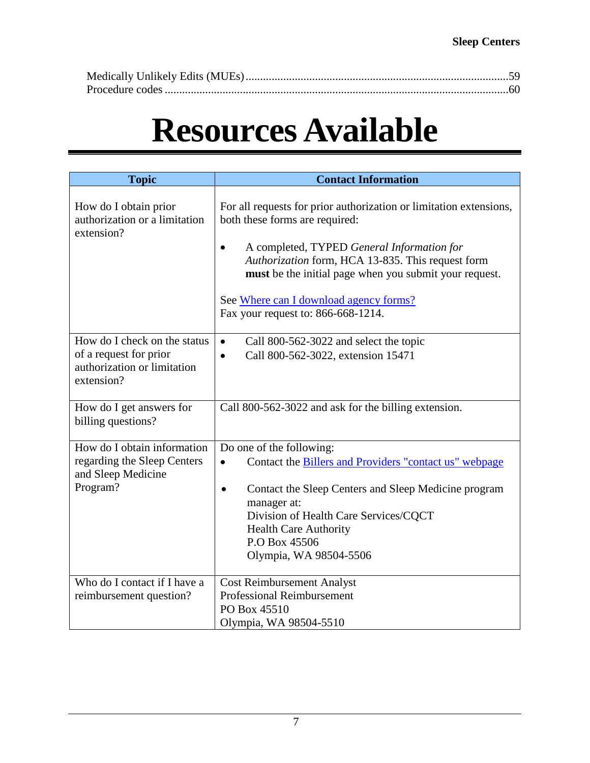Medically Unlikely Edits (MUEs)..........................................................................................59
Procedure codes .....................................................................................................................60

# Resources Available

| Topic | Contact Information |
|---|---|
| How do I obtain prior authorization or a limitation extension? | For all requests for prior authorization or limitation extensions, both these forms are required:<br><br>• A completed, TYPED *General Information for Authorization* form, HCA 13-835. This request form **must** be the initial page when you submit your request.<br><br>See Where can I download agency forms?<br>Fax your request to: 866-668-1214. |
| How do I check on the status of a request for prior authorization or limitation extension? | • Call 800-562-3022 and select the topic<br>• Call 800-562-3022, extension 15471 |
| How do I get answers for billing questions? | Call 800-562-3022 and ask for the billing extension. |
| How do I obtain information regarding the Sleep Centers and Sleep Medicine Program? | Do one of the following:<br>• Contact the Billers and Providers "contact us" webpage<br><br>• Contact the Sleep Centers and Sleep Medicine program manager at:<br>Division of Health Care Services/CQCT<br>Health Care Authority<br>P.O Box 45506<br>Olympia, WA 98504-5506 |
| Who do I contact if I have a reimbursement question? | Cost Reimbursement Analyst<br>Professional Reimbursement<br>PO Box 45510<br>Olympia, WA 98504-5510 |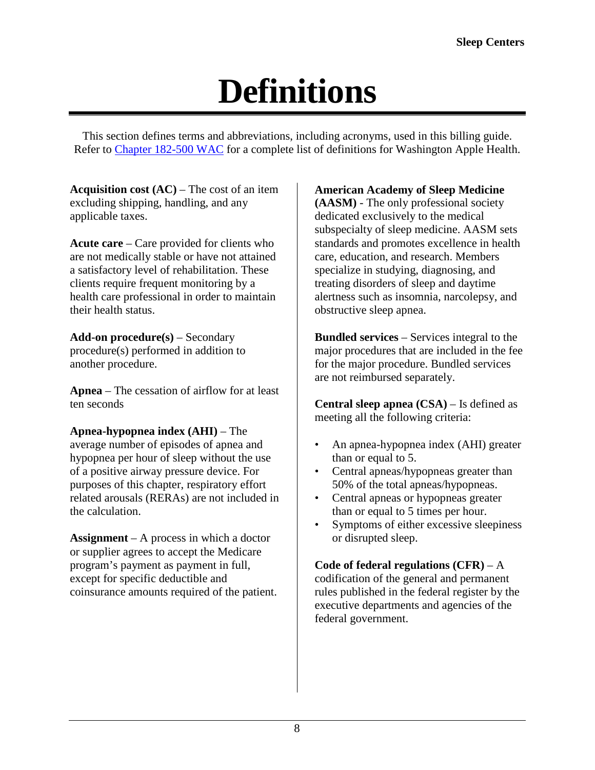# Definitions

This section defines terms and abbreviations, including acronyms, used in this billing guide. Refer to [Chapter 182-500 WAC](#) for a complete list of definitions for Washington Apple Health.

**Acquisition cost (AC)** – The cost of an item excluding shipping, handling, and any applicable taxes.

**Acute care** – Care provided for clients who are not medically stable or have not attained a satisfactory level of rehabilitation. These clients require frequent monitoring by a health care professional in order to maintain their health status.

**Add-on procedure(s)** – Secondary procedure(s) performed in addition to another procedure.

**Apnea** – The cessation of airflow for at least ten seconds

**Apnea-hypopnea index (AHI)** – The average number of episodes of apnea and hypopnea per hour of sleep without the use of a positive airway pressure device. For purposes of this chapter, respiratory effort related arousals (RERAs) are not included in the calculation.

**Assignment** – A process in which a doctor or supplier agrees to accept the Medicare program's payment as payment in full, except for specific deductible and coinsurance amounts required of the patient.

**American Academy of Sleep Medicine (AASM)** - The only professional society dedicated exclusively to the medical subspecialty of sleep medicine. AASM sets standards and promotes excellence in health care, education, and research. Members specialize in studying, diagnosing, and treating disorders of sleep and daytime alertness such as insomnia, narcolepsy, and obstructive sleep apnea.

**Bundled services** – Services integral to the major procedures that are included in the fee for the major procedure. Bundled services are not reimbursed separately.

**Central sleep apnea (CSA)** – Is defined as meeting all the following criteria:

- An apnea-hypopnea index (AHI) greater than or equal to 5.
- Central apneas/hypopneas greater than 50% of the total apneas/hypopneas.
- Central apneas or hypopneas greater than or equal to 5 times per hour.
- Symptoms of either excessive sleepiness or disrupted sleep.

**Code of federal regulations (CFR)** – A codification of the general and permanent rules published in the federal register by the executive departments and agencies of the federal government.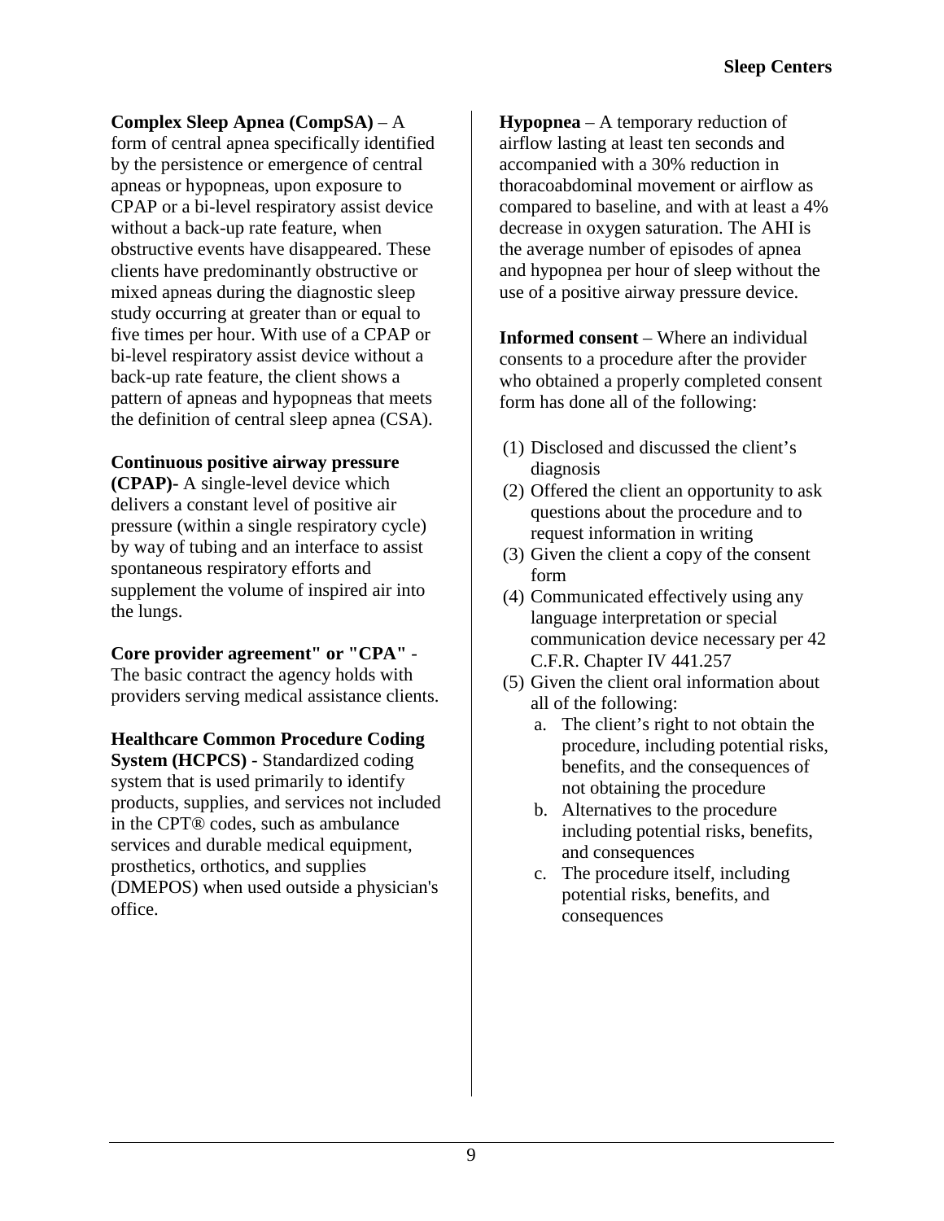**Complex Sleep Apnea (CompSA)** – A form of central apnea specifically identified by the persistence or emergence of central apneas or hypopneas, upon exposure to CPAP or a bi-level respiratory assist device without a back-up rate feature, when obstructive events have disappeared. These clients have predominantly obstructive or mixed apneas during the diagnostic sleep study occurring at greater than or equal to five times per hour. With use of a CPAP or bi-level respiratory assist device without a back-up rate feature, the client shows a pattern of apneas and hypopneas that meets the definition of central sleep apnea (CSA).

**Continuous positive airway pressure (CPAP)-** A single-level device which delivers a constant level of positive air pressure (within a single respiratory cycle) by way of tubing and an interface to assist spontaneous respiratory efforts and supplement the volume of inspired air into the lungs.

**Core provider agreement" or "CPA"** - The basic contract the agency holds with providers serving medical assistance clients.

**Healthcare Common Procedure Coding System (HCPCS)** - Standardized coding system that is used primarily to identify products, supplies, and services not included in the CPT® codes, such as ambulance services and durable medical equipment, prosthetics, orthotics, and supplies (DMEPOS) when used outside a physician's office.

**Hypopnea** – A temporary reduction of airflow lasting at least ten seconds and accompanied with a 30% reduction in thoracoabdominal movement or airflow as compared to baseline, and with at least a 4% decrease in oxygen saturation. The AHI is the average number of episodes of apnea and hypopnea per hour of sleep without the use of a positive airway pressure device.

**Informed consent** – Where an individual consents to a procedure after the provider who obtained a properly completed consent form has done all of the following:

(1) Disclosed and discussed the client's diagnosis
(2) Offered the client an opportunity to ask questions about the procedure and to request information in writing
(3) Given the client a copy of the consent form
(4) Communicated effectively using any language interpretation or special communication device necessary per 42 C.F.R. Chapter IV 441.257
(5) Given the client oral information about all of the following:
   a. The client's right to not obtain the procedure, including potential risks, benefits, and the consequences of not obtaining the procedure
   b. Alternatives to the procedure including potential risks, benefits, and consequences
   c. The procedure itself, including potential risks, benefits, and consequences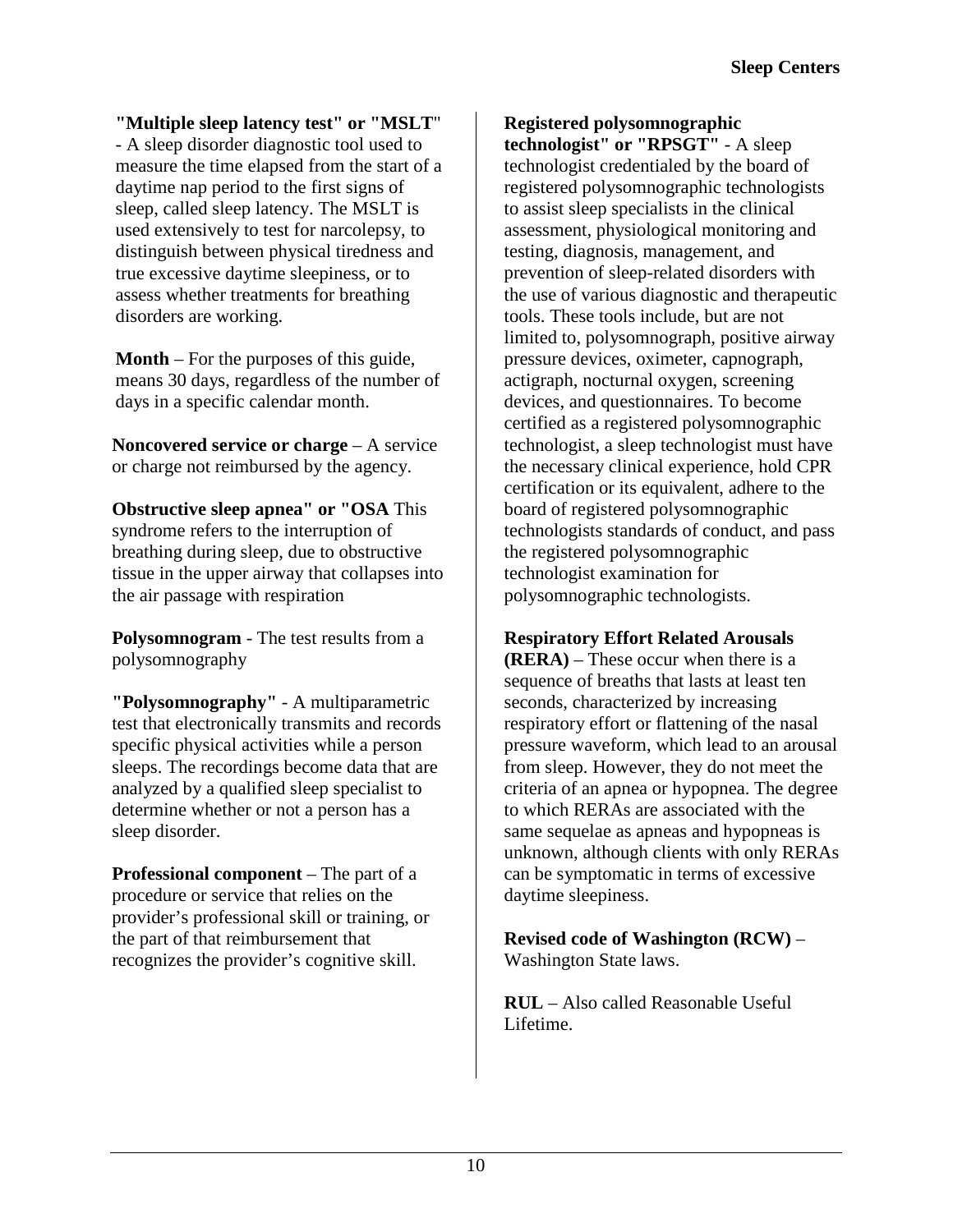**"Multiple sleep latency test" or "MSLT"** - A sleep disorder diagnostic tool used to measure the time elapsed from the start of a daytime nap period to the first signs of sleep, called sleep latency. The MSLT is used extensively to test for narcolepsy, to distinguish between physical tiredness and true excessive daytime sleepiness, or to assess whether treatments for breathing disorders are working.

**Month** – For the purposes of this guide, means 30 days, regardless of the number of days in a specific calendar month.

**Noncovered service or charge** – A service or charge not reimbursed by the agency.

**Obstructive sleep apnea" or "OSA** This syndrome refers to the interruption of breathing during sleep, due to obstructive tissue in the upper airway that collapses into the air passage with respiration

**Polysomnogram** - The test results from a polysomnography

**"Polysomnography"** - A multiparametric test that electronically transmits and records specific physical activities while a person sleeps. The recordings become data that are analyzed by a qualified sleep specialist to determine whether or not a person has a sleep disorder.

**Professional component** – The part of a procedure or service that relies on the provider's professional skill or training, or the part of that reimbursement that recognizes the provider's cognitive skill.

**Registered polysomnographic technologist" or "RPSGT"** - A sleep technologist credentialed by the board of registered polysomnographic technologists to assist sleep specialists in the clinical assessment, physiological monitoring and testing, diagnosis, management, and prevention of sleep-related disorders with the use of various diagnostic and therapeutic tools. These tools include, but are not limited to, polysomnograph, positive airway pressure devices, oximeter, capnograph, actigraph, nocturnal oxygen, screening devices, and questionnaires. To become certified as a registered polysomnographic technologist, a sleep technologist must have the necessary clinical experience, hold CPR certification or its equivalent, adhere to the board of registered polysomnographic technologists standards of conduct, and pass the registered polysomnographic technologist examination for polysomnographic technologists.

**Respiratory Effort Related Arousals (RERA)** – These occur when there is a sequence of breaths that lasts at least ten seconds, characterized by increasing respiratory effort or flattening of the nasal pressure waveform, which lead to an arousal from sleep. However, they do not meet the criteria of an apnea or hypopnea. The degree to which RERAs are associated with the same sequelae as apneas and hypopneas is unknown, although clients with only RERAs can be symptomatic in terms of excessive daytime sleepiness.

**Revised code of Washington (RCW)** – Washington State laws.

**RUL** – Also called Reasonable Useful Lifetime.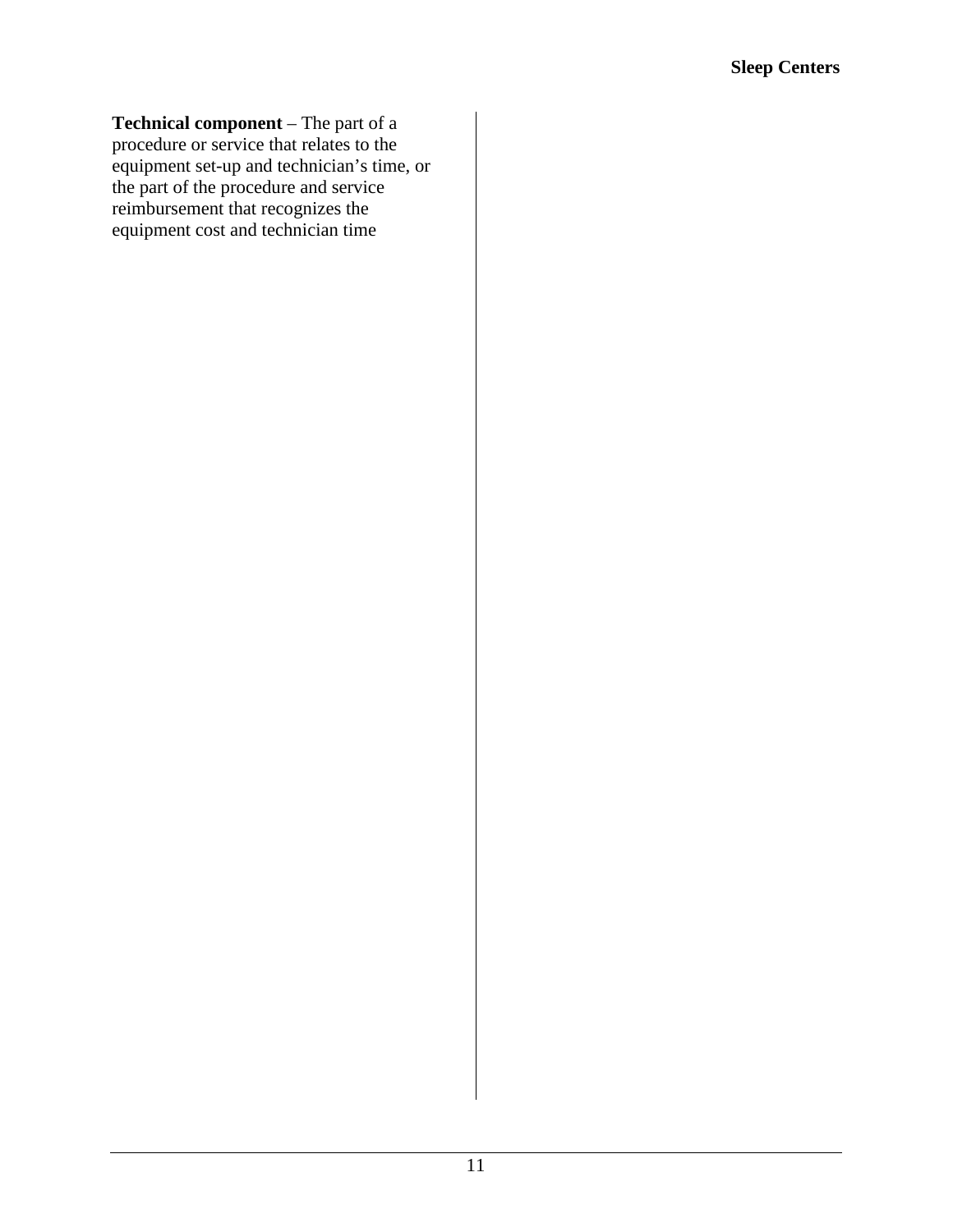**Technical component** – The part of a procedure or service that relates to the equipment set-up and technician's time, or the part of the procedure and service reimbursement that recognizes the equipment cost and technician time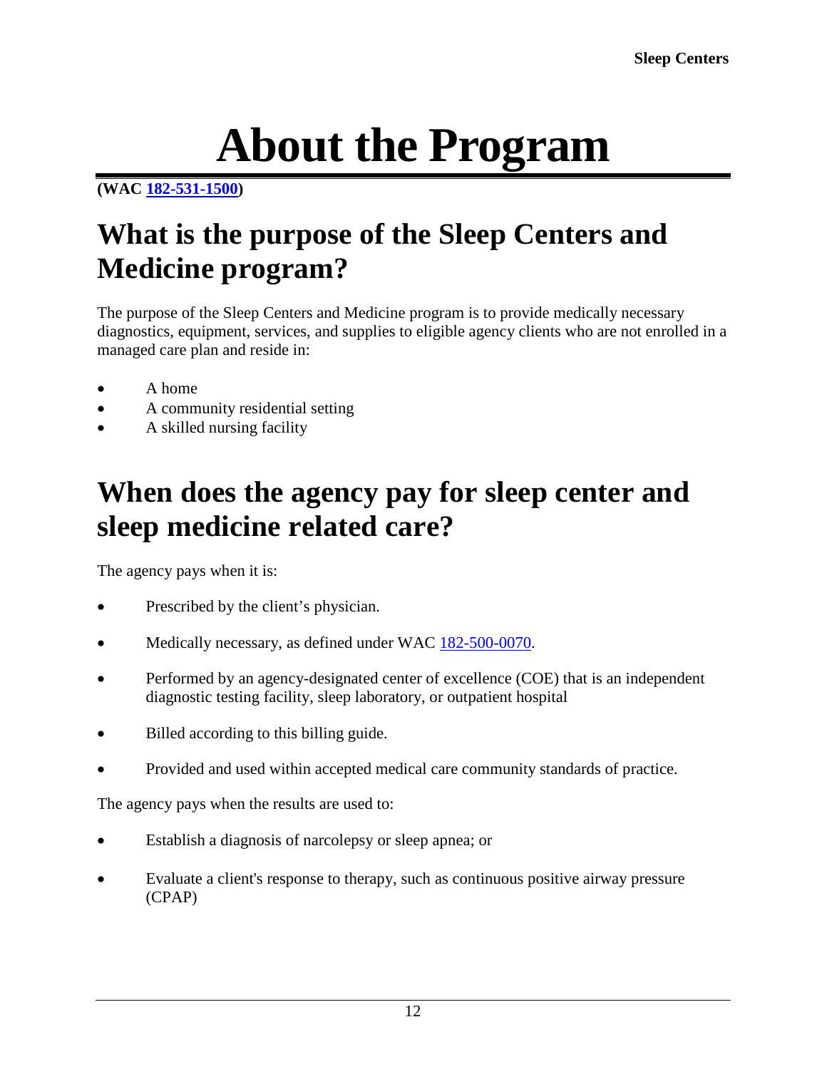# About the Program

**(WAC 182-531-1500)**

## What is the purpose of the Sleep Centers and Medicine program?

The purpose of the Sleep Centers and Medicine program is to provide medically necessary diagnostics, equipment, services, and supplies to eligible agency clients who are not enrolled in a managed care plan and reside in:

- A home
- A community residential setting
- A skilled nursing facility

## When does the agency pay for sleep center and sleep medicine related care?

The agency pays when it is:

- Prescribed by the client's physician.
- Medically necessary, as defined under WAC 182-500-0070.
- Performed by an agency-designated center of excellence (COE) that is an independent diagnostic testing facility, sleep laboratory, or outpatient hospital
- Billed according to this billing guide.
- Provided and used within accepted medical care community standards of practice.

The agency pays when the results are used to:

- Establish a diagnosis of narcolepsy or sleep apnea; or
- Evaluate a client's response to therapy, such as continuous positive airway pressure (CPAP)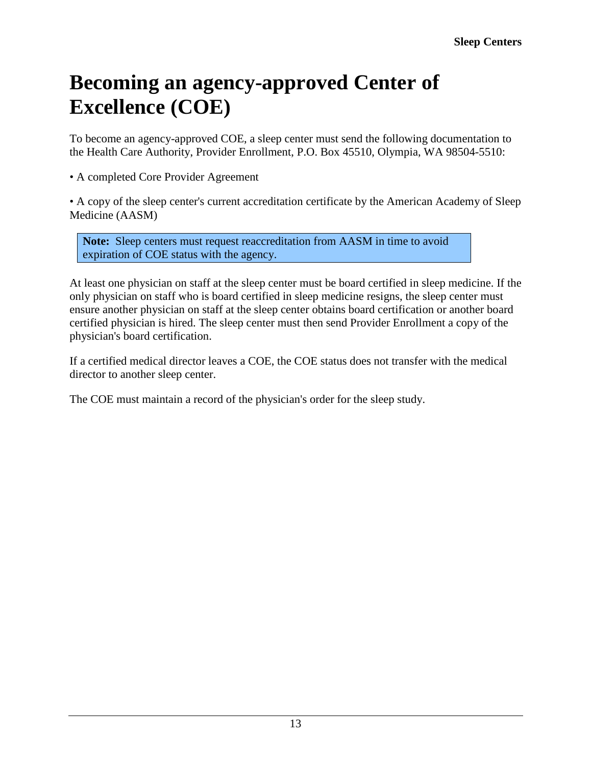# Becoming an agency-approved Center of Excellence (COE)

To become an agency-approved COE, a sleep center must send the following documentation to the Health Care Authority, Provider Enrollment, P.O. Box 45510, Olympia, WA 98504-5510:

- A completed Core Provider Agreement
- A copy of the sleep center's current accreditation certificate by the American Academy of Sleep Medicine (AASM)

> **Note:** Sleep centers must request reaccreditation from AASM in time to avoid expiration of COE status with the agency.

At least one physician on staff at the sleep center must be board certified in sleep medicine. If the only physician on staff who is board certified in sleep medicine resigns, the sleep center must ensure another physician on staff at the sleep center obtains board certification or another board certified physician is hired. The sleep center must then send Provider Enrollment a copy of the physician's board certification.

If a certified medical director leaves a COE, the COE status does not transfer with the medical director to another sleep center.

The COE must maintain a record of the physician's order for the sleep study.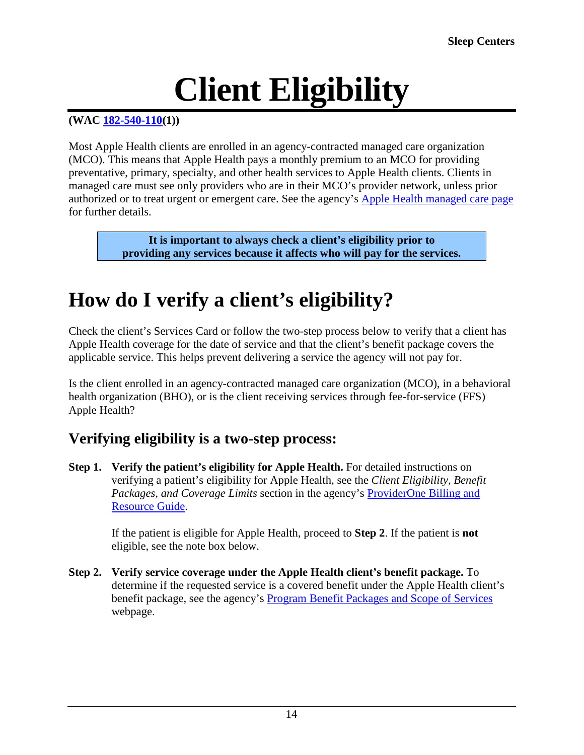# Client Eligibility

**(WAC 182-540-110(1))**

Most Apple Health clients are enrolled in an agency-contracted managed care organization (MCO). This means that Apple Health pays a monthly premium to an MCO for providing preventative, primary, specialty, and other health services to Apple Health clients. Clients in managed care must see only providers who are in their MCO's provider network, unless prior authorized or to treat urgent or emergent care. See the agency's Apple Health managed care page for further details.

**It is important to always check a client's eligibility prior to providing any services because it affects who will pay for the services.**

## How do I verify a client's eligibility?

Check the client's Services Card or follow the two-step process below to verify that a client has Apple Health coverage for the date of service and that the client's benefit package covers the applicable service. This helps prevent delivering a service the agency will not pay for.

Is the client enrolled in an agency-contracted managed care organization (MCO), in a behavioral health organization (BHO), or is the client receiving services through fee-for-service (FFS) Apple Health?

### Verifying eligibility is a two-step process:

**Step 1. Verify the patient's eligibility for Apple Health.** For detailed instructions on verifying a patient's eligibility for Apple Health, see the *Client Eligibility, Benefit Packages, and Coverage Limits* section in the agency's ProviderOne Billing and Resource Guide.

If the patient is eligible for Apple Health, proceed to **Step 2**. If the patient is **not** eligible, see the note box below.

**Step 2. Verify service coverage under the Apple Health client's benefit package.** To determine if the requested service is a covered benefit under the Apple Health client's benefit package, see the agency's Program Benefit Packages and Scope of Services webpage.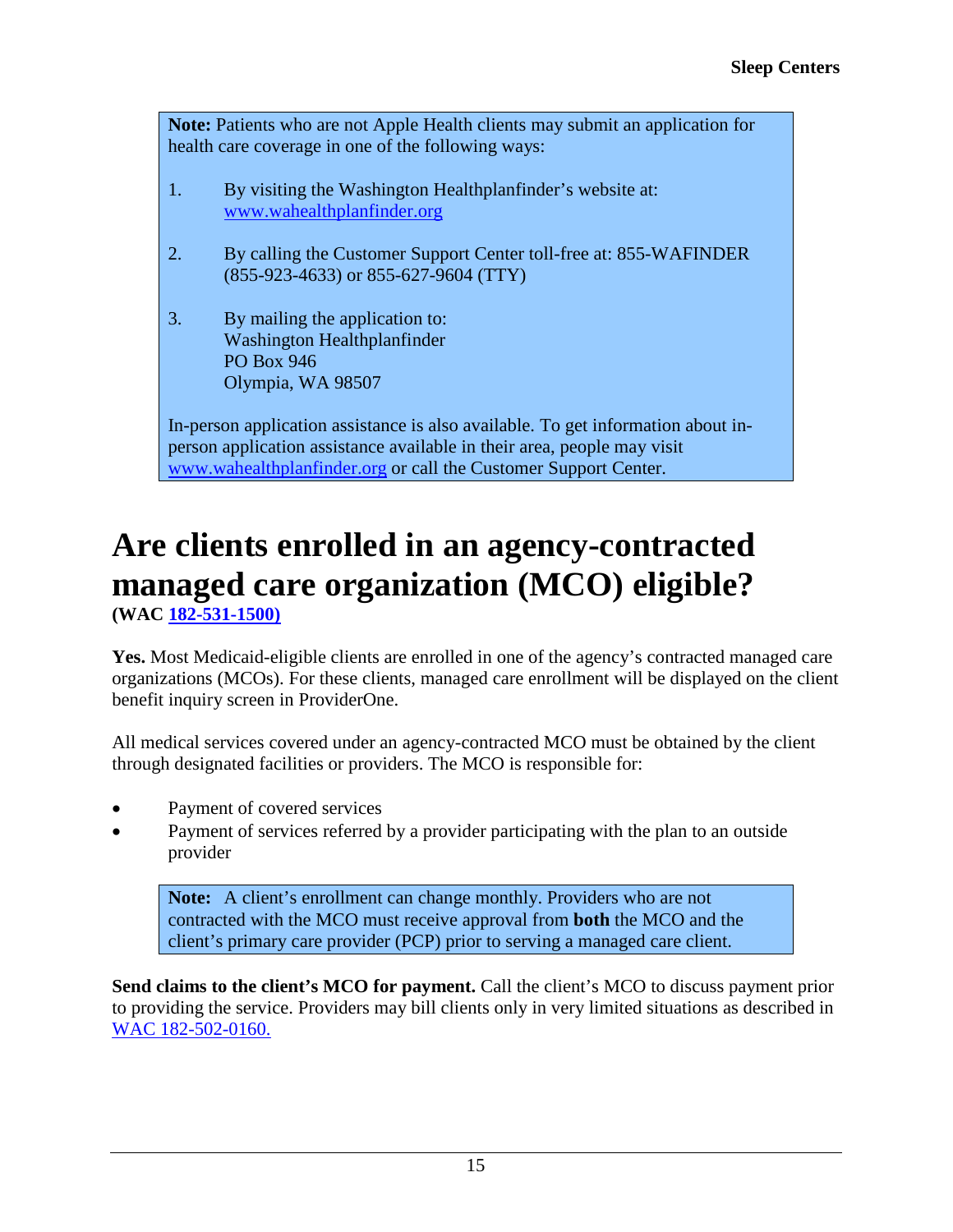**Note:** Patients who are not Apple Health clients may submit an application for health care coverage in one of the following ways:

1. By visiting the Washington Healthplanfinder's website at: www.wahealthplanfinder.org

2. By calling the Customer Support Center toll-free at: 855-WAFINDER (855-923-4633) or 855-627-9604 (TTY)

3. By mailing the application to:
   Washington Healthplanfinder
   PO Box 946
   Olympia, WA 98507

In-person application assistance is also available. To get information about in-person application assistance available in their area, people may visit www.wahealthplanfinder.org or call the Customer Support Center.

# Are clients enrolled in an agency-contracted managed care organization (MCO) eligible?

**(WAC 182-531-1500)**

**Yes.** Most Medicaid-eligible clients are enrolled in one of the agency's contracted managed care organizations (MCOs). For these clients, managed care enrollment will be displayed on the client benefit inquiry screen in ProviderOne.

All medical services covered under an agency-contracted MCO must be obtained by the client through designated facilities or providers. The MCO is responsible for:

- Payment of covered services
- Payment of services referred by a provider participating with the plan to an outside provider

> **Note:** A client's enrollment can change monthly. Providers who are not contracted with the MCO must receive approval from **both** the MCO and the client's primary care provider (PCP) prior to serving a managed care client.

**Send claims to the client's MCO for payment.** Call the client's MCO to discuss payment prior to providing the service. Providers may bill clients only in very limited situations as described in WAC 182-502-0160.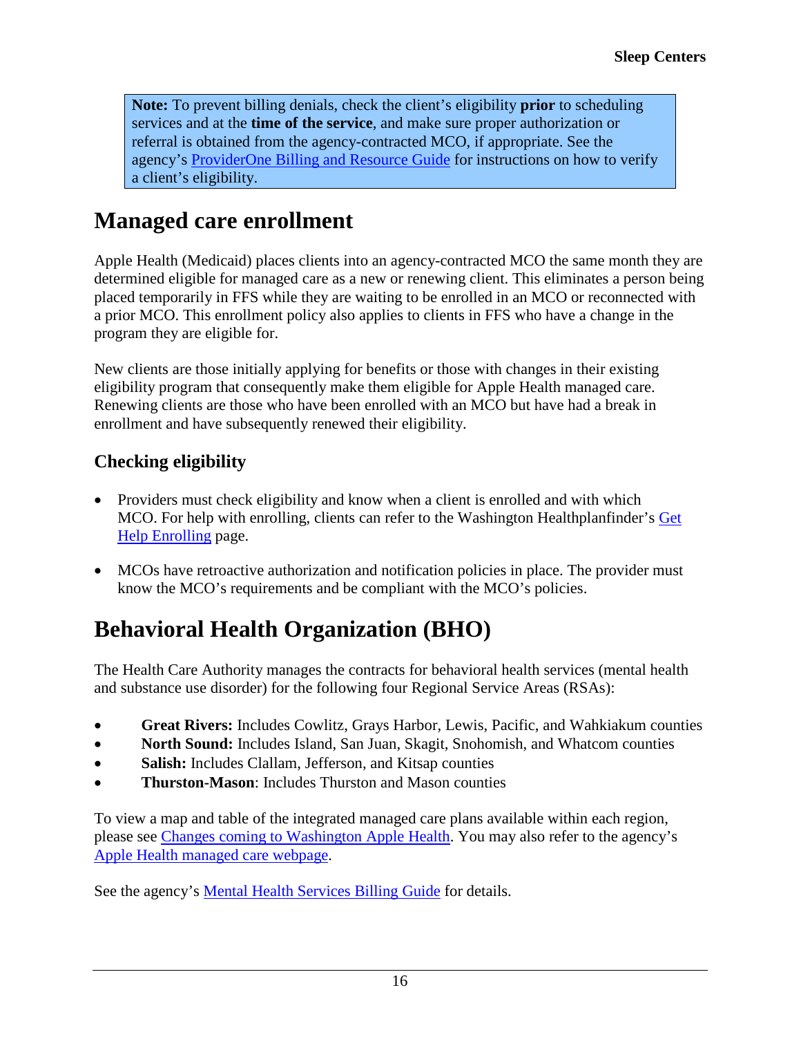> **Note:** To prevent billing denials, check the client's eligibility **prior** to scheduling services and at the **time of the service**, and make sure proper authorization or referral is obtained from the agency-contracted MCO, if appropriate. See the agency's ProviderOne Billing and Resource Guide for instructions on how to verify a client's eligibility.

# Managed care enrollment

Apple Health (Medicaid) places clients into an agency-contracted MCO the same month they are determined eligible for managed care as a new or renewing client. This eliminates a person being placed temporarily in FFS while they are waiting to be enrolled in an MCO or reconnected with a prior MCO. This enrollment policy also applies to clients in FFS who have a change in the program they are eligible for.

New clients are those initially applying for benefits or those with changes in their existing eligibility program that consequently make them eligible for Apple Health managed care. Renewing clients are those who have been enrolled with an MCO but have had a break in enrollment and have subsequently renewed their eligibility.

## Checking eligibility

- Providers must check eligibility and know when a client is enrolled and with which MCO. For help with enrolling, clients can refer to the Washington Healthplanfinder's Get Help Enrolling page.
- MCOs have retroactive authorization and notification policies in place. The provider must know the MCO's requirements and be compliant with the MCO's policies.

# Behavioral Health Organization (BHO)

The Health Care Authority manages the contracts for behavioral health services (mental health and substance use disorder) for the following four Regional Service Areas (RSAs):

- **Great Rivers:** Includes Cowlitz, Grays Harbor, Lewis, Pacific, and Wahkiakum counties
- **North Sound:** Includes Island, San Juan, Skagit, Snohomish, and Whatcom counties
- **Salish:** Includes Clallam, Jefferson, and Kitsap counties
- **Thurston-Mason**: Includes Thurston and Mason counties

To view a map and table of the integrated managed care plans available within each region, please see Changes coming to Washington Apple Health. You may also refer to the agency's Apple Health managed care webpage.

See the agency's Mental Health Services Billing Guide for details.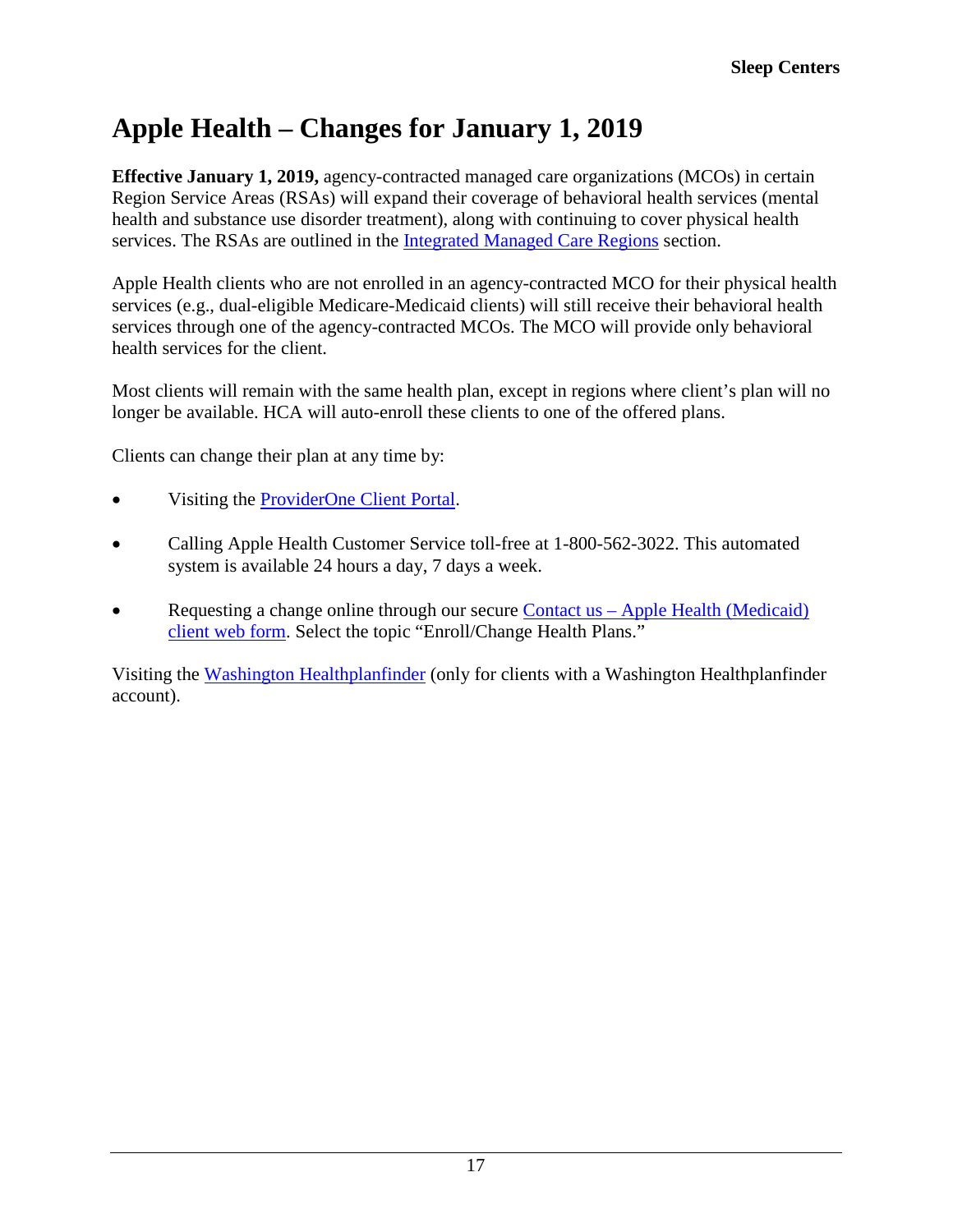# Apple Health – Changes for January 1, 2019

**Effective January 1, 2019,** agency-contracted managed care organizations (MCOs) in certain Region Service Areas (RSAs) will expand their coverage of behavioral health services (mental health and substance use disorder treatment), along with continuing to cover physical health services. The RSAs are outlined in the Integrated Managed Care Regions section.

Apple Health clients who are not enrolled in an agency-contracted MCO for their physical health services (e.g., dual-eligible Medicare-Medicaid clients) will still receive their behavioral health services through one of the agency-contracted MCOs. The MCO will provide only behavioral health services for the client.

Most clients will remain with the same health plan, except in regions where client's plan will no longer be available. HCA will auto-enroll these clients to one of the offered plans.

Clients can change their plan at any time by:

- Visiting the ProviderOne Client Portal.
- Calling Apple Health Customer Service toll-free at 1-800-562-3022. This automated system is available 24 hours a day, 7 days a week.
- Requesting a change online through our secure Contact us – Apple Health (Medicaid) client web form. Select the topic "Enroll/Change Health Plans."

Visiting the Washington Healthplanfinder (only for clients with a Washington Healthplanfinder account).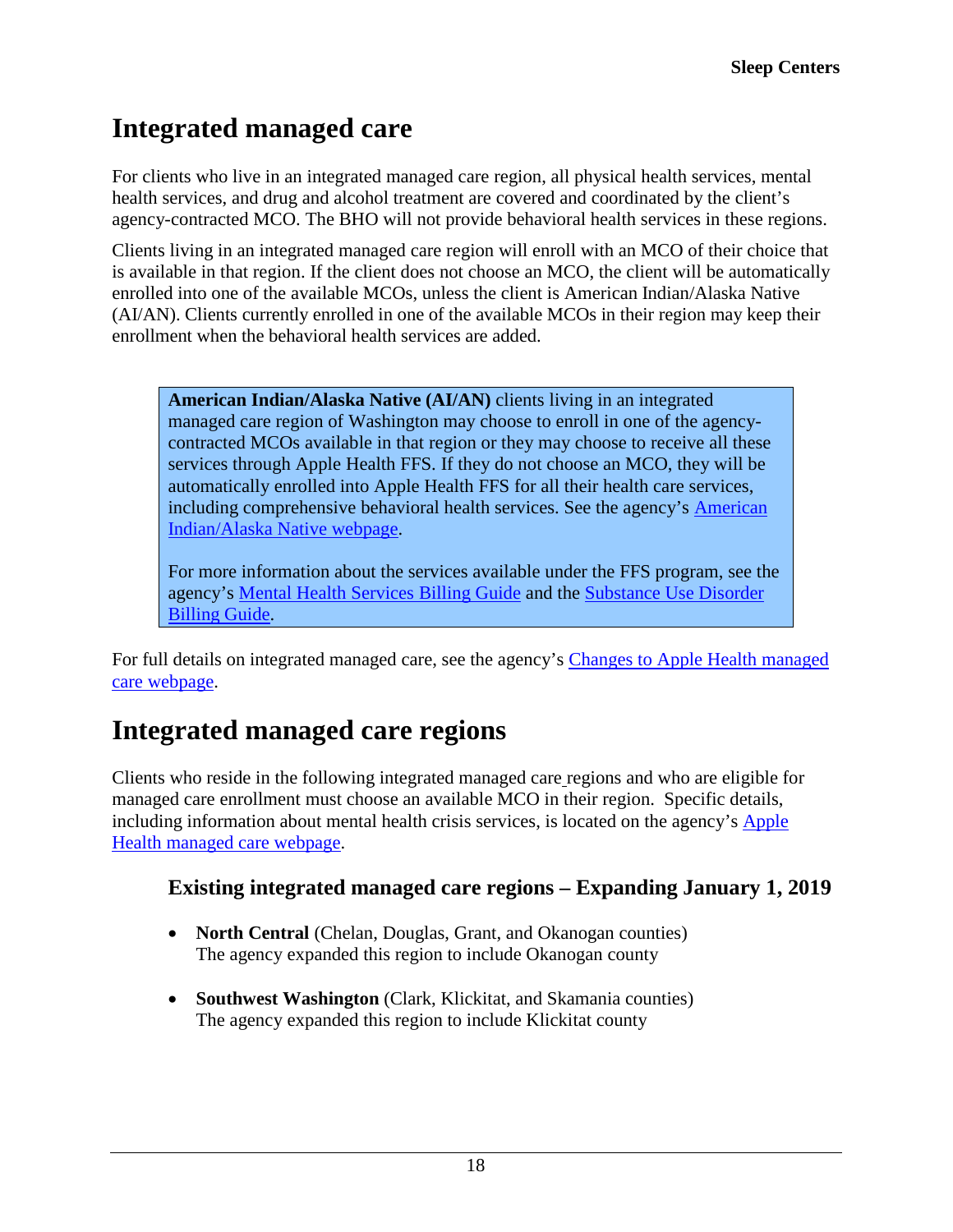# Integrated managed care

For clients who live in an integrated managed care region, all physical health services, mental health services, and drug and alcohol treatment are covered and coordinated by the client's agency-contracted MCO. The BHO will not provide behavioral health services in these regions.

Clients living in an integrated managed care region will enroll with an MCO of their choice that is available in that region. If the client does not choose an MCO, the client will be automatically enrolled into one of the available MCOs, unless the client is American Indian/Alaska Native (AI/AN). Clients currently enrolled in one of the available MCOs in their region may keep their enrollment when the behavioral health services are added.

> **American Indian/Alaska Native (AI/AN)** clients living in an integrated managed care region of Washington may choose to enroll in one of the agency-contracted MCOs available in that region or they may choose to receive all these services through Apple Health FFS. If they do not choose an MCO, they will be automatically enrolled into Apple Health FFS for all their health care services, including comprehensive behavioral health services. See the agency's American Indian/Alaska Native webpage.
>
> For more information about the services available under the FFS program, see the agency's Mental Health Services Billing Guide and the Substance Use Disorder Billing Guide.

For full details on integrated managed care, see the agency's Changes to Apple Health managed care webpage.

# Integrated managed care regions

Clients who reside in the following integrated managed care regions and who are eligible for managed care enrollment must choose an available MCO in their region. Specific details, including information about mental health crisis services, is located on the agency's Apple Health managed care webpage.

### Existing integrated managed care regions – Expanding January 1, 2019

- **North Central** (Chelan, Douglas, Grant, and Okanogan counties)
  The agency expanded this region to include Okanogan county

- **Southwest Washington** (Clark, Klickitat, and Skamania counties)
  The agency expanded this region to include Klickitat county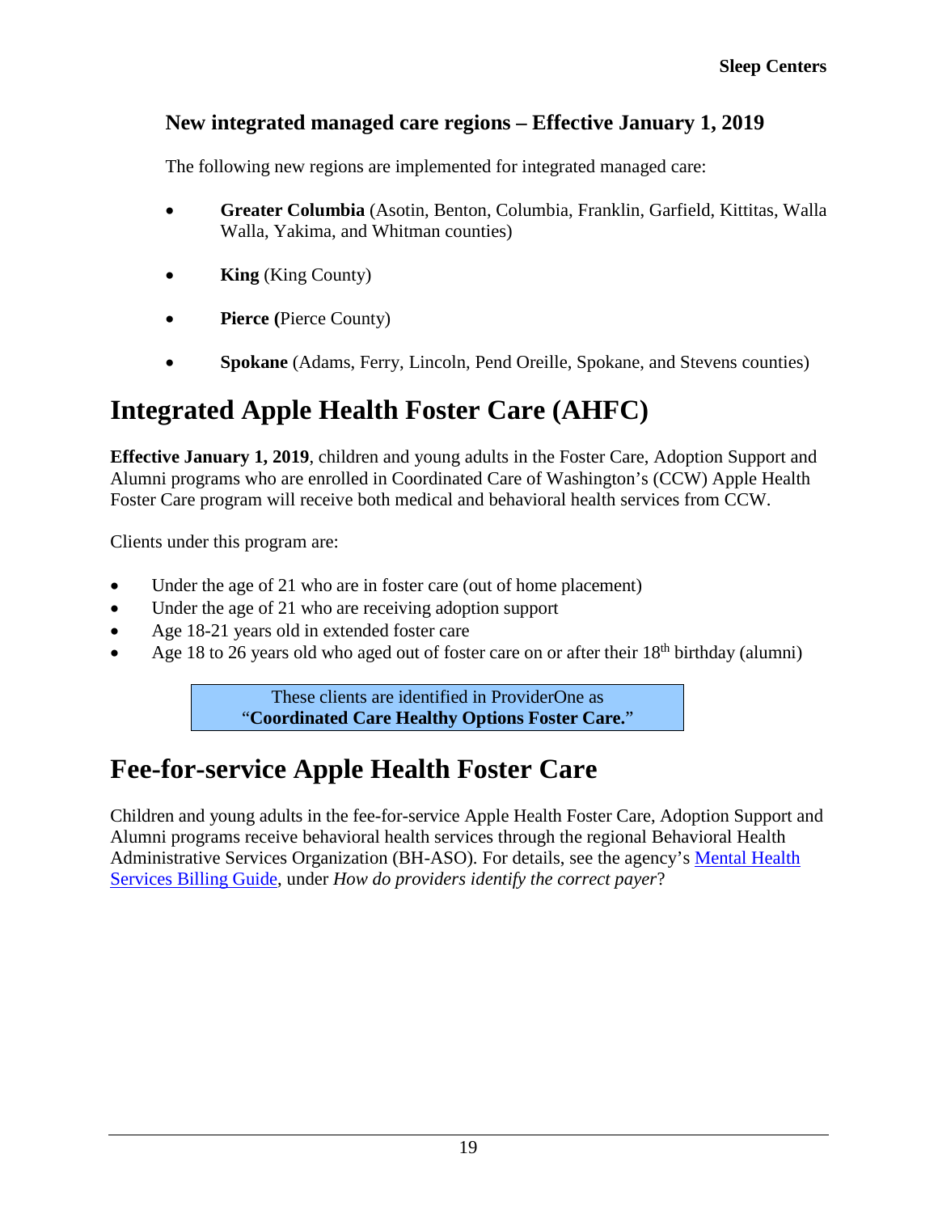### New integrated managed care regions – Effective January 1, 2019

The following new regions are implemented for integrated managed care:

- **Greater Columbia** (Asotin, Benton, Columbia, Franklin, Garfield, Kittitas, Walla Walla, Yakima, and Whitman counties)
- **King** (King County)
- **Pierce (**Pierce County)
- **Spokane** (Adams, Ferry, Lincoln, Pend Oreille, Spokane, and Stevens counties)

# Integrated Apple Health Foster Care (AHFC)

**Effective January 1, 2019**, children and young adults in the Foster Care, Adoption Support and Alumni programs who are enrolled in Coordinated Care of Washington's (CCW) Apple Health Foster Care program will receive both medical and behavioral health services from CCW.

Clients under this program are:

- Under the age of 21 who are in foster care (out of home placement)
- Under the age of 21 who are receiving adoption support
- Age 18-21 years old in extended foster care
- Age 18 to 26 years old who aged out of foster care on or after their 18th birthday (alumni)

These clients are identified in ProviderOne as "**Coordinated Care Healthy Options Foster Care.**"

# Fee-for-service Apple Health Foster Care

Children and young adults in the fee-for-service Apple Health Foster Care, Adoption Support and Alumni programs receive behavioral health services through the regional Behavioral Health Administrative Services Organization (BH-ASO). For details, see the agency's Mental Health Services Billing Guide, under *How do providers identify the correct payer*?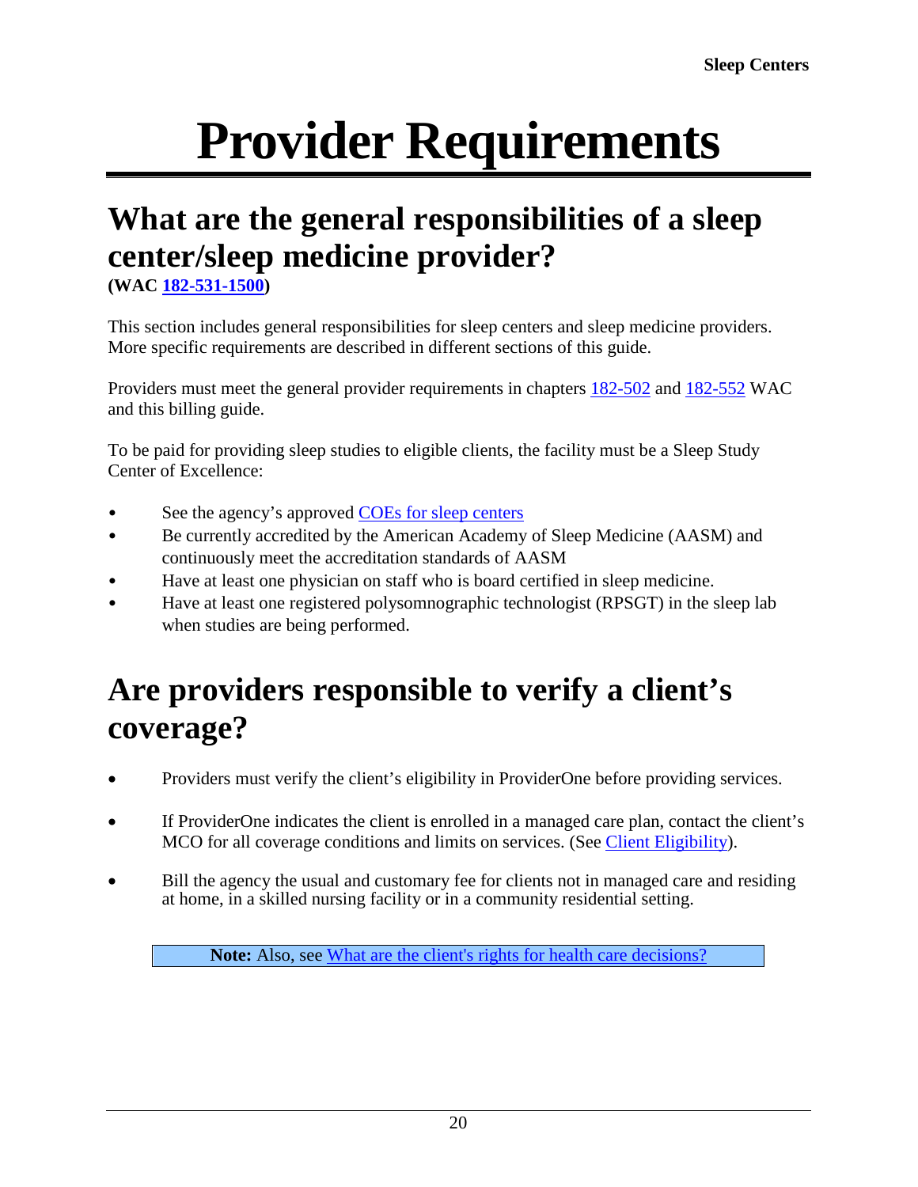# Provider Requirements

## What are the general responsibilities of a sleep center/sleep medicine provider?

**(WAC 182-531-1500)**

This section includes general responsibilities for sleep centers and sleep medicine providers. More specific requirements are described in different sections of this guide.

Providers must meet the general provider requirements in chapters 182-502 and 182-552 WAC and this billing guide.

To be paid for providing sleep studies to eligible clients, the facility must be a Sleep Study Center of Excellence:

- See the agency's approved COEs for sleep centers
- Be currently accredited by the American Academy of Sleep Medicine (AASM) and continuously meet the accreditation standards of AASM
- Have at least one physician on staff who is board certified in sleep medicine.
- Have at least one registered polysomnographic technologist (RPSGT) in the sleep lab when studies are being performed.

## Are providers responsible to verify a client's coverage?

- Providers must verify the client's eligibility in ProviderOne before providing services.
- If ProviderOne indicates the client is enrolled in a managed care plan, contact the client's MCO for all coverage conditions and limits on services. (See Client Eligibility).
- Bill the agency the usual and customary fee for clients not in managed care and residing at home, in a skilled nursing facility or in a community residential setting.

**Note:** Also, see What are the client's rights for health care decisions?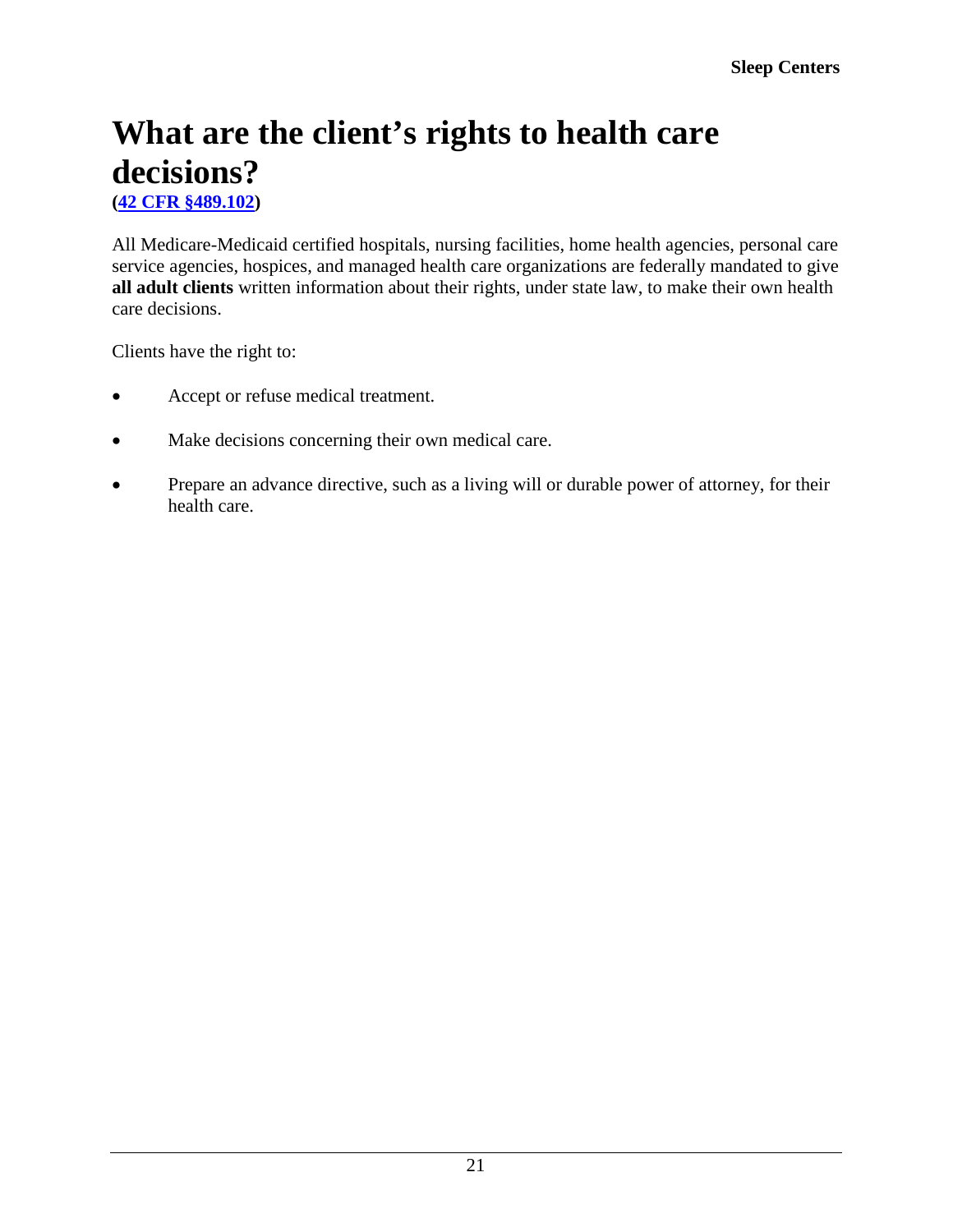# What are the client's rights to health care decisions?

**([42 CFR §489.102](#))**

All Medicare-Medicaid certified hospitals, nursing facilities, home health agencies, personal care service agencies, hospices, and managed health care organizations are federally mandated to give **all adult clients** written information about their rights, under state law, to make their own health care decisions.

Clients have the right to:

- Accept or refuse medical treatment.
- Make decisions concerning their own medical care.
- Prepare an advance directive, such as a living will or durable power of attorney, for their health care.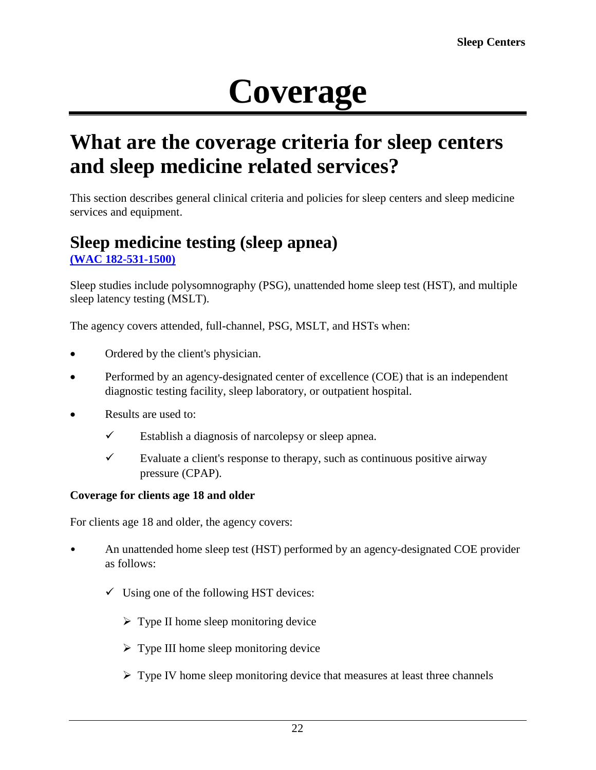# Coverage

## What are the coverage criteria for sleep centers and sleep medicine related services?

This section describes general clinical criteria and policies for sleep centers and sleep medicine services and equipment.

### Sleep medicine testing (sleep apnea)

[(WAC 182-531-1500)]

Sleep studies include polysomnography (PSG), unattended home sleep test (HST), and multiple sleep latency testing (MSLT).

The agency covers attended, full-channel, PSG, MSLT, and HSTs when:

- Ordered by the client's physician.
- Performed by an agency-designated center of excellence (COE) that is an independent diagnostic testing facility, sleep laboratory, or outpatient hospital.
- Results are used to:
  - ✓ Establish a diagnosis of narcolepsy or sleep apnea.
  - ✓ Evaluate a client's response to therapy, such as continuous positive airway pressure (CPAP).

**Coverage for clients age 18 and older**

For clients age 18 and older, the agency covers:

- An unattended home sleep test (HST) performed by an agency-designated COE provider as follows:
  - ✓ Using one of the following HST devices:
    - ➢ Type II home sleep monitoring device
    - ➢ Type III home sleep monitoring device
    - ➢ Type IV home sleep monitoring device that measures at least three channels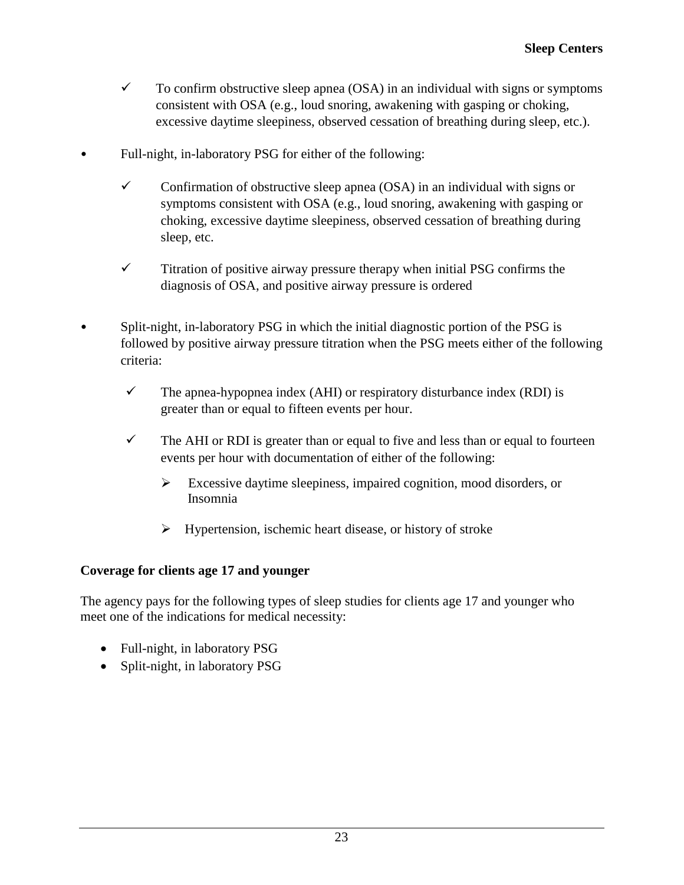- ✓ To confirm obstructive sleep apnea (OSA) in an individual with signs or symptoms consistent with OSA (e.g., loud snoring, awakening with gasping or choking, excessive daytime sleepiness, observed cessation of breathing during sleep, etc.).

- Full-night, in-laboratory PSG for either of the following:

  - ✓ Confirmation of obstructive sleep apnea (OSA) in an individual with signs or symptoms consistent with OSA (e.g., loud snoring, awakening with gasping or choking, excessive daytime sleepiness, observed cessation of breathing during sleep, etc.

  - ✓ Titration of positive airway pressure therapy when initial PSG confirms the diagnosis of OSA, and positive airway pressure is ordered

- Split-night, in-laboratory PSG in which the initial diagnostic portion of the PSG is followed by positive airway pressure titration when the PSG meets either of the following criteria:

  - ✓ The apnea-hypopnea index (AHI) or respiratory disturbance index (RDI) is greater than or equal to fifteen events per hour.

  - ✓ The AHI or RDI is greater than or equal to five and less than or equal to fourteen events per hour with documentation of either of the following:

    - ➢ Excessive daytime sleepiness, impaired cognition, mood disorders, or Insomnia

    - ➢ Hypertension, ischemic heart disease, or history of stroke

**Coverage for clients age 17 and younger**

The agency pays for the following types of sleep studies for clients age 17 and younger who meet one of the indications for medical necessity:

- Full-night, in laboratory PSG
- Split-night, in laboratory PSG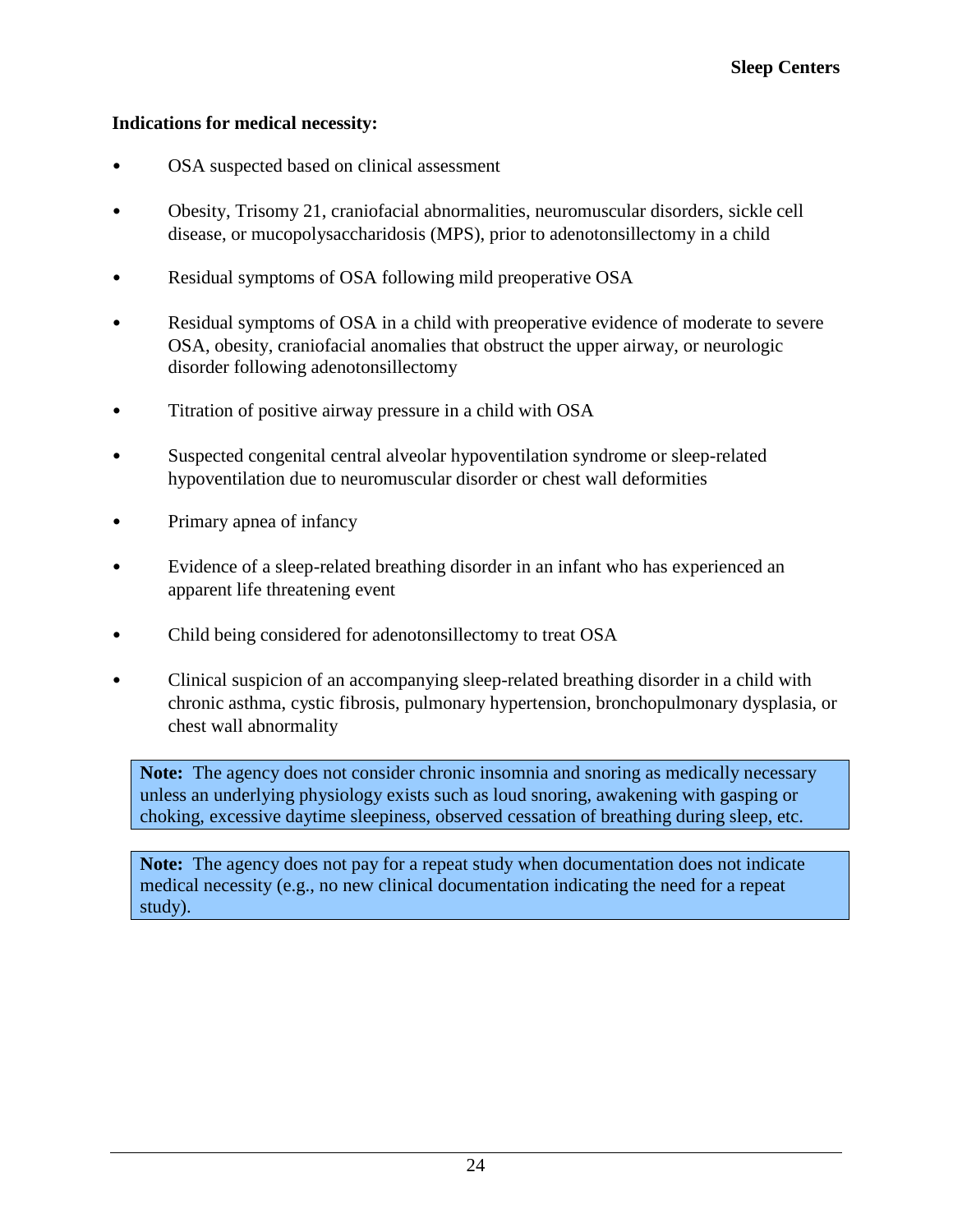**Indications for medical necessity:**

- OSA suspected based on clinical assessment
- Obesity, Trisomy 21, craniofacial abnormalities, neuromuscular disorders, sickle cell disease, or mucopolysaccharidosis (MPS), prior to adenotonsillectomy in a child
- Residual symptoms of OSA following mild preoperative OSA
- Residual symptoms of OSA in a child with preoperative evidence of moderate to severe OSA, obesity, craniofacial anomalies that obstruct the upper airway, or neurologic disorder following adenotonsillectomy
- Titration of positive airway pressure in a child with OSA
- Suspected congenital central alveolar hypoventilation syndrome or sleep-related hypoventilation due to neuromuscular disorder or chest wall deformities
- Primary apnea of infancy
- Evidence of a sleep-related breathing disorder in an infant who has experienced an apparent life threatening event
- Child being considered for adenotonsillectomy to treat OSA
- Clinical suspicion of an accompanying sleep-related breathing disorder in a child with chronic asthma, cystic fibrosis, pulmonary hypertension, bronchopulmonary dysplasia, or chest wall abnormality

> **Note:** The agency does not consider chronic insomnia and snoring as medically necessary unless an underlying physiology exists such as loud snoring, awakening with gasping or choking, excessive daytime sleepiness, observed cessation of breathing during sleep, etc.

> **Note:** The agency does not pay for a repeat study when documentation does not indicate medical necessity (e.g., no new clinical documentation indicating the need for a repeat study).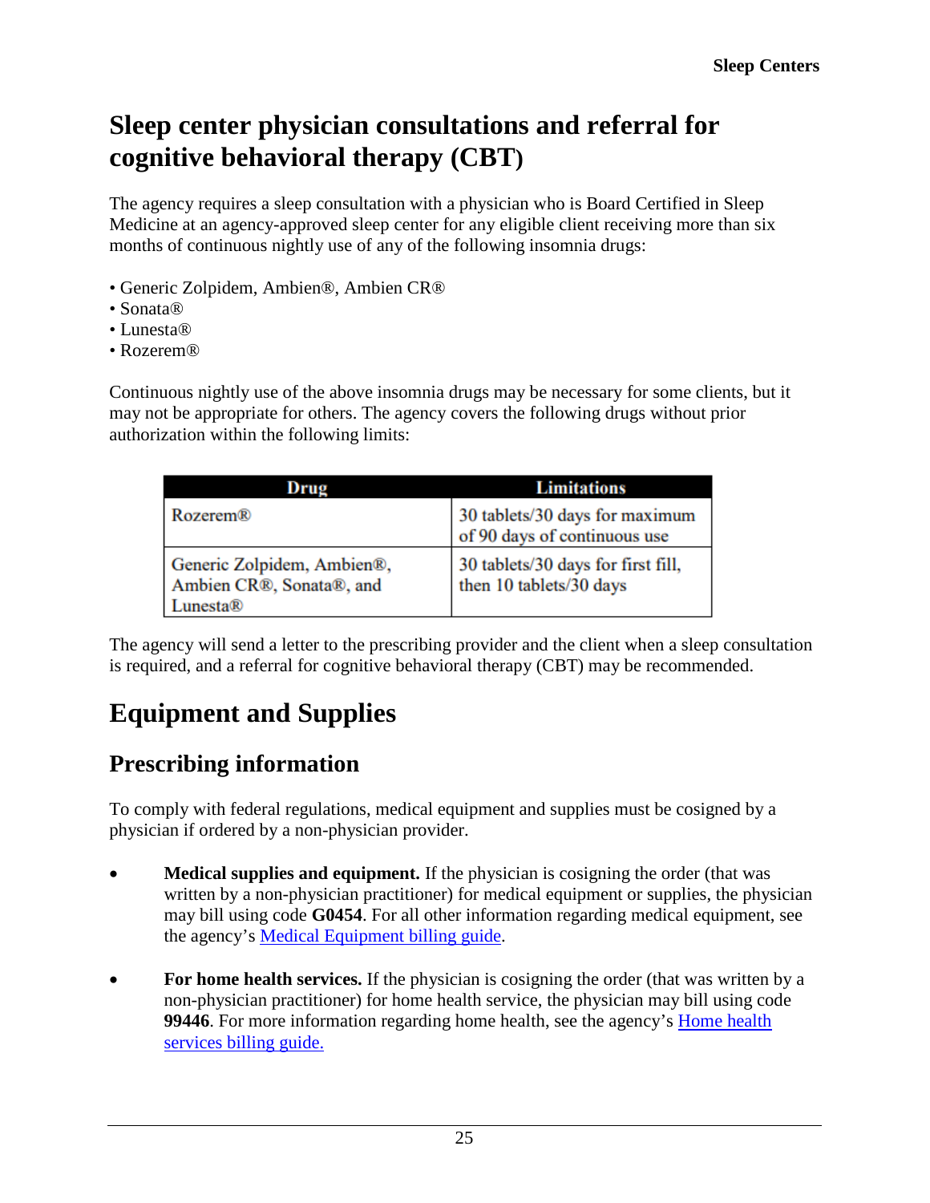# Sleep center physician consultations and referral for cognitive behavioral therapy (CBT)

The agency requires a sleep consultation with a physician who is Board Certified in Sleep Medicine at an agency-approved sleep center for any eligible client receiving more than six months of continuous nightly use of any of the following insomnia drugs:

- Generic Zolpidem, Ambien®, Ambien CR®
- Sonata®
- Lunesta®
- Rozerem®

Continuous nightly use of the above insomnia drugs may be necessary for some clients, but it may not be appropriate for others. The agency covers the following drugs without prior authorization within the following limits:

| Drug | Limitations |
|---|---|
| Rozerem® | 30 tablets/30 days for maximum of 90 days of continuous use |
| Generic Zolpidem, Ambien®, Ambien CR®, Sonata®, and Lunesta® | 30 tablets/30 days for first fill, then 10 tablets/30 days |

The agency will send a letter to the prescribing provider and the client when a sleep consultation is required, and a referral for cognitive behavioral therapy (CBT) may be recommended.

# Equipment and Supplies

## Prescribing information

To comply with federal regulations, medical equipment and supplies must be cosigned by a physician if ordered by a non-physician provider.

- **Medical supplies and equipment.** If the physician is cosigning the order (that was written by a non-physician practitioner) for medical equipment or supplies, the physician may bill using code **G0454**. For all other information regarding medical equipment, see the agency's Medical Equipment billing guide.

- **For home health services.** If the physician is cosigning the order (that was written by a non-physician practitioner) for home health service, the physician may bill using code **99446**. For more information regarding home health, see the agency's Home health services billing guide.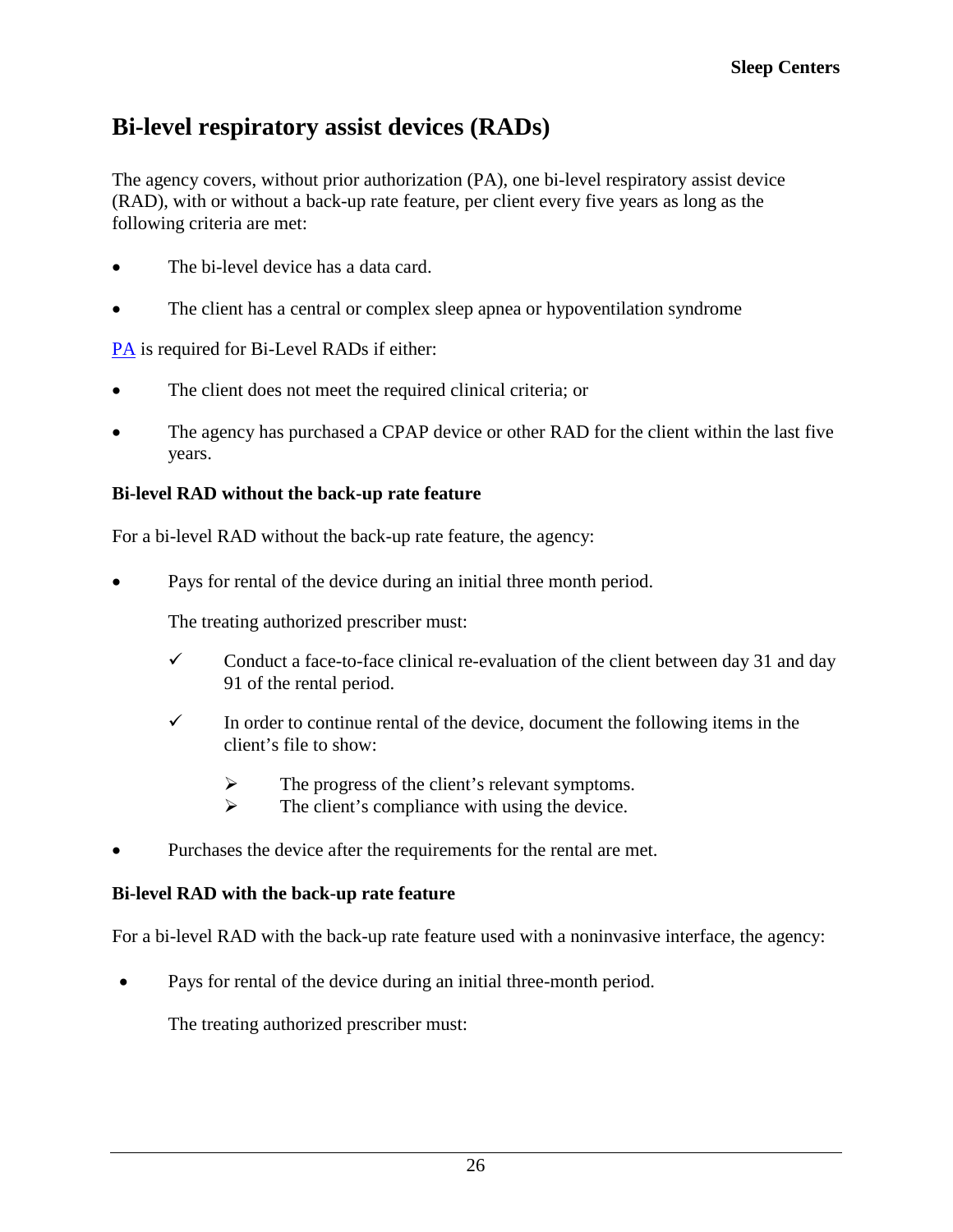## Bi-level respiratory assist devices (RADs)

The agency covers, without prior authorization (PA), one bi-level respiratory assist device (RAD), with or without a back-up rate feature, per client every five years as long as the following criteria are met:

- The bi-level device has a data card.
- The client has a central or complex sleep apnea or hypoventilation syndrome

[PA](#) is required for Bi-Level RADs if either:

- The client does not meet the required clinical criteria; or
- The agency has purchased a CPAP device or other RAD for the client within the last five years.

**Bi-level RAD without the back-up rate feature**

For a bi-level RAD without the back-up rate feature, the agency:

- Pays for rental of the device during an initial three month period.

  The treating authorized prescriber must:

  - ✓ Conduct a face-to-face clinical re-evaluation of the client between day 31 and day 91 of the rental period.
  - ✓ In order to continue rental of the device, document the following items in the client's file to show:
    - ➢ The progress of the client's relevant symptoms.
    - ➢ The client's compliance with using the device.

- Purchases the device after the requirements for the rental are met.

**Bi-level RAD with the back-up rate feature**

For a bi-level RAD with the back-up rate feature used with a noninvasive interface, the agency:

- Pays for rental of the device during an initial three-month period.

  The treating authorized prescriber must: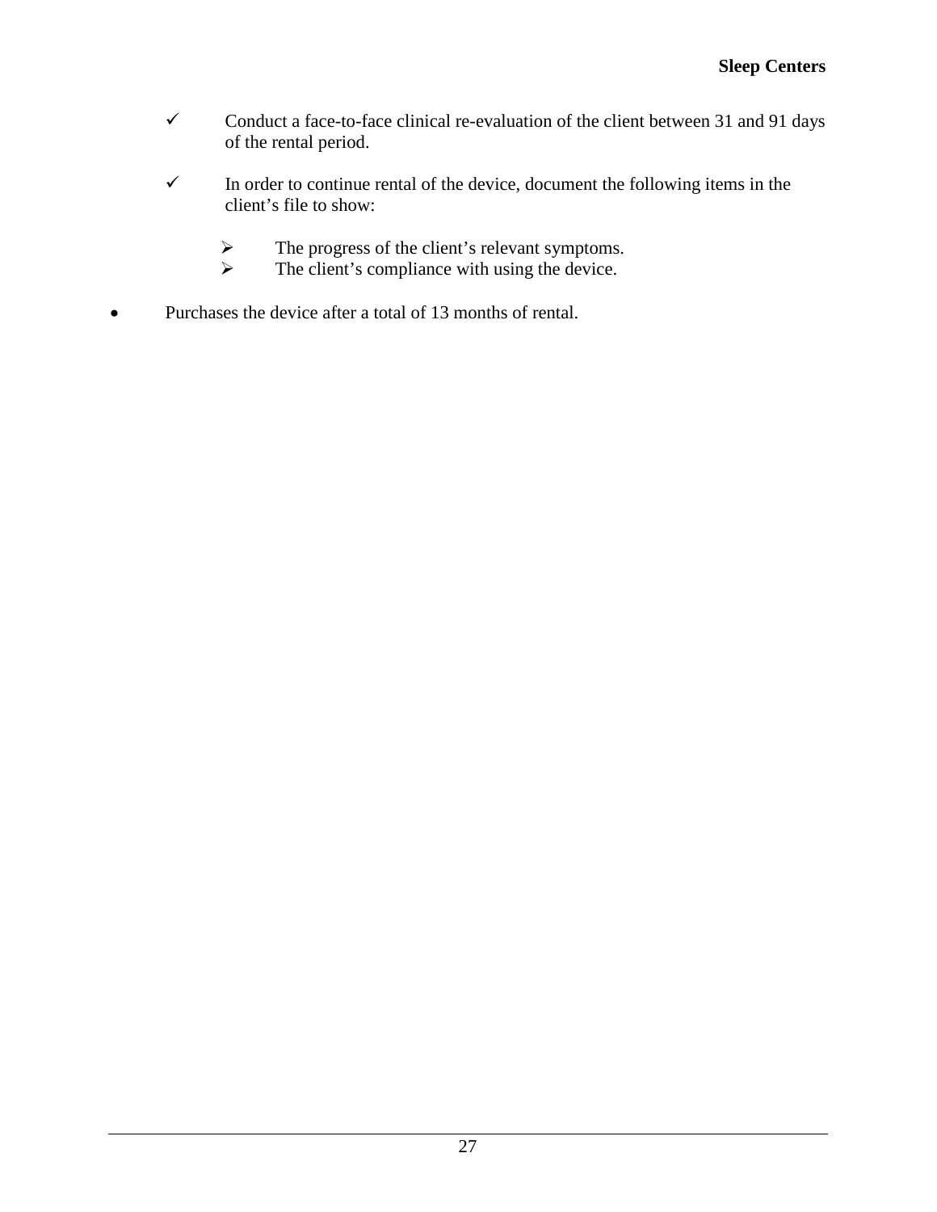- ✓ Conduct a face-to-face clinical re-evaluation of the client between 31 and 91 days of the rental period.
- ✓ In order to continue rental of the device, document the following items in the client's file to show:
  - ➢ The progress of the client's relevant symptoms.
  - ➢ The client's compliance with using the device.

- Purchases the device after a total of 13 months of rental.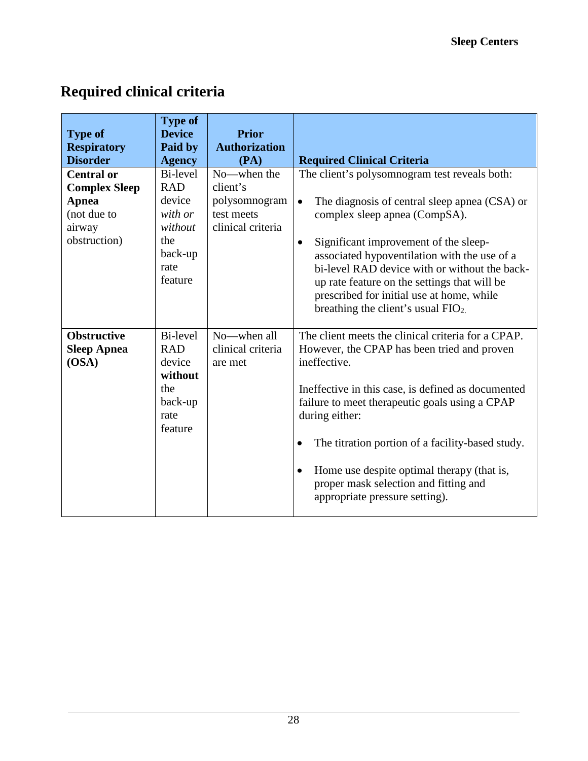## Required clinical criteria

| Type of Respiratory Disorder | Type of Device Paid by Agency | Prior Authorization (PA) | Required Clinical Criteria |
|---|---|---|---|
| **Central or Complex Sleep Apnea** (not due to airway obstruction) | Bi-level RAD device *with or without* the back-up rate feature | No—when the client's polysomnogram test meets clinical criteria | The client's polysomnogram test reveals both:<br>• The diagnosis of central sleep apnea (CSA) or complex sleep apnea (CompSA).<br>• Significant improvement of the sleep-associated hypoventilation with the use of a bi-level RAD device with or without the back-up rate feature on the settings that will be prescribed for initial use at home, while breathing the client's usual $FIO_2$. |
| **Obstructive Sleep Apnea (OSA)** | Bi-level RAD device **without** the back-up rate feature | No—when all clinical criteria are met | The client meets the clinical criteria for a CPAP. However, the CPAP has been tried and proven ineffective.<br><br>Ineffective in this case, is defined as documented failure to meet therapeutic goals using a CPAP during either:<br>• The titration portion of a facility-based study.<br>• Home use despite optimal therapy (that is, proper mask selection and fitting and appropriate pressure setting). |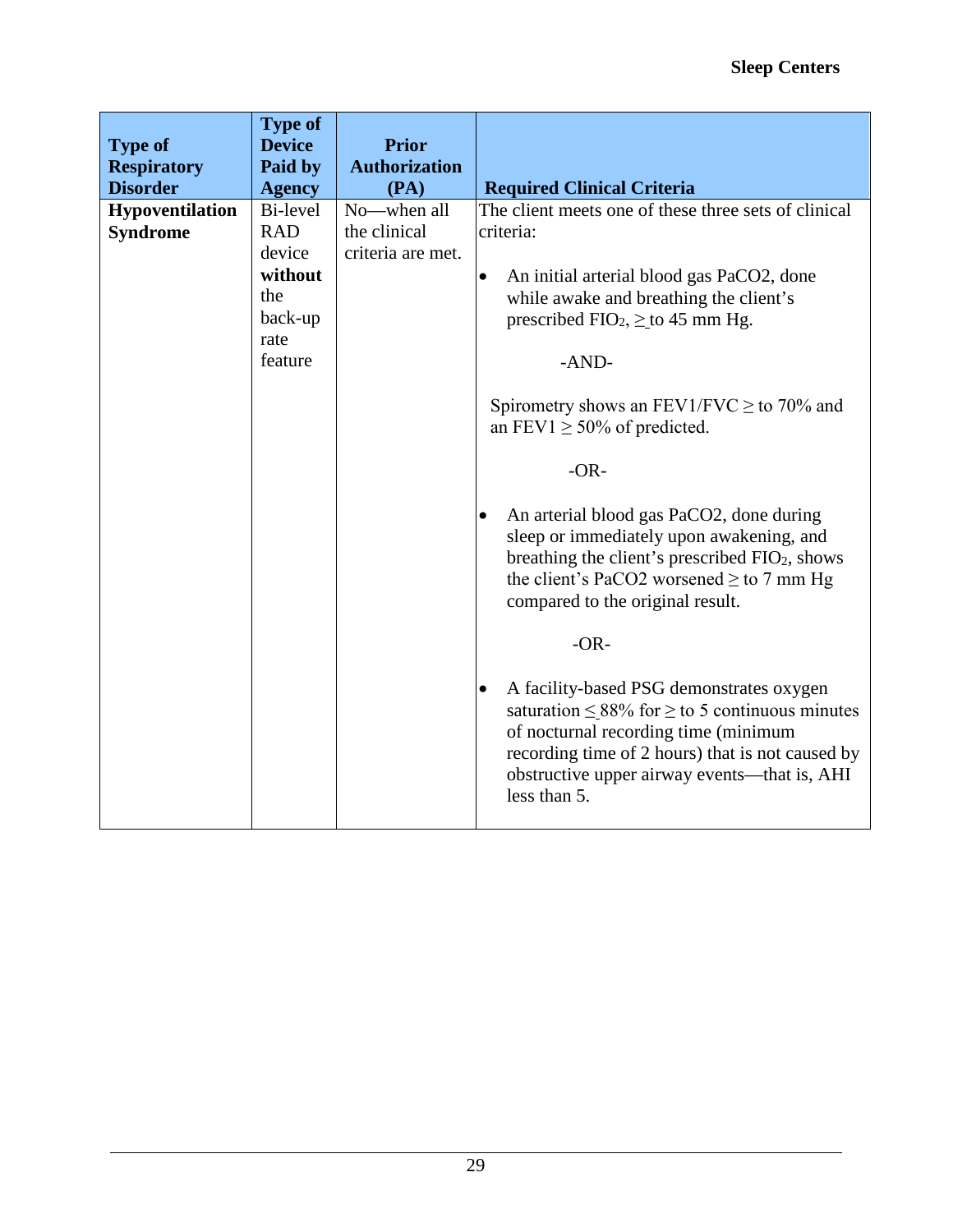| Type of Respiratory Disorder | Type of Device Paid by Agency | Prior Authorization (PA) | Required Clinical Criteria |
|---|---|---|---|
| **Hypoventilation Syndrome** | Bi-level RAD device **without** the back-up rate feature | No—when all the clinical criteria are met. | The client meets one of these three sets of clinical criteria:<br><br>• An initial arterial blood gas $PaCO_2$, done while awake and breathing the client's prescribed $FIO_2$, $\geq$ to 45 mm Hg.<br><br>-AND-<br><br>Spirometry shows an FEV1/FVC $\geq$ to 70% and an FEV1 $\geq$ 50% of predicted.<br><br>-OR-<br><br>• An arterial blood gas $PaCO_2$, done during sleep or immediately upon awakening, and breathing the client's prescribed $FIO_2$, shows the client's $PaCO_2$ worsened $\geq$ to 7 mm Hg compared to the original result.<br><br>-OR-<br><br>• A facility-based PSG demonstrates oxygen saturation $\leq$ 88% for $\geq$ to 5 continuous minutes of nocturnal recording time (minimum recording time of 2 hours) that is not caused by obstructive upper airway events—that is, AHI less than 5. |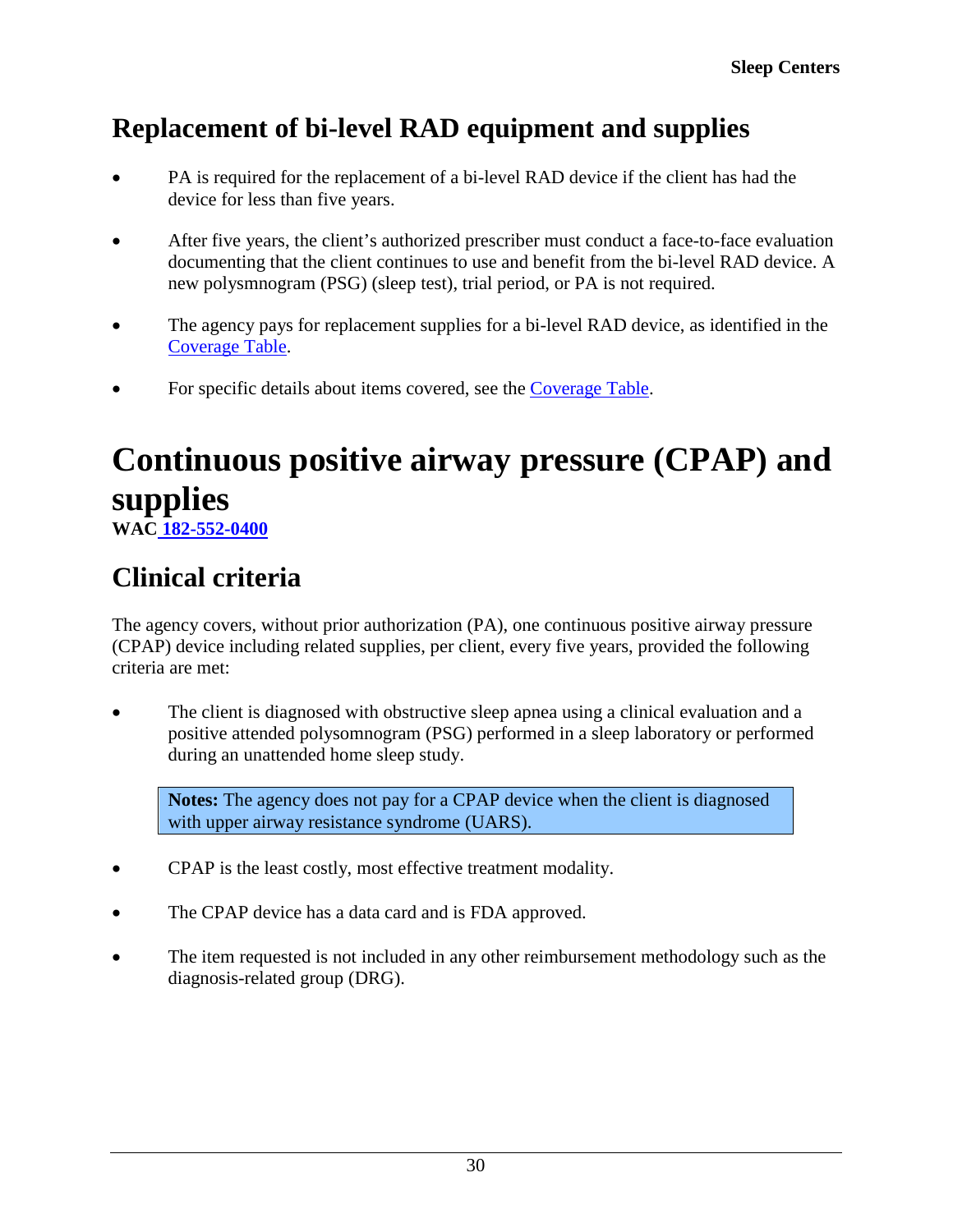## Replacement of bi-level RAD equipment and supplies

- PA is required for the replacement of a bi-level RAD device if the client has had the device for less than five years.
- After five years, the client's authorized prescriber must conduct a face-to-face evaluation documenting that the client continues to use and benefit from the bi-level RAD device. A new polysmnogram (PSG) (sleep test), trial period, or PA is not required.
- The agency pays for replacement supplies for a bi-level RAD device, as identified in the Coverage Table.
- For specific details about items covered, see the Coverage Table.

# Continuous positive airway pressure (CPAP) and supplies

**WAC 182-552-0400**

## Clinical criteria

The agency covers, without prior authorization (PA), one continuous positive airway pressure (CPAP) device including related supplies, per client, every five years, provided the following criteria are met:

- The client is diagnosed with obstructive sleep apnea using a clinical evaluation and a positive attended polysomnogram (PSG) performed in a sleep laboratory or performed during an unattended home sleep study.

  **Notes:** The agency does not pay for a CPAP device when the client is diagnosed with upper airway resistance syndrome (UARS).

- CPAP is the least costly, most effective treatment modality.
- The CPAP device has a data card and is FDA approved.
- The item requested is not included in any other reimbursement methodology such as the diagnosis-related group (DRG).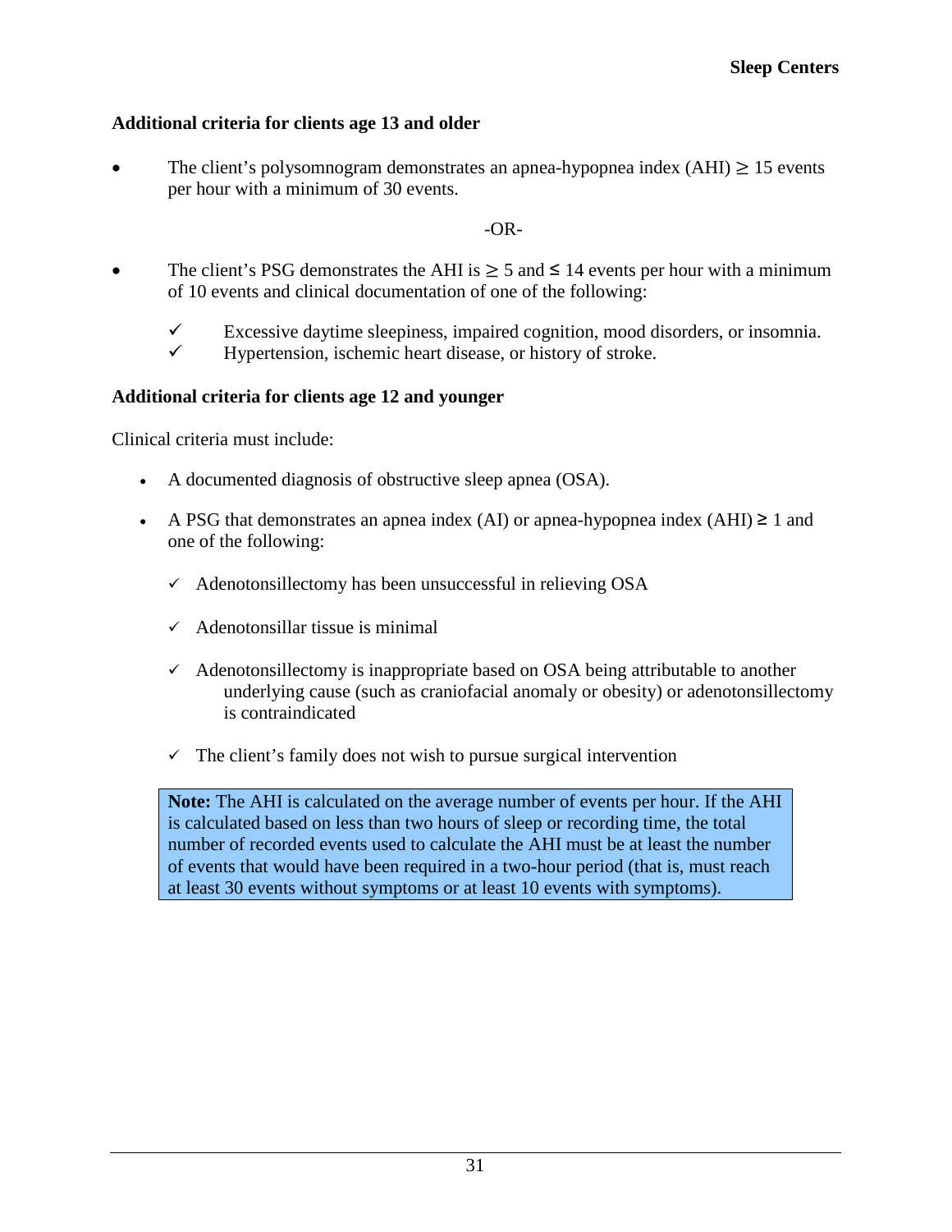### Additional criteria for clients age 13 and older

- The client's polysomnogram demonstrates an apnea-hypopnea index (AHI) $\geq$ 15 events per hour with a minimum of 30 events.

-OR-

- The client's PSG demonstrates the AHI is $\geq$ 5 and $\leq$ 14 events per hour with a minimum of 10 events and clinical documentation of one of the following:
  - ✓ Excessive daytime sleepiness, impaired cognition, mood disorders, or insomnia.
  - ✓ Hypertension, ischemic heart disease, or history of stroke.

### Additional criteria for clients age 12 and younger

Clinical criteria must include:

- A documented diagnosis of obstructive sleep apnea (OSA).
- A PSG that demonstrates an apnea index (AI) or apnea-hypopnea index (AHI) $\geq$ 1 and one of the following:
  - ✓ Adenotonsillectomy has been unsuccessful in relieving OSA
  - ✓ Adenotonsillar tissue is minimal
  - ✓ Adenotonsillectomy is inappropriate based on OSA being attributable to another underlying cause (such as craniofacial anomaly or obesity) or adenotonsillectomy is contraindicated
  - ✓ The client's family does not wish to pursue surgical intervention

> **Note:** The AHI is calculated on the average number of events per hour. If the AHI is calculated based on less than two hours of sleep or recording time, the total number of recorded events used to calculate the AHI must be at least the number of events that would have been required in a two-hour period (that is, must reach at least 30 events without symptoms or at least 10 events with symptoms).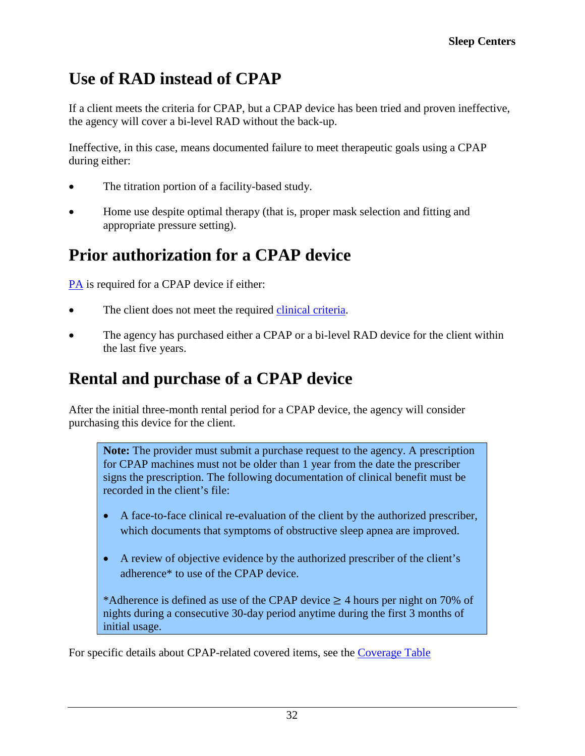## Use of RAD instead of CPAP

If a client meets the criteria for CPAP, but a CPAP device has been tried and proven ineffective, the agency will cover a bi-level RAD without the back-up.

Ineffective, in this case, means documented failure to meet therapeutic goals using a CPAP during either:

- The titration portion of a facility-based study.
- Home use despite optimal therapy (that is, proper mask selection and fitting and appropriate pressure setting).

## Prior authorization for a CPAP device

PA is required for a CPAP device if either:

- The client does not meet the required clinical criteria.
- The agency has purchased either a CPAP or a bi-level RAD device for the client within the last five years.

## Rental and purchase of a CPAP device

After the initial three-month rental period for a CPAP device, the agency will consider purchasing this device for the client.

> **Note:** The provider must submit a purchase request to the agency. A prescription for CPAP machines must not be older than 1 year from the date the prescriber signs the prescription. The following documentation of clinical benefit must be recorded in the client's file:
>
> - A face-to-face clinical re-evaluation of the client by the authorized prescriber, which documents that symptoms of obstructive sleep apnea are improved.
> - A review of objective evidence by the authorized prescriber of the client's adherence* to use of the CPAP device.
>
> *Adherence is defined as use of the CPAP device ≥ 4 hours per night on 70% of nights during a consecutive 30-day period anytime during the first 3 months of initial usage.

For specific details about CPAP-related covered items, see the Coverage Table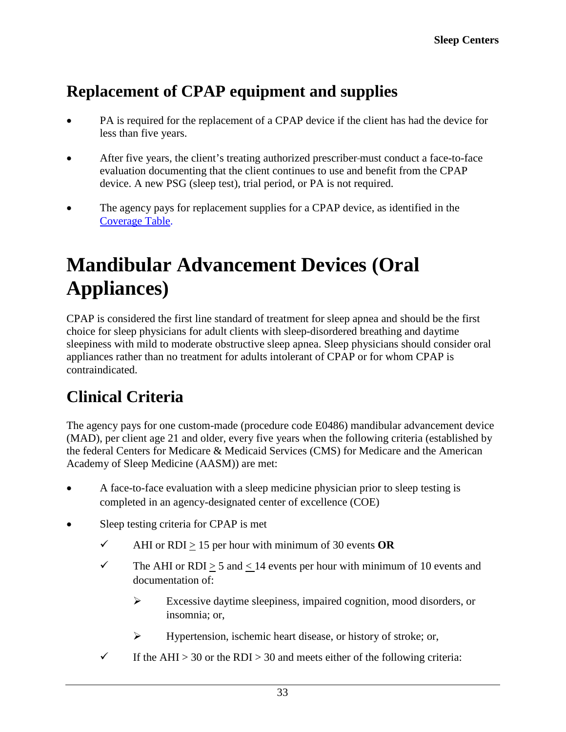## Replacement of CPAP equipment and supplies

- PA is required for the replacement of a CPAP device if the client has had the device for less than five years.
- After five years, the client's treating authorized prescriber must conduct a face-to-face evaluation documenting that the client continues to use and benefit from the CPAP device. A new PSG (sleep test), trial period, or PA is not required.
- The agency pays for replacement supplies for a CPAP device, as identified in the [Coverage Table](#).

# Mandibular Advancement Devices (Oral Appliances)

CPAP is considered the first line standard of treatment for sleep apnea and should be the first choice for sleep physicians for adult clients with sleep-disordered breathing and daytime sleepiness with mild to moderate obstructive sleep apnea. Sleep physicians should consider oral appliances rather than no treatment for adults intolerant of CPAP or for whom CPAP is contraindicated.

## Clinical Criteria

The agency pays for one custom-made (procedure code E0486) mandibular advancement device (MAD), per client age 21 and older, every five years when the following criteria (established by the federal Centers for Medicare & Medicaid Services (CMS) for Medicare and the American Academy of Sleep Medicine (AASM)) are met:

- A face-to-face evaluation with a sleep medicine physician prior to sleep testing is completed in an agency-designated center of excellence (COE)
- Sleep testing criteria for CPAP is met
  - ✓ AHI or RDI ≥ 15 per hour with minimum of 30 events **OR**
  - ✓ The AHI or RDI ≥ 5 and ≤ 14 events per hour with minimum of 10 events and documentation of:
    - ➢ Excessive daytime sleepiness, impaired cognition, mood disorders, or insomnia; or,
    - ➢ Hypertension, ischemic heart disease, or history of stroke; or,
  - ✓ If the AHI > 30 or the RDI > 30 and meets either of the following criteria: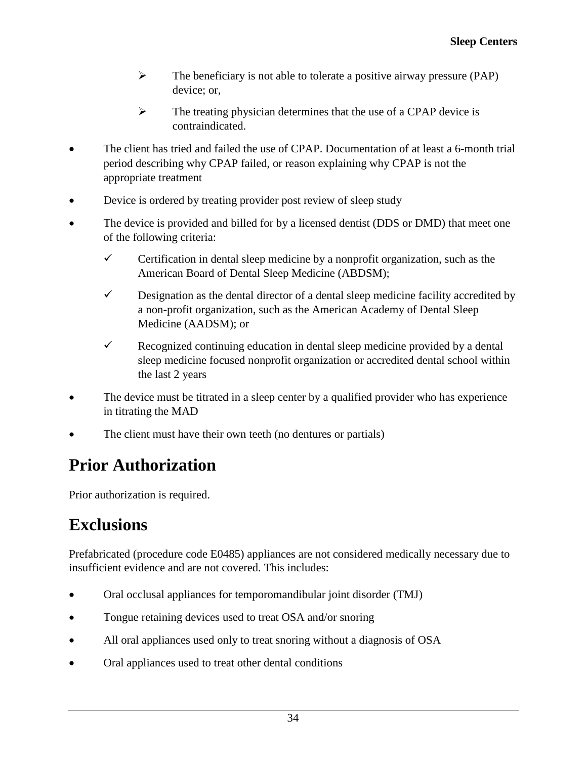- The beneficiary is not able to tolerate a positive airway pressure (PAP) device; or,
   - The treating physician determines that the use of a CPAP device is contraindicated.

- The client has tried and failed the use of CPAP. Documentation of at least a 6-month trial period describing why CPAP failed, or reason explaining why CPAP is not the appropriate treatment
- Device is ordered by treating provider post review of sleep study
- The device is provided and billed for by a licensed dentist (DDS or DMD) that meet one of the following criteria:
   - Certification in dental sleep medicine by a nonprofit organization, such as the American Board of Dental Sleep Medicine (ABDSM);
   - Designation as the dental director of a dental sleep medicine facility accredited by a non-profit organization, such as the American Academy of Dental Sleep Medicine (AADSM); or
   - Recognized continuing education in dental sleep medicine provided by a dental sleep medicine focused nonprofit organization or accredited dental school within the last 2 years
- The device must be titrated in a sleep center by a qualified provider who has experience in titrating the MAD
- The client must have their own teeth (no dentures or partials)

# Prior Authorization

Prior authorization is required.

# Exclusions

Prefabricated (procedure code E0485) appliances are not considered medically necessary due to insufficient evidence and are not covered. This includes:

- Oral occlusal appliances for temporomandibular joint disorder (TMJ)
- Tongue retaining devices used to treat OSA and/or snoring
- All oral appliances used only to treat snoring without a diagnosis of OSA
- Oral appliances used to treat other dental conditions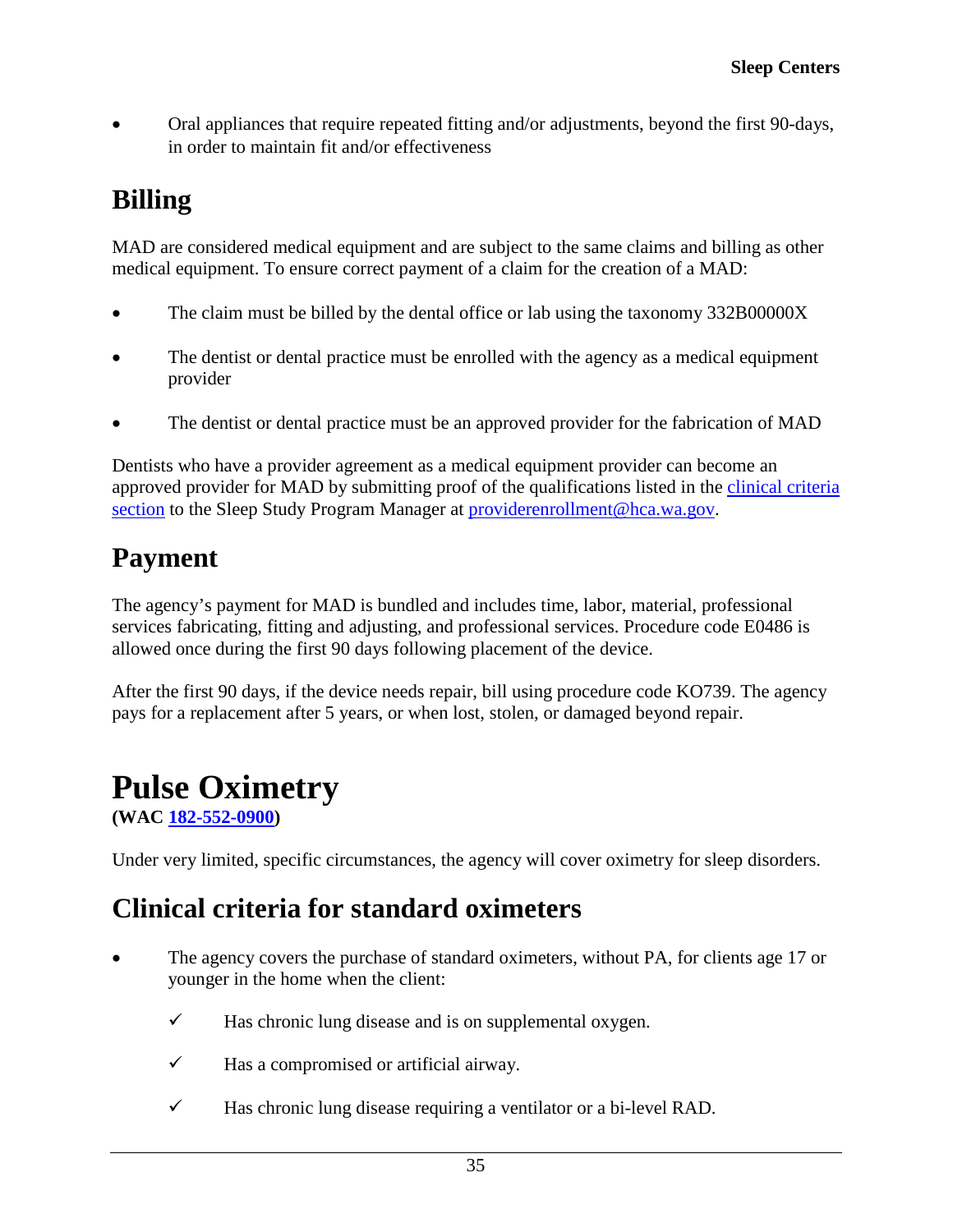- Oral appliances that require repeated fitting and/or adjustments, beyond the first 90-days, in order to maintain fit and/or effectiveness

## Billing

MAD are considered medical equipment and are subject to the same claims and billing as other medical equipment. To ensure correct payment of a claim for the creation of a MAD:

- The claim must be billed by the dental office or lab using the taxonomy 332B00000X
- The dentist or dental practice must be enrolled with the agency as a medical equipment provider
- The dentist or dental practice must be an approved provider for the fabrication of MAD

Dentists who have a provider agreement as a medical equipment provider can become an approved provider for MAD by submitting proof of the qualifications listed in the [clinical criteria section](#) to the Sleep Study Program Manager at [providerenrollment@hca.wa.gov](mailto:providerenrollment@hca.wa.gov).

## Payment

The agency's payment for MAD is bundled and includes time, labor, material, professional services fabricating, fitting and adjusting, and professional services. Procedure code E0486 is allowed once during the first 90 days following placement of the device.

After the first 90 days, if the device needs repair, bill using procedure code KO739. The agency pays for a replacement after 5 years, or when lost, stolen, or damaged beyond repair.

# Pulse Oximetry

**(WAC [182-552-0900](#))**

Under very limited, specific circumstances, the agency will cover oximetry for sleep disorders.

## Clinical criteria for standard oximeters

- The agency covers the purchase of standard oximeters, without PA, for clients age 17 or younger in the home when the client:
  - ✓ Has chronic lung disease and is on supplemental oxygen.
  - ✓ Has a compromised or artificial airway.
  - ✓ Has chronic lung disease requiring a ventilator or a bi-level RAD.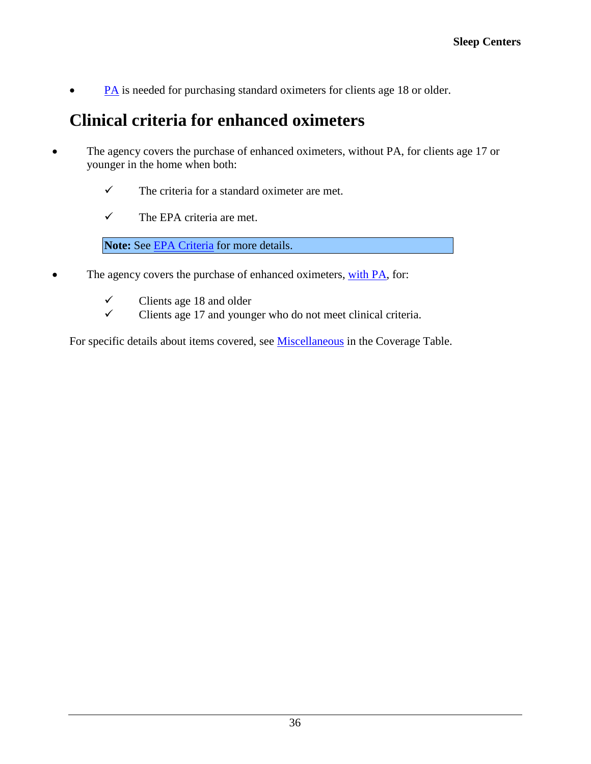- PA is needed for purchasing standard oximeters for clients age 18 or older.

## Clinical criteria for enhanced oximeters

- The agency covers the purchase of enhanced oximeters, without PA, for clients age 17 or younger in the home when both:
  - ✓ The criteria for a standard oximeter are met.
  - ✓ The EPA criteria are met.

  **Note:** See EPA Criteria for more details.

- The agency covers the purchase of enhanced oximeters, with PA, for:
  - ✓ Clients age 18 and older
  - ✓ Clients age 17 and younger who do not meet clinical criteria.

For specific details about items covered, see Miscellaneous in the Coverage Table.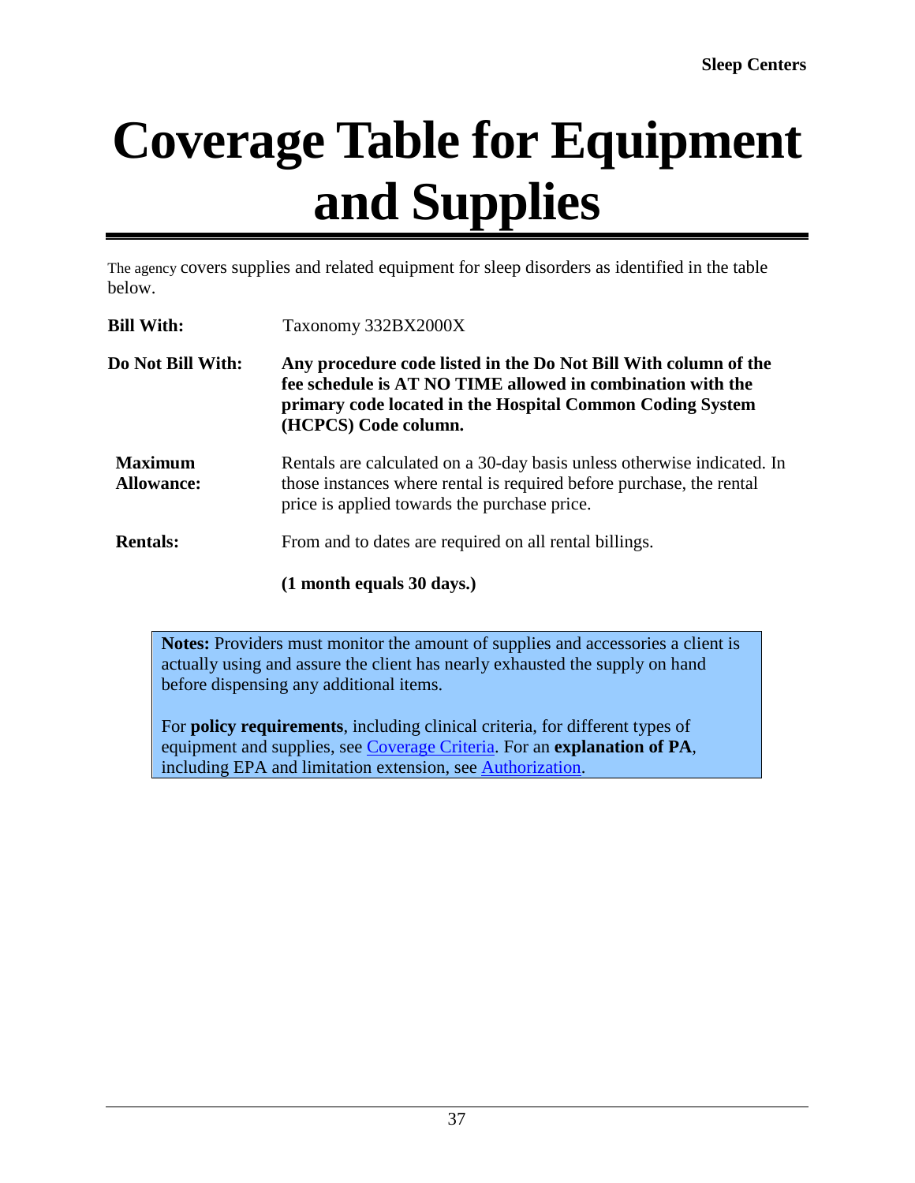# Coverage Table for Equipment and Supplies

The agency covers supplies and related equipment for sleep disorders as identified in the table below.

| | |
|---|---|
| **Bill With:** | Taxonomy 332BX2000X |
| **Do Not Bill With:** | **Any procedure code listed in the Do Not Bill With column of the fee schedule is AT NO TIME allowed in combination with the primary code located in the Hospital Common Coding System (HCPCS) Code column.** |
| **Maximum Allowance:** | Rentals are calculated on a 30-day basis unless otherwise indicated. In those instances where rental is required before purchase, the rental price is applied towards the purchase price. |
| **Rentals:** | From and to dates are required on all rental billings.<br><br>**(1 month equals 30 days.)** |

**Notes:** Providers must monitor the amount of supplies and accessories a client is actually using and assure the client has nearly exhausted the supply on hand before dispensing any additional items.

For **policy requirements**, including clinical criteria, for different types of equipment and supplies, see Coverage Criteria. For an **explanation of PA**, including EPA and limitation extension, see Authorization.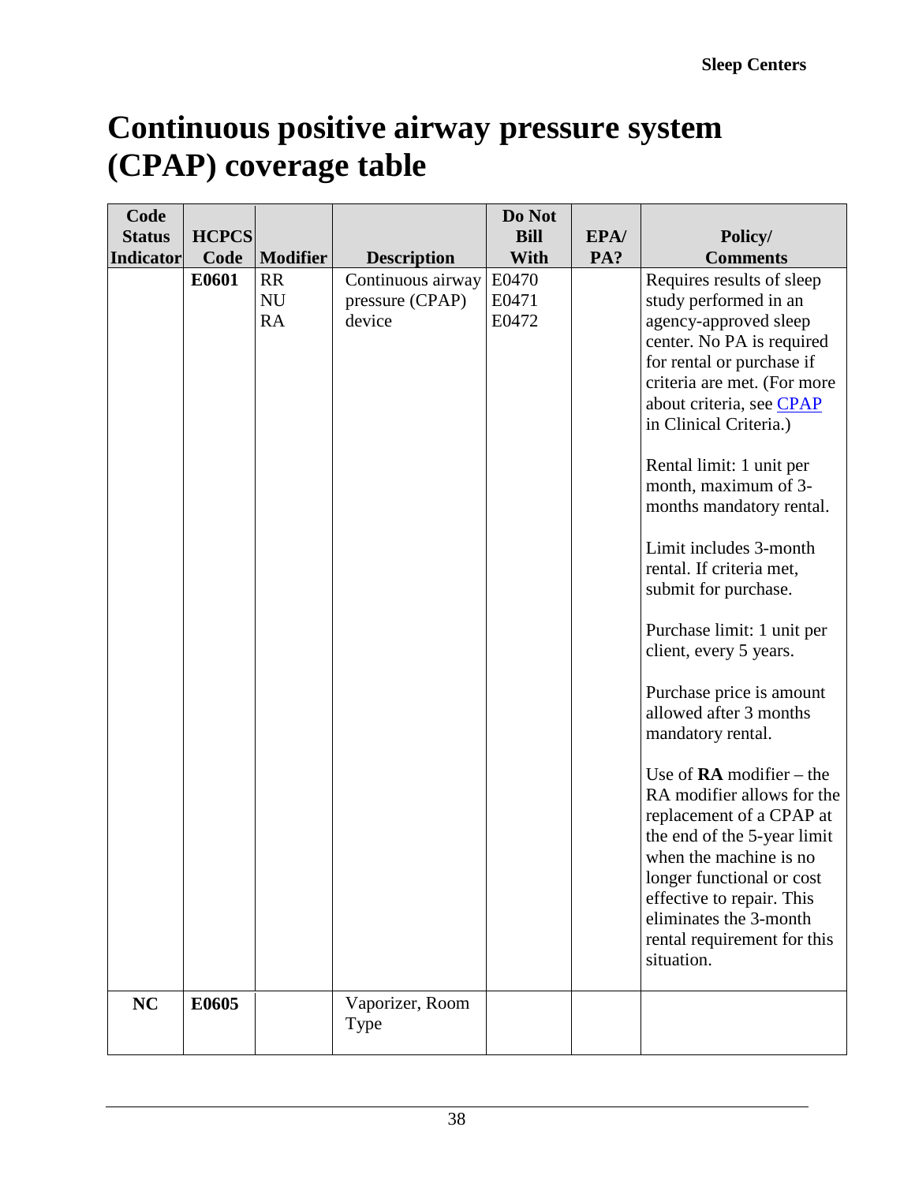# Continuous positive airway pressure system (CPAP) coverage table

| Code Status Indicator | HCPCS Code | Modifier | Description | Do Not Bill With | EPA/ PA? | Policy/ Comments |
|---|---|---|---|---|---|---|
| | **E0601** | RR<br>NU<br>RA | Continuous airway pressure (CPAP) device | E0470<br>E0471<br>E0472 | | Requires results of sleep study performed in an agency-approved sleep center. No PA is required for rental or purchase if criteria are met. (For more about criteria, see CPAP in Clinical Criteria.)<br><br>Rental limit: 1 unit per month, maximum of 3-months mandatory rental.<br><br>Limit includes 3-month rental. If criteria met, submit for purchase.<br><br>Purchase limit: 1 unit per client, every 5 years.<br><br>Purchase price is amount allowed after 3 months mandatory rental.<br><br>Use of **RA** modifier – the RA modifier allows for the replacement of a CPAP at the end of the 5-year limit when the machine is no longer functional or cost effective to repair. This eliminates the 3-month rental requirement for this situation. |
| **NC** | **E0605** | | Vaporizer, Room Type | | | |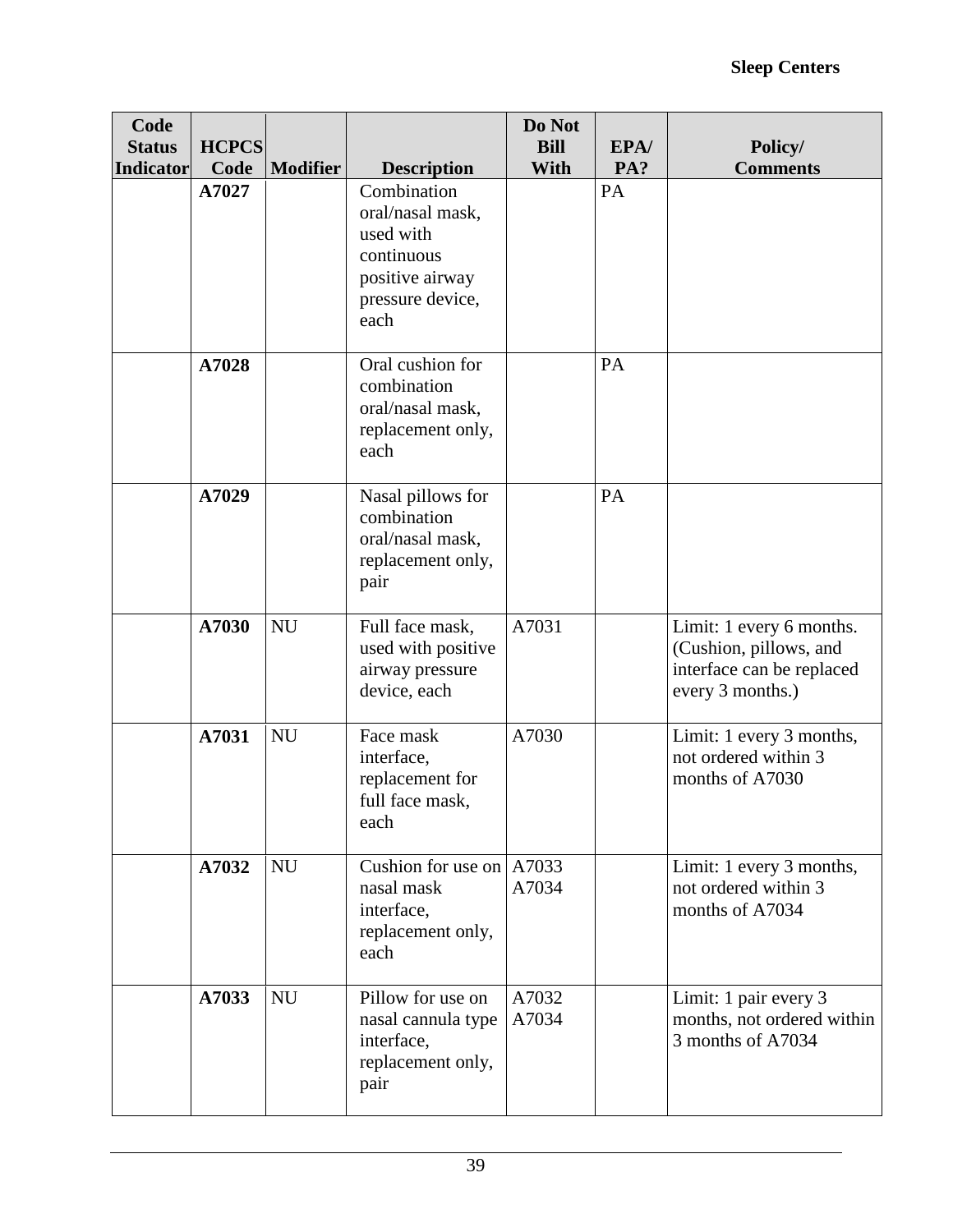| Code Status Indicator | HCPCS Code | Modifier | Description | Do Not Bill With | EPA/ PA? | Policy/ Comments |
|---|---|---|---|---|---|---|
| | **A7027** | | Combination oral/nasal mask, used with continuous positive airway pressure device, each | | PA | |
| | **A7028** | | Oral cushion for combination oral/nasal mask, replacement only, each | | PA | |
| | **A7029** | | Nasal pillows for combination oral/nasal mask, replacement only, pair | | PA | |
| | **A7030** | NU | Full face mask, used with positive airway pressure device, each | A7031 | | Limit: 1 every 6 months. (Cushion, pillows, and interface can be replaced every 3 months.) |
| | **A7031** | NU | Face mask interface, replacement for full face mask, each | A7030 | | Limit: 1 every 3 months, not ordered within 3 months of A7030 |
| | **A7032** | NU | Cushion for use on nasal mask interface, replacement only, each | A7033 A7034 | | Limit: 1 every 3 months, not ordered within 3 months of A7034 |
| | **A7033** | NU | Pillow for use on nasal cannula type interface, replacement only, pair | A7032 A7034 | | Limit: 1 pair every 3 months, not ordered within 3 months of A7034 |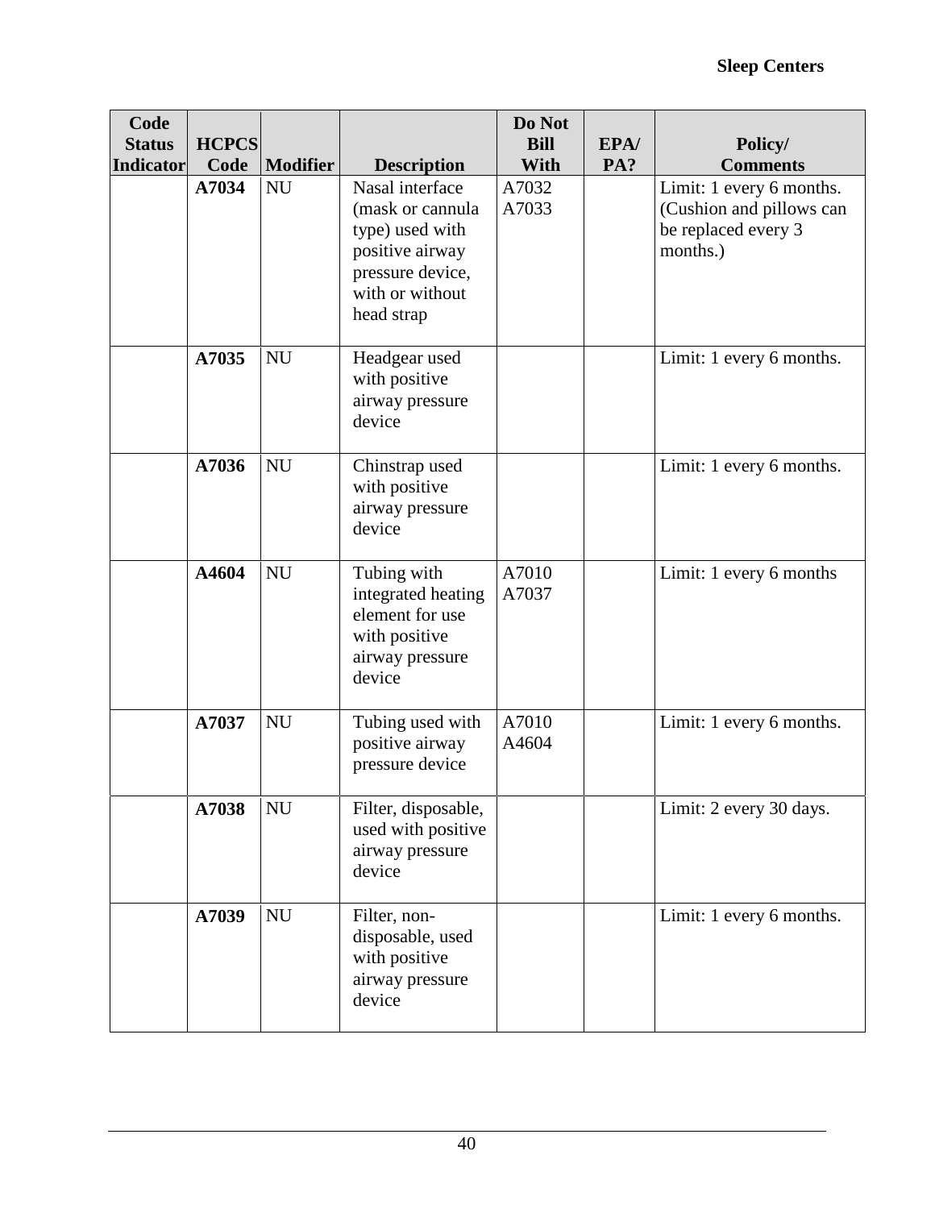| Code Status Indicator | HCPCS Code | Modifier | Description | Do Not Bill With | EPA/ PA? | Policy/ Comments |
|---|---|---|---|---|---|---|
| | **A7034** | NU | Nasal interface (mask or cannula type) used with positive airway pressure device, with or without head strap | A7032 A7033 | | Limit: 1 every 6 months. (Cushion and pillows can be replaced every 3 months.) |
| | **A7035** | NU | Headgear used with positive airway pressure device | | | Limit: 1 every 6 months. |
| | **A7036** | NU | Chinstrap used with positive airway pressure device | | | Limit: 1 every 6 months. |
| | **A4604** | NU | Tubing with integrated heating element for use with positive airway pressure device | A7010 A7037 | | Limit: 1 every 6 months |
| | **A7037** | NU | Tubing used with positive airway pressure device | A7010 A4604 | | Limit: 1 every 6 months. |
| | **A7038** | NU | Filter, disposable, used with positive airway pressure device | | | Limit: 2 every 30 days. |
| | **A7039** | NU | Filter, non-disposable, used with positive airway pressure device | | | Limit: 1 every 6 months. |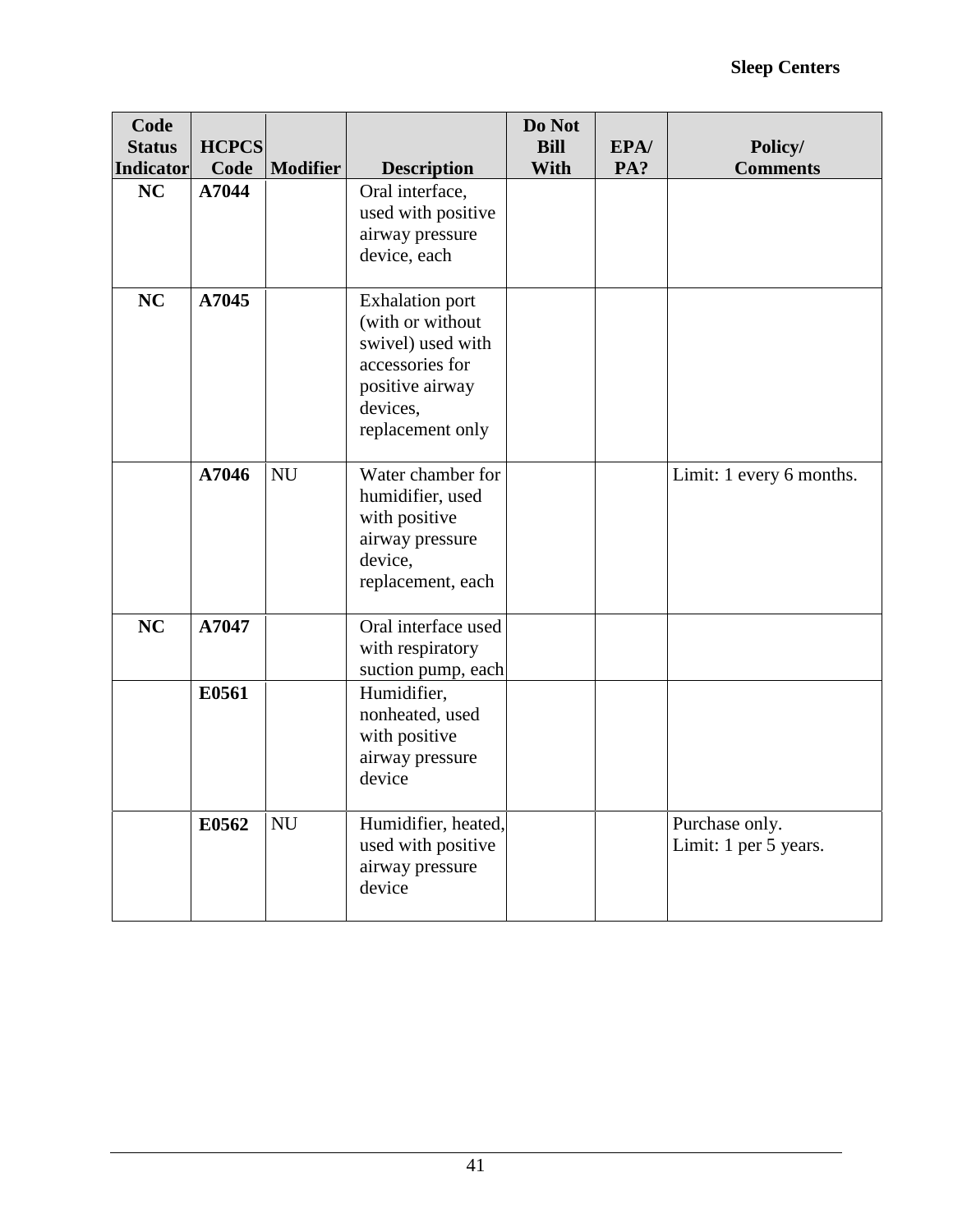| Code Status Indicator | HCPCS Code | Modifier | Description | Do Not Bill With | EPA/ PA? | Policy/ Comments |
|---|---|---|---|---|---|---|
| NC | A7044 | | Oral interface, used with positive airway pressure device, each | | | |
| NC | A7045 | | Exhalation port (with or without swivel) used with accessories for positive airway devices, replacement only | | | |
| | A7046 | NU | Water chamber for humidifier, used with positive airway pressure device, replacement, each | | | Limit: 1 every 6 months. |
| NC | A7047 | | Oral interface used with respiratory suction pump, each | | | |
| | E0561 | | Humidifier, nonheated, used with positive airway pressure device | | | |
| | E0562 | NU | Humidifier, heated, used with positive airway pressure device | | | Purchase only.<br>Limit: 1 per 5 years. |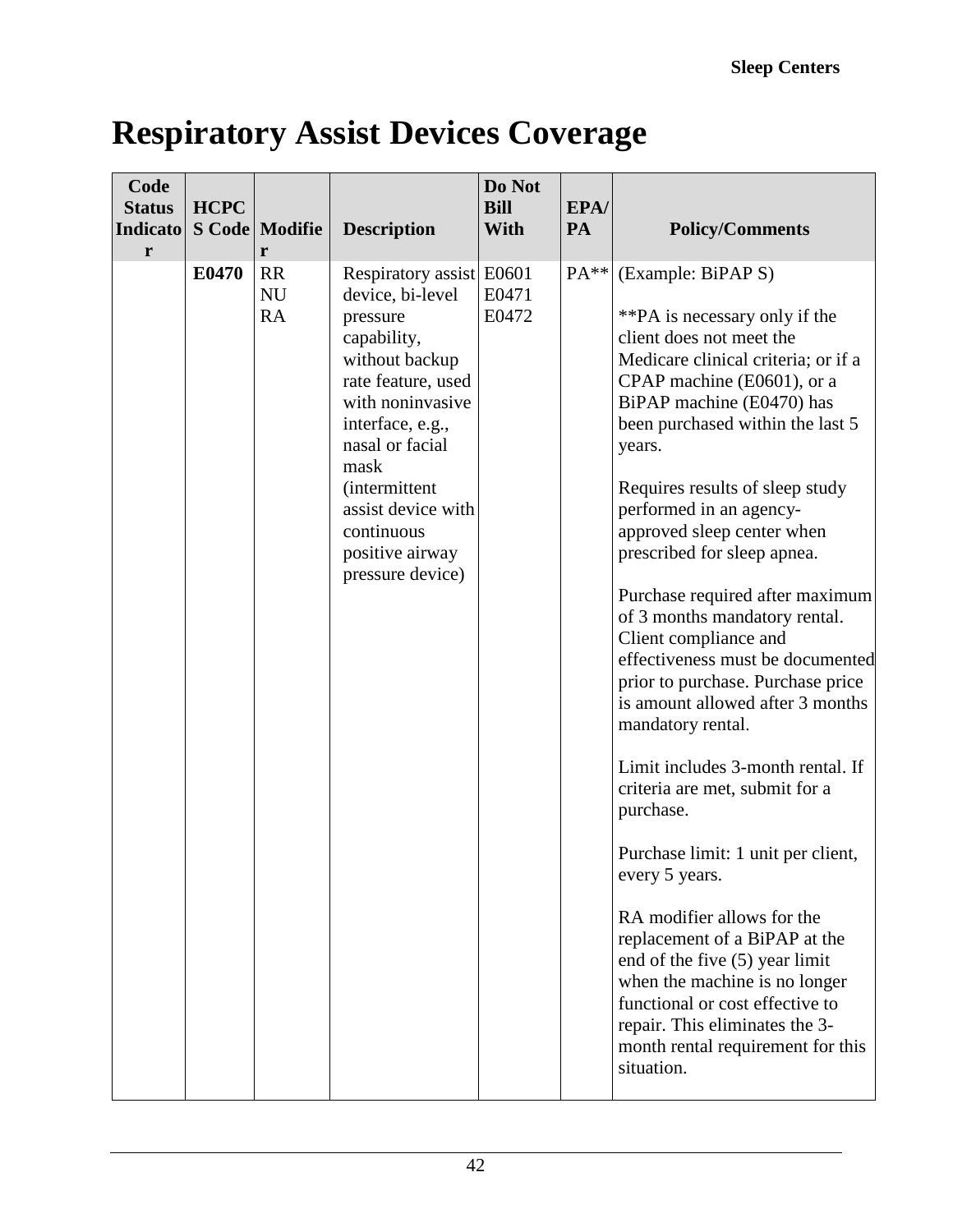# Respiratory Assist Devices Coverage

| Code Status Indicator | HCPCS Code | Modifier | Description | Do Not Bill With | EPA/ PA | Policy/Comments |
|---|---|---|---|---|---|---|
| | **E0470** | RR<br>NU<br>RA | Respiratory assist device, bi-level pressure capability, without backup rate feature, used with noninvasive interface, e.g., nasal or facial mask (intermittent assist device with continuous positive airway pressure device) | E0601<br>E0471<br>E0472 | PA** | (Example: BiPAP S)<br><br>**PA is necessary only if the client does not meet the Medicare clinical criteria; or if a CPAP machine (E0601), or a BiPAP machine (E0470) has been purchased within the last 5 years.<br><br>Requires results of sleep study performed in an agency-approved sleep center when prescribed for sleep apnea.<br><br>Purchase required after maximum of 3 months mandatory rental. Client compliance and effectiveness must be documented prior to purchase. Purchase price is amount allowed after 3 months mandatory rental.<br><br>Limit includes 3-month rental. If criteria are met, submit for a purchase.<br><br>Purchase limit: 1 unit per client, every 5 years.<br><br>RA modifier allows for the replacement of a BiPAP at the end of the five (5) year limit when the machine is no longer functional or cost effective to repair. This eliminates the 3-month rental requirement for this situation. |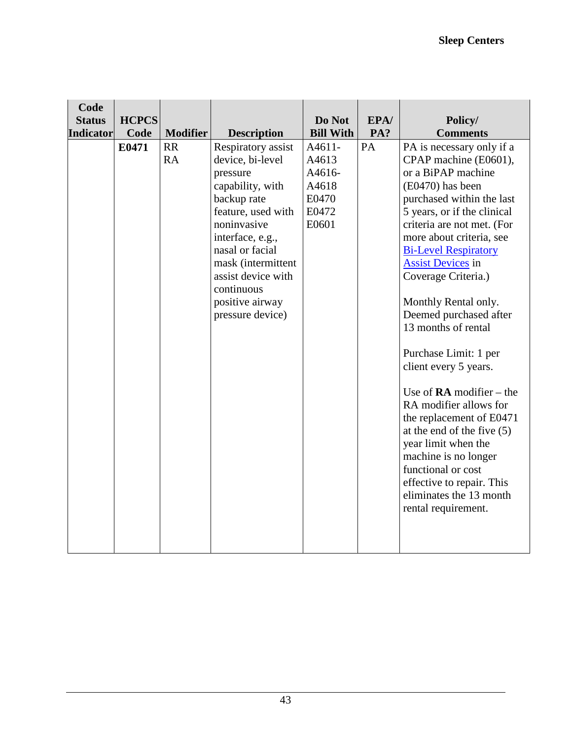| Code Status Indicator | HCPCS Code | Modifier | Description | Do Not Bill With | EPA/ PA? | Policy/ Comments |
|---|---|---|---|---|---|---|
| | **E0471** | RR<br>RA | Respiratory assist device, bi-level pressure capability, with backup rate feature, used with noninvasive interface, e.g., nasal or facial mask (intermittent assist device with continuous positive airway pressure device) | A4611-A4613<br>A4616-A4618<br>E0470<br>E0472<br>E0601 | PA | PA is necessary only if a CPAP machine (E0601), or a BiPAP machine (E0470) has been purchased within the last 5 years, or if the clinical criteria are not met. (For more about criteria, see Bi-Level Respiratory Assist Devices in Coverage Criteria.)<br><br>Monthly Rental only. Deemed purchased after 13 months of rental<br><br>Purchase Limit: 1 per client every 5 years.<br><br>Use of **RA** modifier – the RA modifier allows for the replacement of E0471 at the end of the five (5) year limit when the machine is no longer functional or cost effective to repair. This eliminates the 13 month rental requirement. |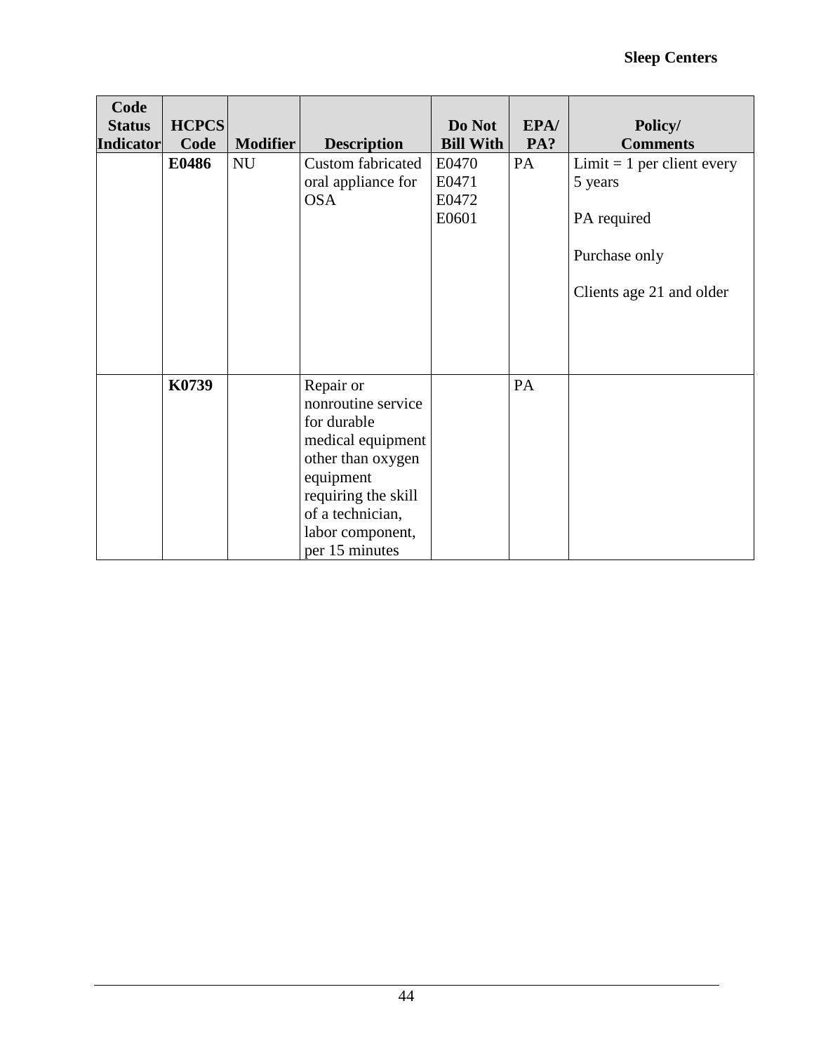| Code Status Indicator | HCPCS Code | Modifier | Description | Do Not Bill With | EPA/ PA? | Policy/ Comments |
|---|---|---|---|---|---|---|
| | **E0486** | NU | Custom fabricated oral appliance for OSA | E0470 E0471 E0472 E0601 | PA | Limit = 1 per client every 5 years<br><br>PA required<br><br>Purchase only<br><br>Clients age 21 and older |
| | **K0739** | | Repair or nonroutine service for durable medical equipment other than oxygen equipment requiring the skill of a technician, labor component, per 15 minutes | | PA | |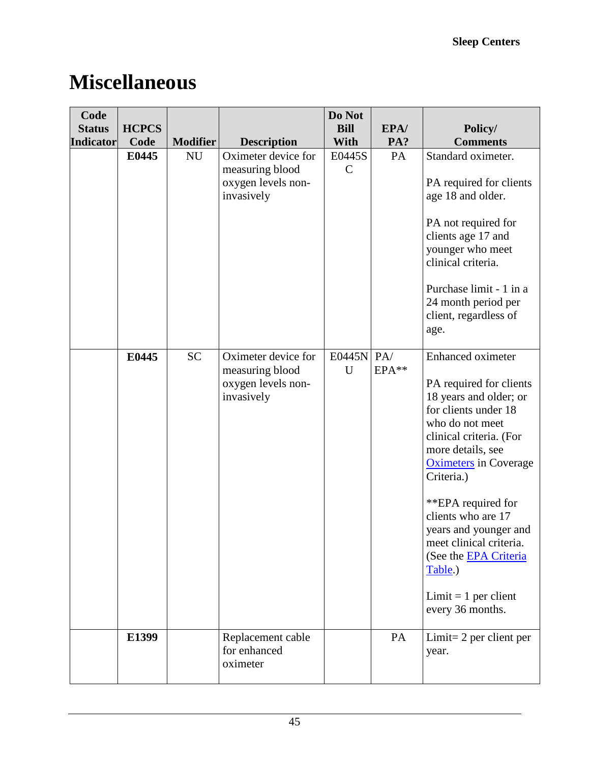# Miscellaneous

| Code Status Indicator | HCPCS Code | Modifier | Description | Do Not Bill With | EPA/ PA? | Policy/ Comments |
|---|---|---|---|---|---|---|
| | **E0445** | NU | Oximeter device for measuring blood oxygen levels non-invasively | E0445SC | PA | Standard oximeter.<br><br>PA required for clients age 18 and older.<br><br>PA not required for clients age 17 and younger who meet clinical criteria.<br><br>Purchase limit - 1 in a 24 month period per client, regardless of age. |
| | **E0445** | SC | Oximeter device for measuring blood oxygen levels non-invasively | E0445NU | PA/ EPA** | Enhanced oximeter<br><br>PA required for clients 18 years and older; or for clients under 18 who do not meet clinical criteria. (For more details, see Oximeters in Coverage Criteria.)<br><br>**EPA required for clients who are 17 years and younger and meet clinical criteria. (See the EPA Criteria Table.)<br><br>Limit = 1 per client every 36 months. |
| | **E1399** | | Replacement cable for enhanced oximeter | | PA | Limit= 2 per client per year. |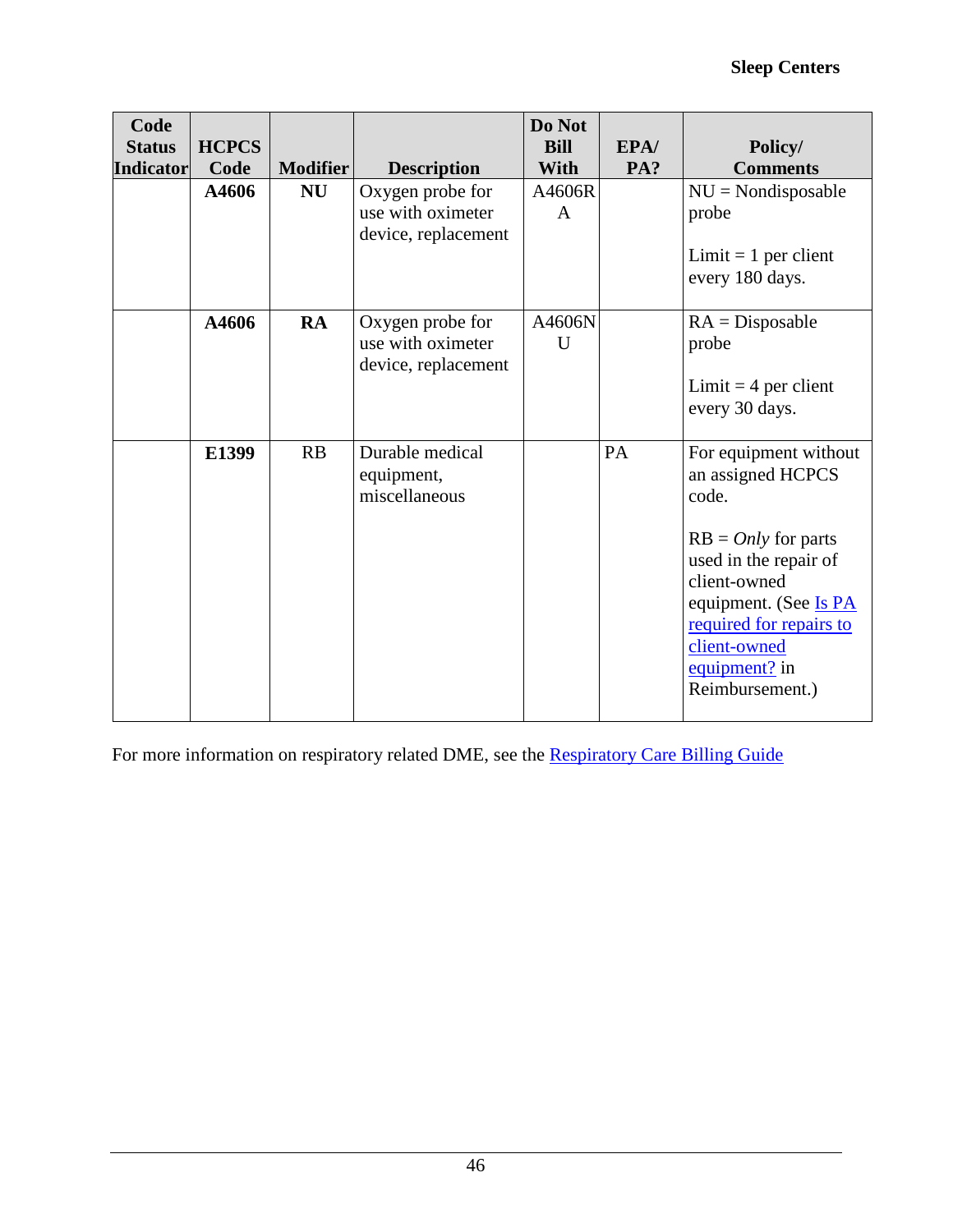| Code Status Indicator | HCPCS Code | Modifier | Description | Do Not Bill With | EPA/ PA? | Policy/ Comments |
|---|---|---|---|---|---|---|
| | **A4606** | **NU** | Oxygen probe for use with oximeter device, replacement | A4606RA | | NU = Nondisposable probe<br><br>Limit = 1 per client every 180 days. |
| | **A4606** | **RA** | Oxygen probe for use with oximeter device, replacement | A4606NU | | RA = Disposable probe<br><br>Limit = 4 per client every 30 days. |
| | **E1399** | RB | Durable medical equipment, miscellaneous | | PA | For equipment without an assigned HCPCS code.<br><br>RB = *Only* for parts used in the repair of client-owned equipment. (See Is PA required for repairs to client-owned equipment? in Reimbursement.) |

For more information on respiratory related DME, see the Respiratory Care Billing Guide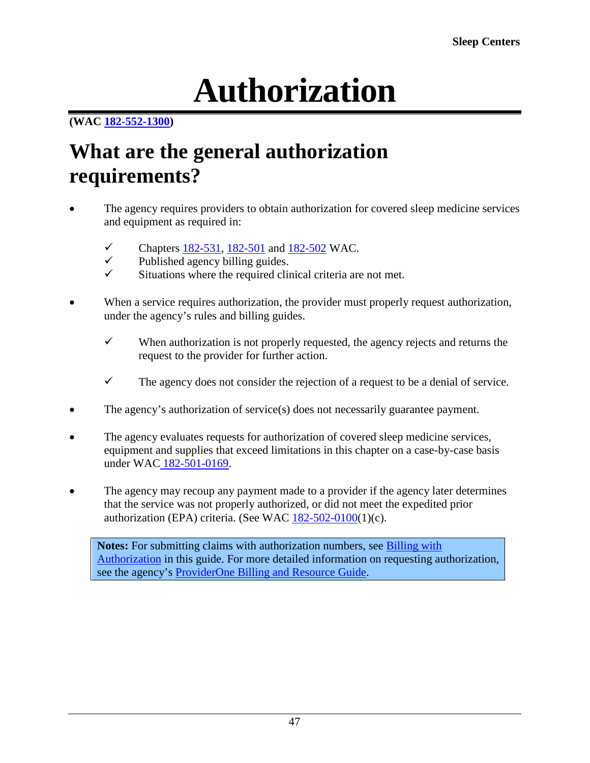# Authorization

**(WAC 182-552-1300)**

## What are the general authorization requirements?

- The agency requires providers to obtain authorization for covered sleep medicine services and equipment as required in:
  - ✓ Chapters 182-531, 182-501 and 182-502 WAC.
  - ✓ Published agency billing guides.
  - ✓ Situations where the required clinical criteria are not met.

- When a service requires authorization, the provider must properly request authorization, under the agency's rules and billing guides.
  - ✓ When authorization is not properly requested, the agency rejects and returns the request to the provider for further action.
  - ✓ The agency does not consider the rejection of a request to be a denial of service.

- The agency's authorization of service(s) does not necessarily guarantee payment.

- The agency evaluates requests for authorization of covered sleep medicine services, equipment and supplies that exceed limitations in this chapter on a case-by-case basis under WAC 182-501-0169.

- The agency may recoup any payment made to a provider if the agency later determines that the service was not properly authorized, or did not meet the expedited prior authorization (EPA) criteria. (See WAC 182-502-0100(1)(c).

**Notes:** For submitting claims with authorization numbers, see Billing with Authorization in this guide. For more detailed information on requesting authorization, see the agency's ProviderOne Billing and Resource Guide.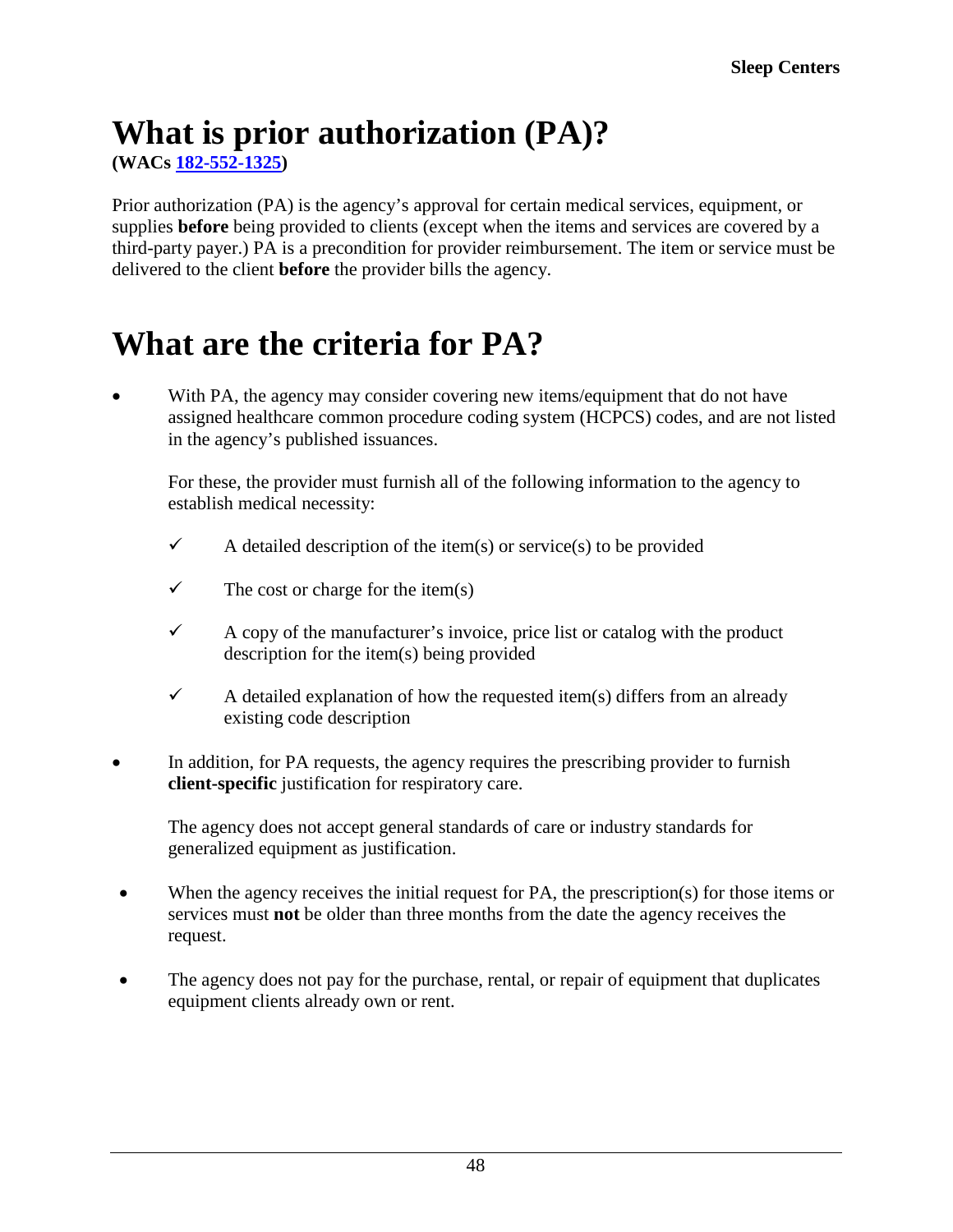# What is prior authorization (PA)?

**(WACs [182-552-1325](182-552-1325))**

Prior authorization (PA) is the agency's approval for certain medical services, equipment, or supplies **before** being provided to clients (except when the items and services are covered by a third-party payer.) PA is a precondition for provider reimbursement. The item or service must be delivered to the client **before** the provider bills the agency.

# What are the criteria for PA?

- With PA, the agency may consider covering new items/equipment that do not have assigned healthcare common procedure coding system (HCPCS) codes, and are not listed in the agency's published issuances.

  For these, the provider must furnish all of the following information to the agency to establish medical necessity:

  - ✓ A detailed description of the item(s) or service(s) to be provided
  - ✓ The cost or charge for the item(s)
  - ✓ A copy of the manufacturer's invoice, price list or catalog with the product description for the item(s) being provided
  - ✓ A detailed explanation of how the requested item(s) differs from an already existing code description

- In addition, for PA requests, the agency requires the prescribing provider to furnish **client-specific** justification for respiratory care.

  The agency does not accept general standards of care or industry standards for generalized equipment as justification.

- When the agency receives the initial request for PA, the prescription(s) for those items or services must **not** be older than three months from the date the agency receives the request.

- The agency does not pay for the purchase, rental, or repair of equipment that duplicates equipment clients already own or rent.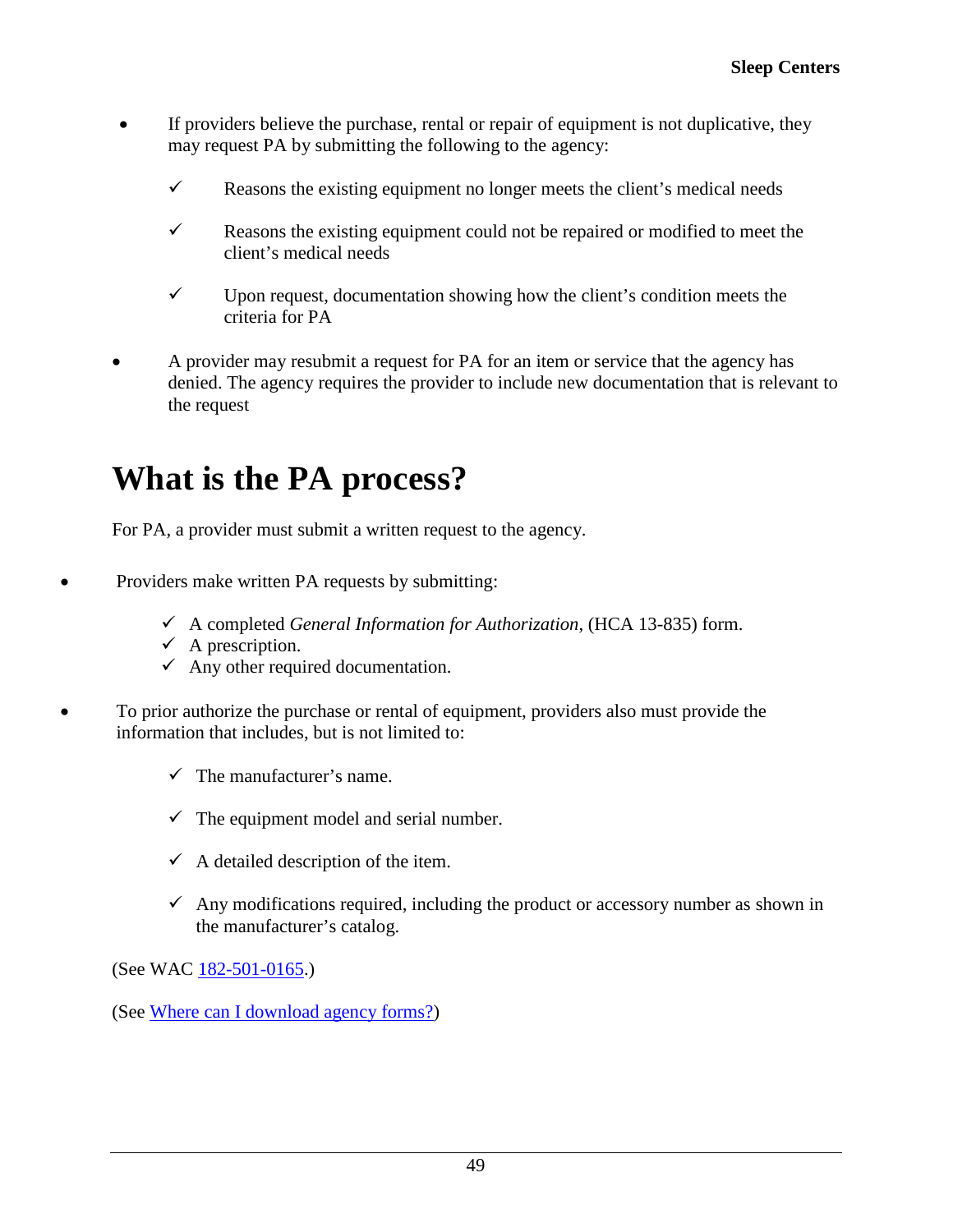- If providers believe the purchase, rental or repair of equipment is not duplicative, they may request PA by submitting the following to the agency:
  - ✓ Reasons the existing equipment no longer meets the client's medical needs
  - ✓ Reasons the existing equipment could not be repaired or modified to meet the client's medical needs
  - ✓ Upon request, documentation showing how the client's condition meets the criteria for PA
- A provider may resubmit a request for PA for an item or service that the agency has denied. The agency requires the provider to include new documentation that is relevant to the request

# What is the PA process?

For PA, a provider must submit a written request to the agency.

- Providers make written PA requests by submitting:
  - ✓ A completed *General Information for Authorization*, (HCA 13-835) form.
  - ✓ A prescription.
  - ✓ Any other required documentation.
- To prior authorize the purchase or rental of equipment, providers also must provide the information that includes, but is not limited to:
  - ✓ The manufacturer's name.
  - ✓ The equipment model and serial number.
  - ✓ A detailed description of the item.
  - ✓ Any modifications required, including the product or accessory number as shown in the manufacturer's catalog.

(See WAC 182-501-0165.)

(See Where can I download agency forms?)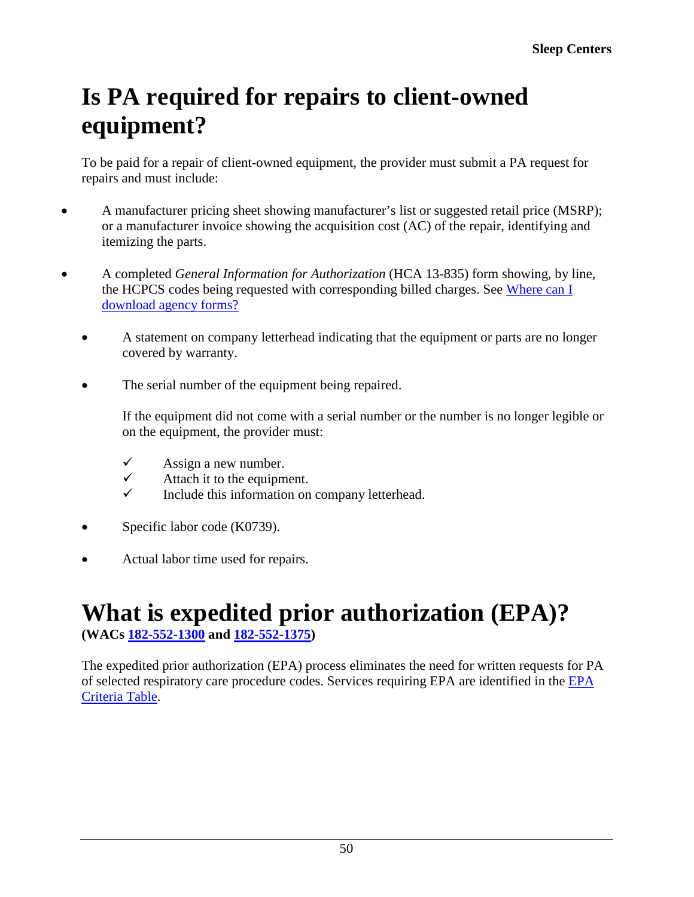# Is PA required for repairs to client-owned equipment?

To be paid for a repair of client-owned equipment, the provider must submit a PA request for repairs and must include:

- A manufacturer pricing sheet showing manufacturer's list or suggested retail price (MSRP); or a manufacturer invoice showing the acquisition cost (AC) of the repair, identifying and itemizing the parts.
- A completed *General Information for Authorization* (HCA 13-835) form showing, by line, the HCPCS codes being requested with corresponding billed charges. See [Where can I download agency forms?]()
  - A statement on company letterhead indicating that the equipment or parts are no longer covered by warranty.
  - The serial number of the equipment being repaired.

    If the equipment did not come with a serial number or the number is no longer legible or on the equipment, the provider must:

    - ✓ Assign a new number.
    - ✓ Attach it to the equipment.
    - ✓ Include this information on company letterhead.
  - Specific labor code (K0739).
  - Actual labor time used for repairs.

# What is expedited prior authorization (EPA)?

**(WACs [182-552-1300]() and [182-552-1375]())**

The expedited prior authorization (EPA) process eliminates the need for written requests for PA of selected respiratory care procedure codes. Services requiring EPA are identified in the [EPA Criteria Table]().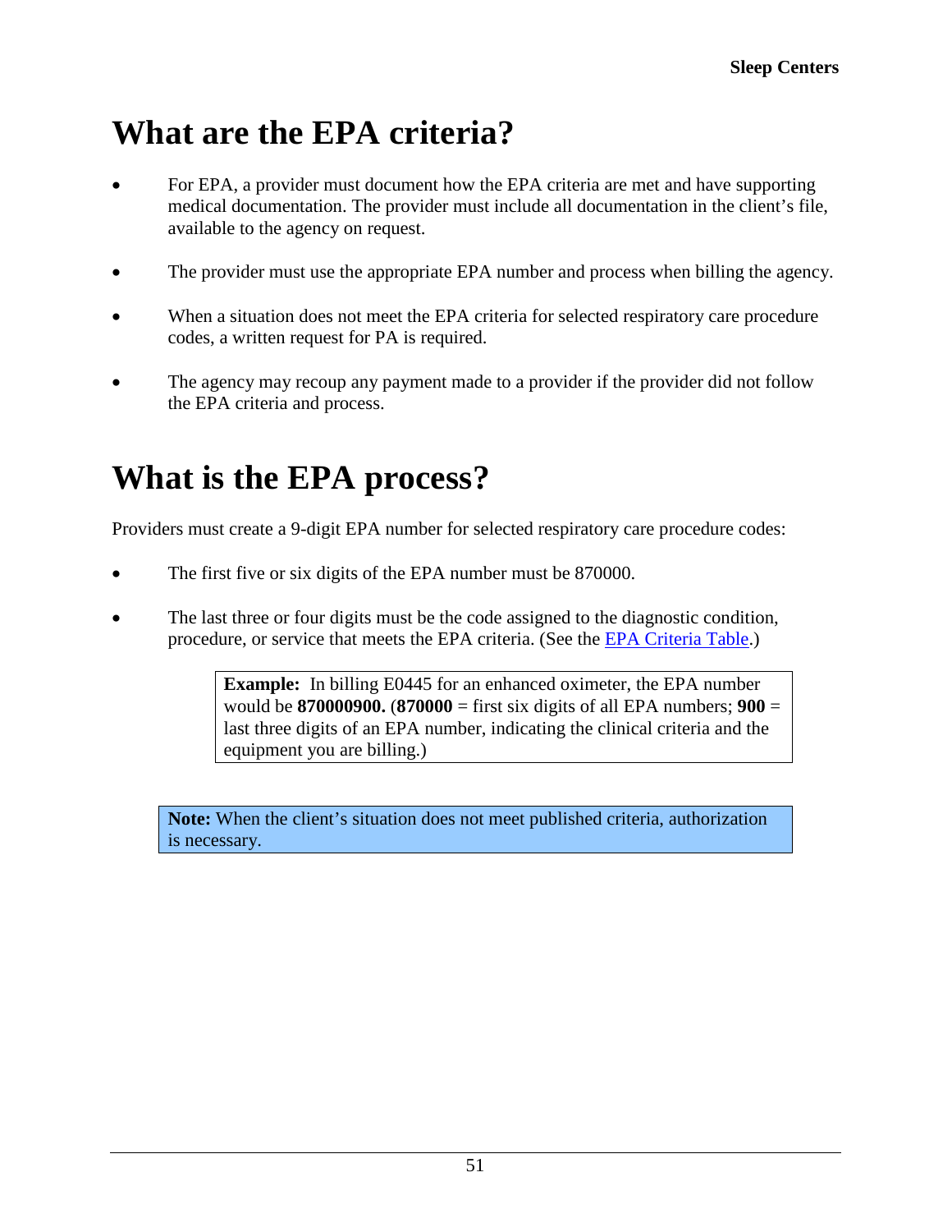# What are the EPA criteria?

- For EPA, a provider must document how the EPA criteria are met and have supporting medical documentation. The provider must include all documentation in the client's file, available to the agency on request.

- The provider must use the appropriate EPA number and process when billing the agency.

- When a situation does not meet the EPA criteria for selected respiratory care procedure codes, a written request for PA is required.

- The agency may recoup any payment made to a provider if the provider did not follow the EPA criteria and process.

# What is the EPA process?

Providers must create a 9-digit EPA number for selected respiratory care procedure codes:

- The first five or six digits of the EPA number must be 870000.

- The last three or four digits must be the code assigned to the diagnostic condition, procedure, or service that meets the EPA criteria. (See the EPA Criteria Table.)

> **Example:** In billing E0445 for an enhanced oximeter, the EPA number would be **870000900.** (**870000** = first six digits of all EPA numbers; **900** = last three digits of an EPA number, indicating the clinical criteria and the equipment you are billing.)

> **Note:** When the client's situation does not meet published criteria, authorization is necessary.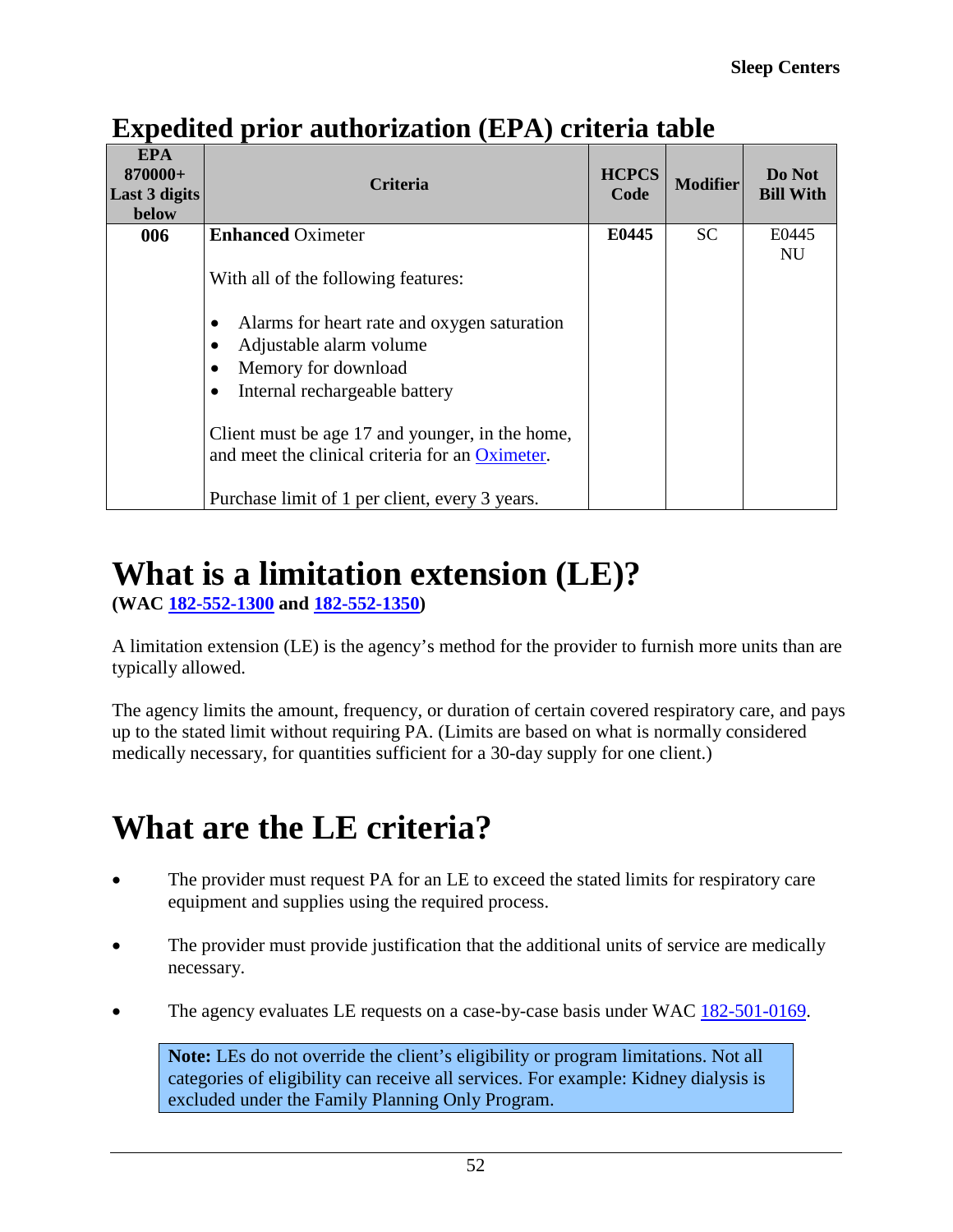## Expedited prior authorization (EPA) criteria table

| EPA 870000+ Last 3 digits below | Criteria | HCPCS Code | Modifier | Do Not Bill With |
|---|---|---|---|---|
| **006** | **Enhanced** Oximeter<br><br>With all of the following features:<br><br>• Alarms for heart rate and oxygen saturation<br>• Adjustable alarm volume<br>• Memory for download<br>• Internal rechargeable battery<br><br>Client must be age 17 and younger, in the home, and meet the clinical criteria for an Oximeter.<br><br>Purchase limit of 1 per client, every 3 years. | **E0445** | SC | E0445 NU |

# What is a limitation extension (LE)?

**(WAC 182-552-1300 and 182-552-1350)**

A limitation extension (LE) is the agency's method for the provider to furnish more units than are typically allowed.

The agency limits the amount, frequency, or duration of certain covered respiratory care, and pays up to the stated limit without requiring PA. (Limits are based on what is normally considered medically necessary, for quantities sufficient for a 30-day supply for one client.)

# What are the LE criteria?

- The provider must request PA for an LE to exceed the stated limits for respiratory care equipment and supplies using the required process.
- The provider must provide justification that the additional units of service are medically necessary.
- The agency evaluates LE requests on a case-by-case basis under WAC 182-501-0169.

> **Note:** LEs do not override the client's eligibility or program limitations. Not all categories of eligibility can receive all services. For example: Kidney dialysis is excluded under the Family Planning Only Program.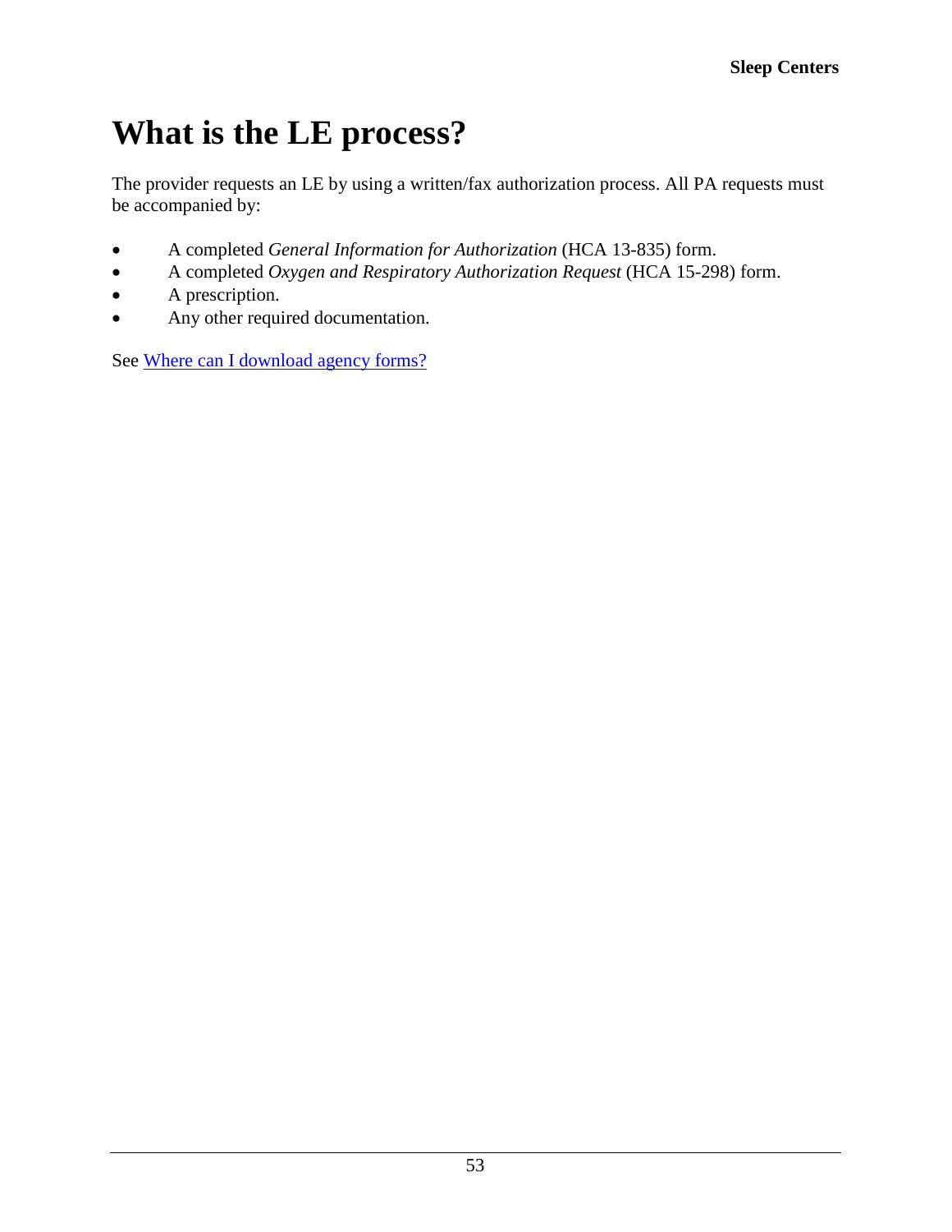# What is the LE process?

The provider requests an LE by using a written/fax authorization process. All PA requests must be accompanied by:

- A completed *General Information for Authorization* (HCA 13-835) form.
- A completed *Oxygen and Respiratory Authorization Request* (HCA 15-298) form.
- A prescription.
- Any other required documentation.

See Where can I download agency forms?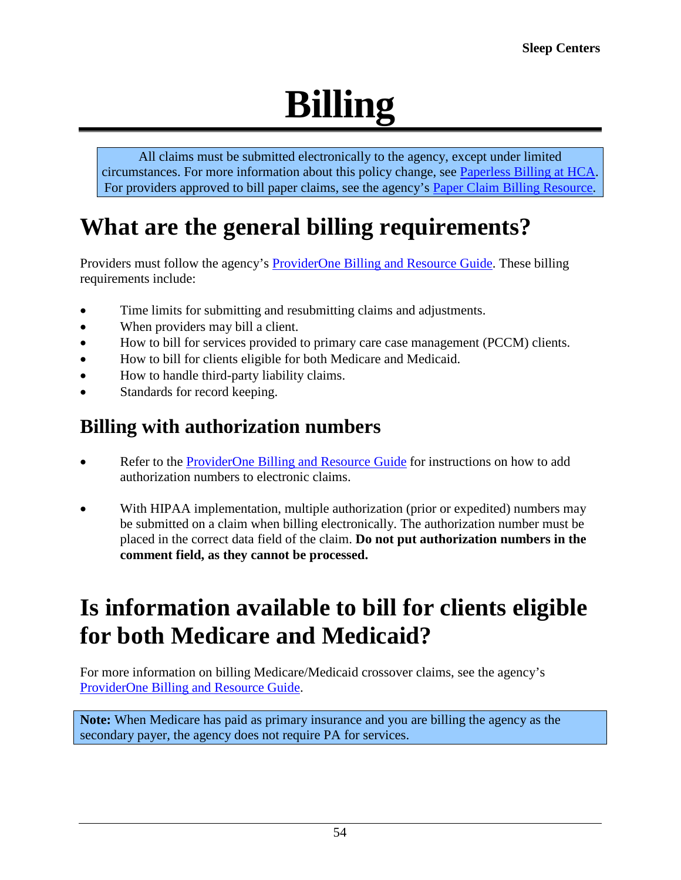# Billing

All claims must be submitted electronically to the agency, except under limited circumstances. For more information about this policy change, see [Paperless Billing at HCA](). For providers approved to bill paper claims, see the agency's [Paper Claim Billing Resource]().

## What are the general billing requirements?

Providers must follow the agency's [ProviderOne Billing and Resource Guide](). These billing requirements include:

- Time limits for submitting and resubmitting claims and adjustments.
- When providers may bill a client.
- How to bill for services provided to primary care case management (PCCM) clients.
- How to bill for clients eligible for both Medicare and Medicaid.
- How to handle third-party liability claims.
- Standards for record keeping.

### Billing with authorization numbers

- Refer to the [ProviderOne Billing and Resource Guide]() for instructions on how to add authorization numbers to electronic claims.

- With HIPAA implementation, multiple authorization (prior or expedited) numbers may be submitted on a claim when billing electronically. The authorization number must be placed in the correct data field of the claim. **Do not put authorization numbers in the comment field, as they cannot be processed.**

## Is information available to bill for clients eligible for both Medicare and Medicaid?

For more information on billing Medicare/Medicaid crossover claims, see the agency's [ProviderOne Billing and Resource Guide]().

**Note:** When Medicare has paid as primary insurance and you are billing the agency as the secondary payer, the agency does not require PA for services.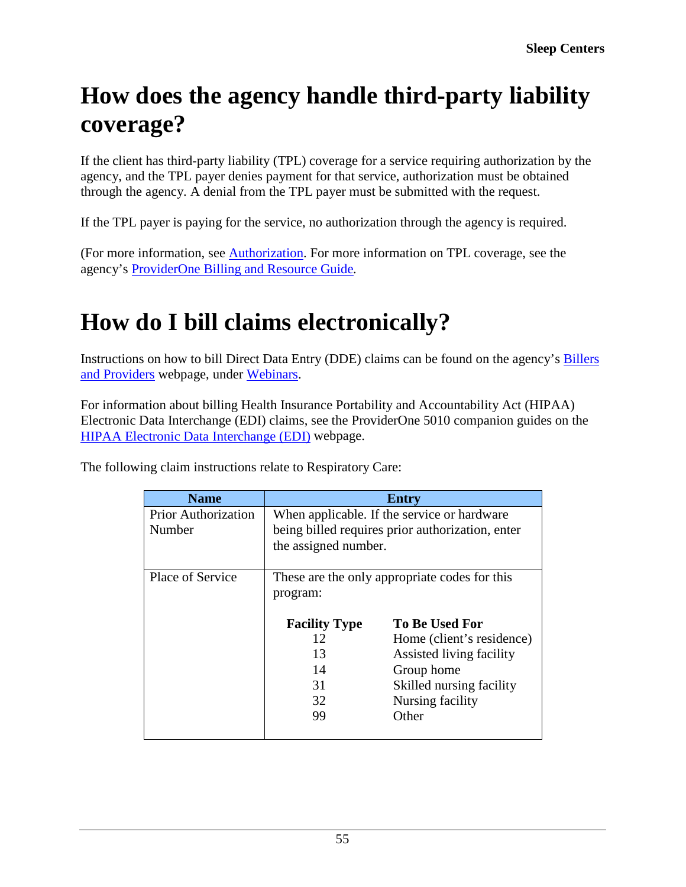# How does the agency handle third-party liability coverage?

If the client has third-party liability (TPL) coverage for a service requiring authorization by the agency, and the TPL payer denies payment for that service, authorization must be obtained through the agency. A denial from the TPL payer must be submitted with the request.

If the TPL payer is paying for the service, no authorization through the agency is required.

(For more information, see Authorization. For more information on TPL coverage, see the agency's ProviderOne Billing and Resource Guide.

# How do I bill claims electronically?

Instructions on how to bill Direct Data Entry (DDE) claims can be found on the agency's Billers and Providers webpage, under Webinars.

For information about billing Health Insurance Portability and Accountability Act (HIPAA) Electronic Data Interchange (EDI) claims, see the ProviderOne 5010 companion guides on the HIPAA Electronic Data Interchange (EDI) webpage.

The following claim instructions relate to Respiratory Care:

| Name | Entry |
|---|---|
| Prior Authorization Number | When applicable. If the service or hardware being billed requires prior authorization, enter the assigned number. |
| Place of Service | These are the only appropriate codes for this program:<br><br>**Facility Type** — **To Be Used For**<br>12 — Home (client's residence)<br>13 — Assisted living facility<br>14 — Group home<br>31 — Skilled nursing facility<br>32 — Nursing facility<br>99 — Other |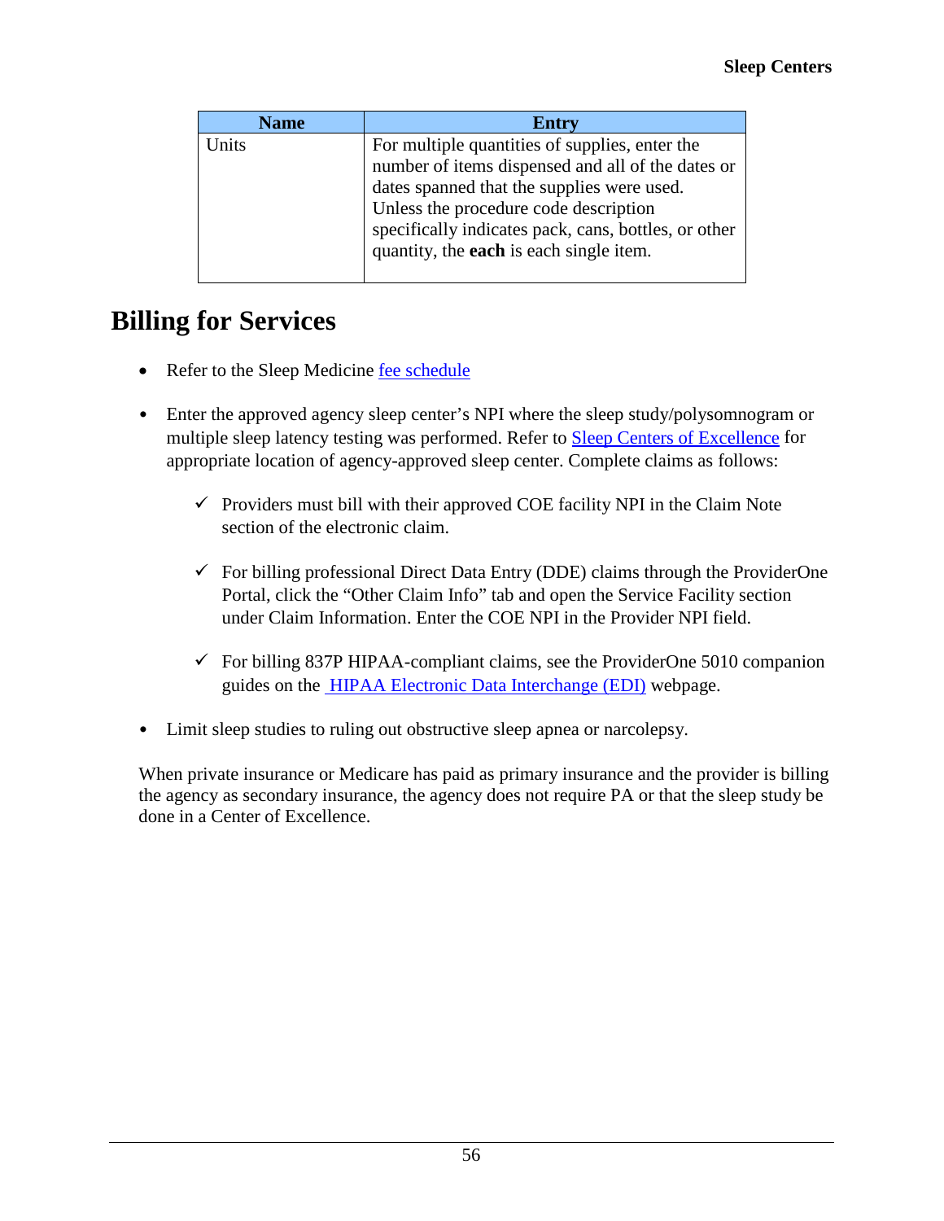| Name | Entry |
|---|---|
| Units | For multiple quantities of supplies, enter the number of items dispensed and all of the dates or dates spanned that the supplies were used. Unless the procedure code description specifically indicates pack, cans, bottles, or other quantity, the **each** is each single item. |

# Billing for Services

- Refer to the Sleep Medicine fee schedule
- Enter the approved agency sleep center's NPI where the sleep study/polysomnogram or multiple sleep latency testing was performed. Refer to Sleep Centers of Excellence for appropriate location of agency-approved sleep center. Complete claims as follows:
  - ✓ Providers must bill with their approved COE facility NPI in the Claim Note section of the electronic claim.
  - ✓ For billing professional Direct Data Entry (DDE) claims through the ProviderOne Portal, click the "Other Claim Info" tab and open the Service Facility section under Claim Information. Enter the COE NPI in the Provider NPI field.
  - ✓ For billing 837P HIPAA-compliant claims, see the ProviderOne 5010 companion guides on the HIPAA Electronic Data Interchange (EDI) webpage.
- Limit sleep studies to ruling out obstructive sleep apnea or narcolepsy.

When private insurance or Medicare has paid as primary insurance and the provider is billing the agency as secondary insurance, the agency does not require PA or that the sleep study be done in a Center of Excellence.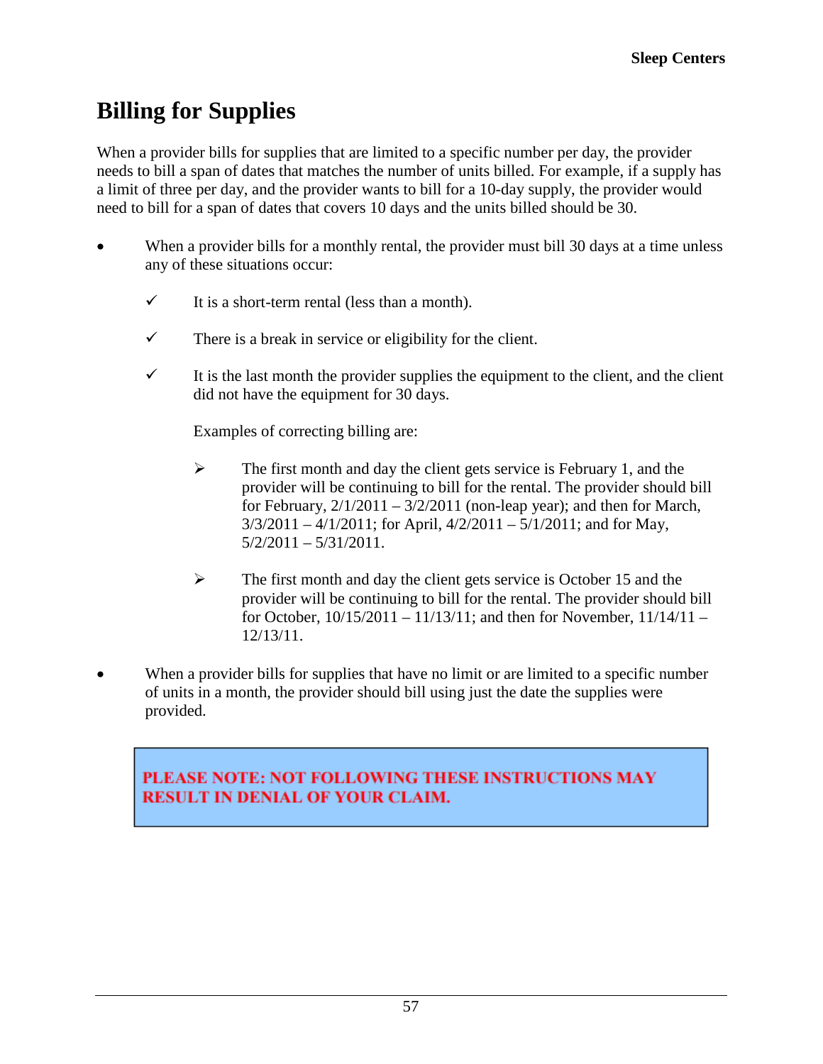# Billing for Supplies

When a provider bills for supplies that are limited to a specific number per day, the provider needs to bill a span of dates that matches the number of units billed. For example, if a supply has a limit of three per day, and the provider wants to bill for a 10-day supply, the provider would need to bill for a span of dates that covers 10 days and the units billed should be 30.

- When a provider bills for a monthly rental, the provider must bill 30 days at a time unless any of these situations occur:
  - ✓ It is a short-term rental (less than a month).
  - ✓ There is a break in service or eligibility for the client.
  - ✓ It is the last month the provider supplies the equipment to the client, and the client did not have the equipment for 30 days.

  Examples of correcting billing are:

  - ➢ The first month and day the client gets service is February 1, and the provider will be continuing to bill for the rental. The provider should bill for February, 2/1/2011 – 3/2/2011 (non-leap year); and then for March, 3/3/2011 – 4/1/2011; for April, 4/2/2011 – 5/1/2011; and for May, 5/2/2011 – 5/31/2011.
  - ➢ The first month and day the client gets service is October 15 and the provider will be continuing to bill for the rental. The provider should bill for October, 10/15/2011 – 11/13/11; and then for November, 11/14/11 – 12/13/11.

- When a provider bills for supplies that have no limit or are limited to a specific number of units in a month, the provider should bill using just the date the supplies were provided.

**PLEASE NOTE: NOT FOLLOWING THESE INSTRUCTIONS MAY RESULT IN DENIAL OF YOUR CLAIM.**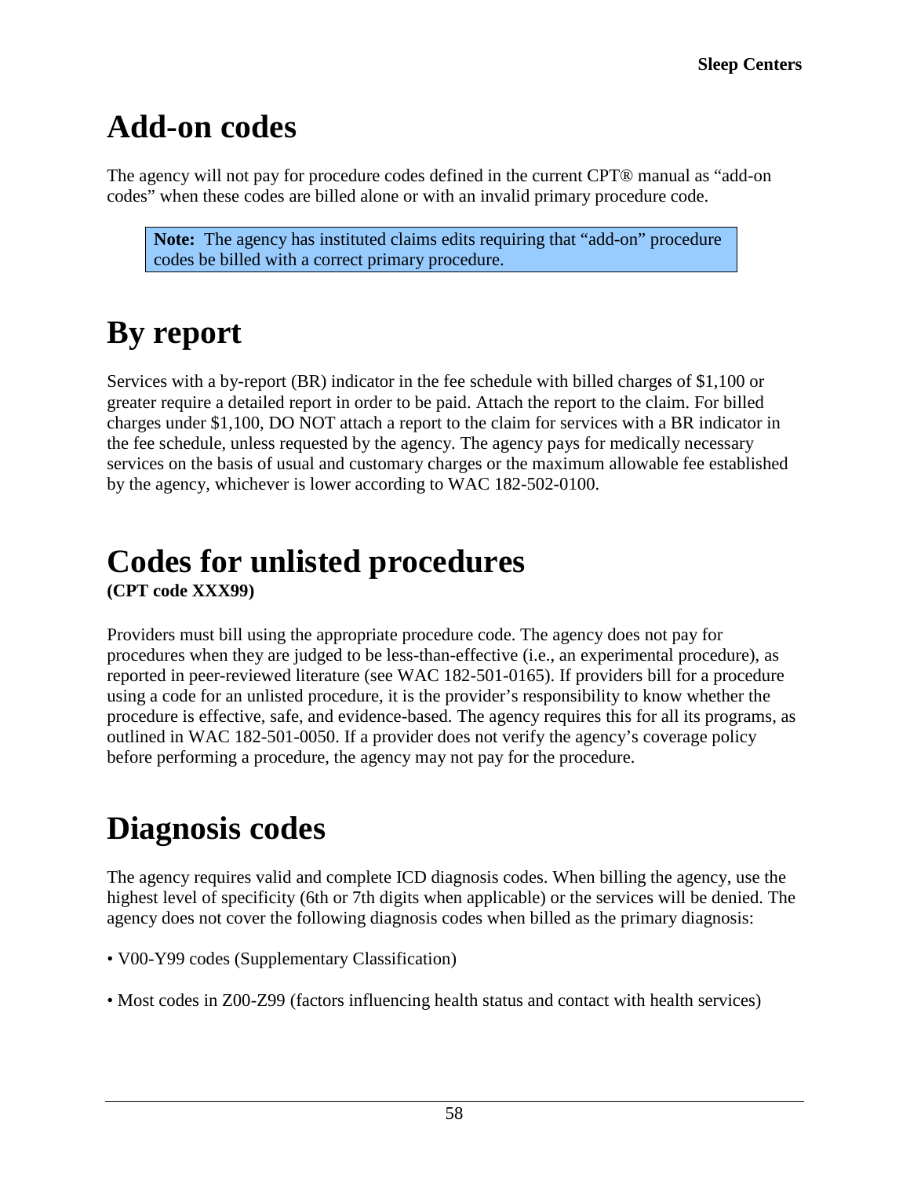# Add-on codes

The agency will not pay for procedure codes defined in the current CPT® manual as "add-on codes" when these codes are billed alone or with an invalid primary procedure code.

> **Note:** The agency has instituted claims edits requiring that "add-on" procedure codes be billed with a correct primary procedure.

# By report

Services with a by-report (BR) indicator in the fee schedule with billed charges of $1,100 or greater require a detailed report in order to be paid. Attach the report to the claim. For billed charges under $1,100, DO NOT attach a report to the claim for services with a BR indicator in the fee schedule, unless requested by the agency. The agency pays for medically necessary services on the basis of usual and customary charges or the maximum allowable fee established by the agency, whichever is lower according to WAC 182-502-0100.

# Codes for unlisted procedures

**(CPT code XXX99)**

Providers must bill using the appropriate procedure code. The agency does not pay for procedures when they are judged to be less-than-effective (i.e., an experimental procedure), as reported in peer-reviewed literature (see WAC 182-501-0165). If providers bill for a procedure using a code for an unlisted procedure, it is the provider's responsibility to know whether the procedure is effective, safe, and evidence-based. The agency requires this for all its programs, as outlined in WAC 182-501-0050. If a provider does not verify the agency's coverage policy before performing a procedure, the agency may not pay for the procedure.

# Diagnosis codes

The agency requires valid and complete ICD diagnosis codes. When billing the agency, use the highest level of specificity (6th or 7th digits when applicable) or the services will be denied. The agency does not cover the following diagnosis codes when billed as the primary diagnosis:

- V00-Y99 codes (Supplementary Classification)
- Most codes in Z00-Z99 (factors influencing health status and contact with health services)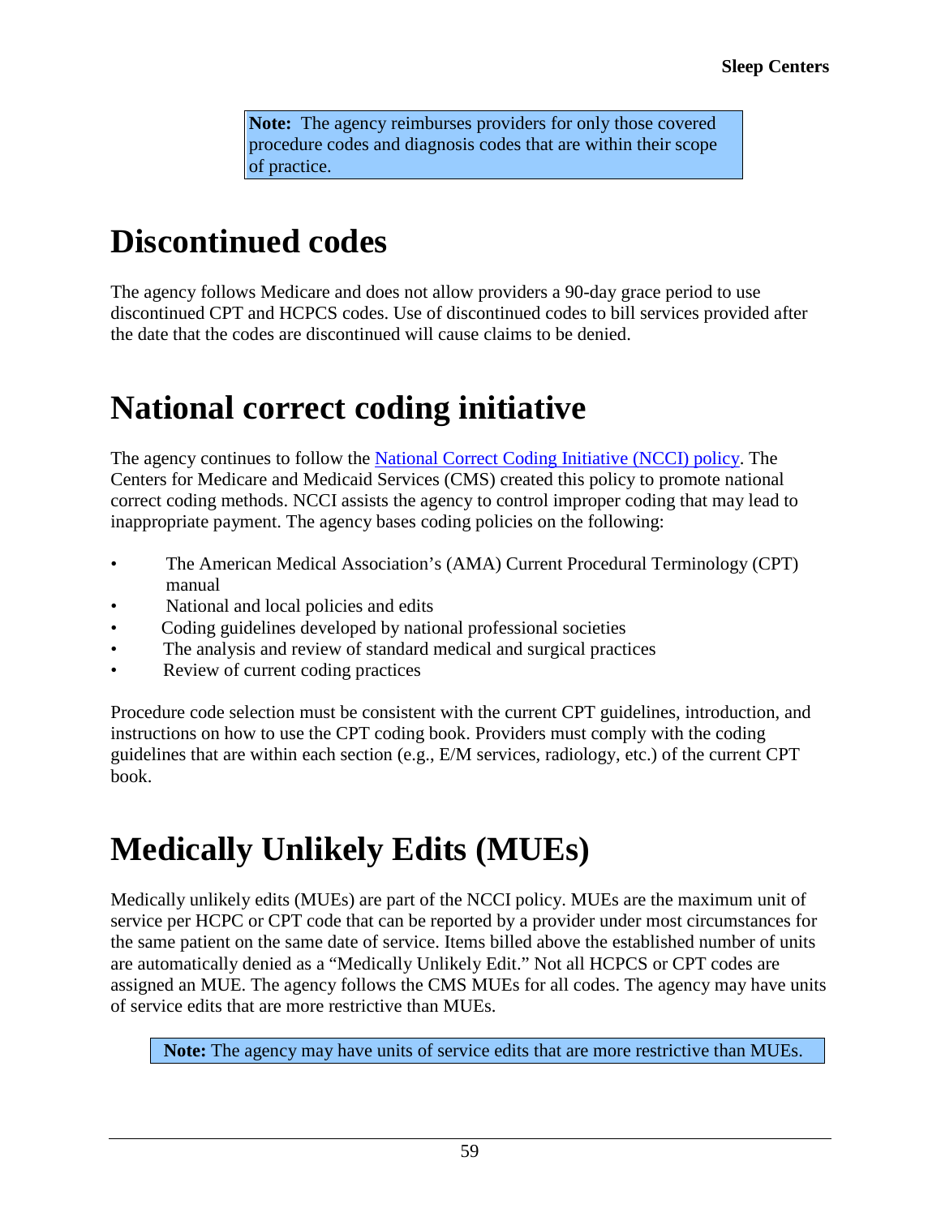**Note:** The agency reimburses providers for only those covered procedure codes and diagnosis codes that are within their scope of practice.

# Discontinued codes

The agency follows Medicare and does not allow providers a 90-day grace period to use discontinued CPT and HCPCS codes. Use of discontinued codes to bill services provided after the date that the codes are discontinued will cause claims to be denied.

# National correct coding initiative

The agency continues to follow the [National Correct Coding Initiative (NCCI) policy](). The Centers for Medicare and Medicaid Services (CMS) created this policy to promote national correct coding methods. NCCI assists the agency to control improper coding that may lead to inappropriate payment. The agency bases coding policies on the following:

- The American Medical Association's (AMA) Current Procedural Terminology (CPT) manual
- National and local policies and edits
- Coding guidelines developed by national professional societies
- The analysis and review of standard medical and surgical practices
- Review of current coding practices

Procedure code selection must be consistent with the current CPT guidelines, introduction, and instructions on how to use the CPT coding book. Providers must comply with the coding guidelines that are within each section (e.g., E/M services, radiology, etc.) of the current CPT book.

# Medically Unlikely Edits (MUEs)

Medically unlikely edits (MUEs) are part of the NCCI policy. MUEs are the maximum unit of service per HCPC or CPT code that can be reported by a provider under most circumstances for the same patient on the same date of service. Items billed above the established number of units are automatically denied as a "Medically Unlikely Edit." Not all HCPCS or CPT codes are assigned an MUE. The agency follows the CMS MUEs for all codes. The agency may have units of service edits that are more restrictive than MUEs.

**Note:** The agency may have units of service edits that are more restrictive than MUEs.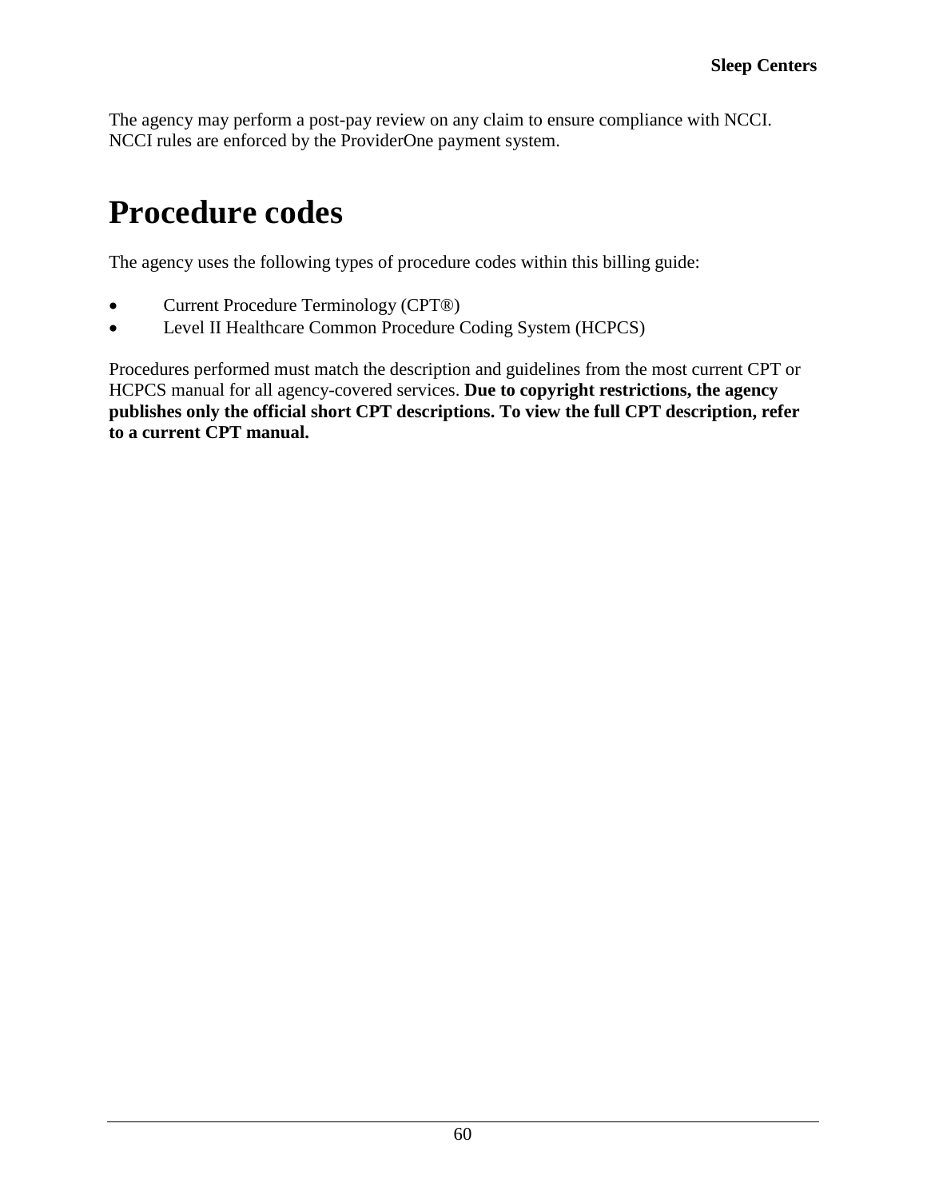The agency may perform a post-pay review on any claim to ensure compliance with NCCI. NCCI rules are enforced by the ProviderOne payment system.

# Procedure codes

The agency uses the following types of procedure codes within this billing guide:

- Current Procedure Terminology (CPT®)
- Level II Healthcare Common Procedure Coding System (HCPCS)

Procedures performed must match the description and guidelines from the most current CPT or HCPCS manual for all agency-covered services. **Due to copyright restrictions, the agency publishes only the official short CPT descriptions. To view the full CPT description, refer to a current CPT manual.**